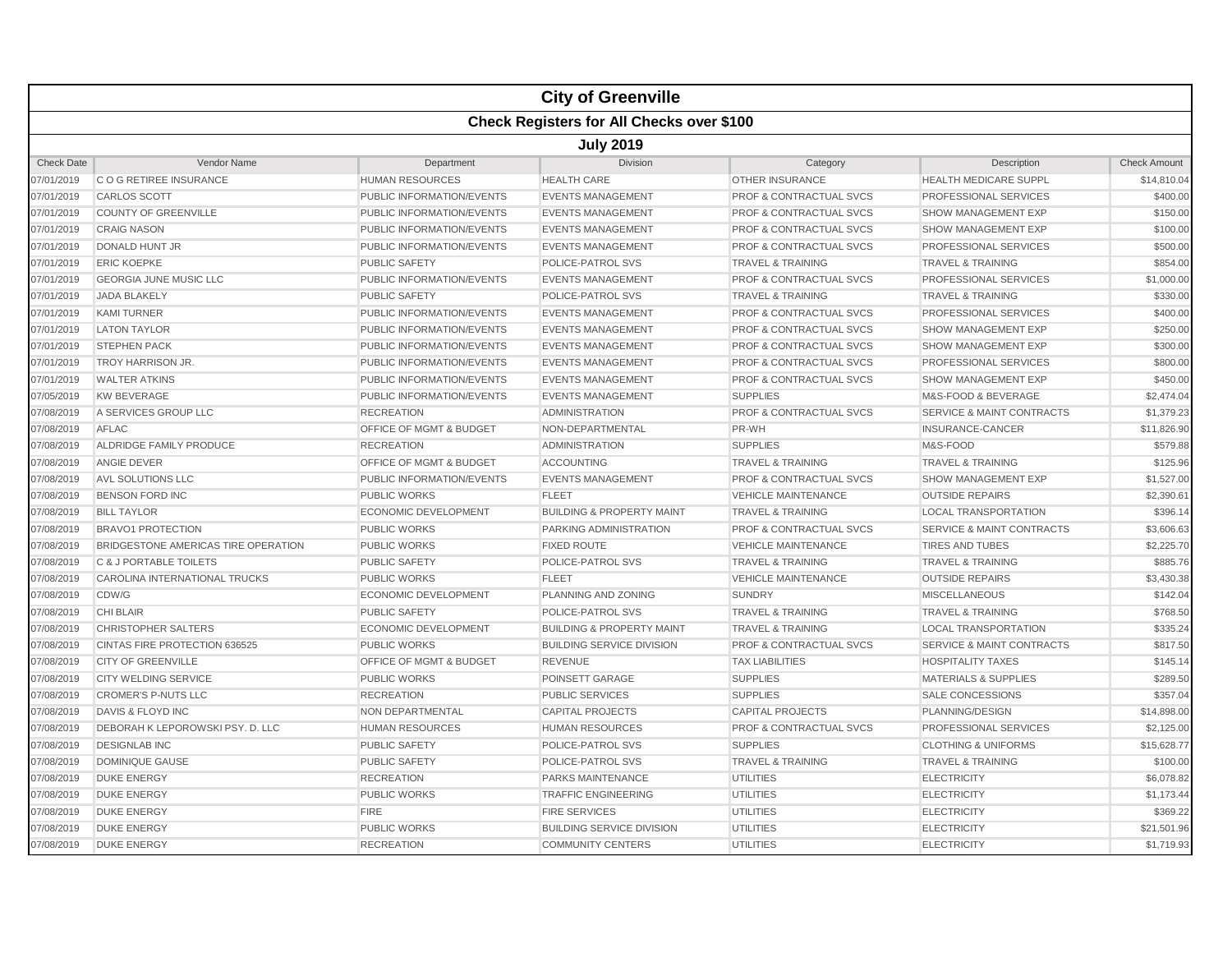# City of Greenville

## Check Registers for All Checks over $100

### July 2019

| Check Date | Vendor Name | Department | Division | Category | Description | Check Amount |
|---|---|---|---|---|---|---|
| 07/01/2019 | C O G RETIREE INSURANCE | HUMAN RESOURCES | HEALTH CARE | OTHER INSURANCE | HEALTH MEDICARE SUPPL | $14,810.04 |
| 07/01/2019 | CARLOS SCOTT | PUBLIC INFORMATION/EVENTS | EVENTS MANAGEMENT | PROF & CONTRACTUAL SVCS | PROFESSIONAL SERVICES | $400.00 |
| 07/01/2019 | COUNTY OF GREENVILLE | PUBLIC INFORMATION/EVENTS | EVENTS MANAGEMENT | PROF & CONTRACTUAL SVCS | SHOW MANAGEMENT EXP | $150.00 |
| 07/01/2019 | CRAIG NASON | PUBLIC INFORMATION/EVENTS | EVENTS MANAGEMENT | PROF & CONTRACTUAL SVCS | SHOW MANAGEMENT EXP | $100.00 |
| 07/01/2019 | DONALD HUNT JR | PUBLIC INFORMATION/EVENTS | EVENTS MANAGEMENT | PROF & CONTRACTUAL SVCS | PROFESSIONAL SERVICES | $500.00 |
| 07/01/2019 | ERIC KOEPKE | PUBLIC SAFETY | POLICE-PATROL SVS | TRAVEL & TRAINING | TRAVEL & TRAINING | $854.00 |
| 07/01/2019 | GEORGIA JUNE MUSIC LLC | PUBLIC INFORMATION/EVENTS | EVENTS MANAGEMENT | PROF & CONTRACTUAL SVCS | PROFESSIONAL SERVICES | $1,000.00 |
| 07/01/2019 | JADA BLAKELY | PUBLIC SAFETY | POLICE-PATROL SVS | TRAVEL & TRAINING | TRAVEL & TRAINING | $330.00 |
| 07/01/2019 | KAMI TURNER | PUBLIC INFORMATION/EVENTS | EVENTS MANAGEMENT | PROF & CONTRACTUAL SVCS | PROFESSIONAL SERVICES | $400.00 |
| 07/01/2019 | LATON TAYLOR | PUBLIC INFORMATION/EVENTS | EVENTS MANAGEMENT | PROF & CONTRACTUAL SVCS | SHOW MANAGEMENT EXP | $250.00 |
| 07/01/2019 | STEPHEN PACK | PUBLIC INFORMATION/EVENTS | EVENTS MANAGEMENT | PROF & CONTRACTUAL SVCS | SHOW MANAGEMENT EXP | $300.00 |
| 07/01/2019 | TROY HARRISON JR. | PUBLIC INFORMATION/EVENTS | EVENTS MANAGEMENT | PROF & CONTRACTUAL SVCS | PROFESSIONAL SERVICES | $800.00 |
| 07/01/2019 | WALTER ATKINS | PUBLIC INFORMATION/EVENTS | EVENTS MANAGEMENT | PROF & CONTRACTUAL SVCS | SHOW MANAGEMENT EXP | $450.00 |
| 07/05/2019 | KW BEVERAGE | PUBLIC INFORMATION/EVENTS | EVENTS MANAGEMENT | SUPPLIES | M&S-FOOD & BEVERAGE | $2,474.04 |
| 07/08/2019 | A SERVICES GROUP LLC | RECREATION | ADMINISTRATION | PROF & CONTRACTUAL SVCS | SERVICE & MAINT CONTRACTS | $1,379.23 |
| 07/08/2019 | AFLAC | OFFICE OF MGMT & BUDGET | NON-DEPARTMENTAL | PR-WH | INSURANCE-CANCER | $11,826.90 |
| 07/08/2019 | ALDRIDGE FAMILY PRODUCE | RECREATION | ADMINISTRATION | SUPPLIES | M&S-FOOD | $579.88 |
| 07/08/2019 | ANGIE DEVER | OFFICE OF MGMT & BUDGET | ACCOUNTING | TRAVEL & TRAINING | TRAVEL & TRAINING | $125.96 |
| 07/08/2019 | AVL SOLUTIONS LLC | PUBLIC INFORMATION/EVENTS | EVENTS MANAGEMENT | PROF & CONTRACTUAL SVCS | SHOW MANAGEMENT EXP | $1,527.00 |
| 07/08/2019 | BENSON FORD INC | PUBLIC WORKS | FLEET | VEHICLE MAINTENANCE | OUTSIDE REPAIRS | $2,390.61 |
| 07/08/2019 | BILL TAYLOR | ECONOMIC DEVELOPMENT | BUILDING & PROPERTY MAINT | TRAVEL & TRAINING | LOCAL TRANSPORTATION | $396.14 |
| 07/08/2019 | BRAVO1 PROTECTION | PUBLIC WORKS | PARKING ADMINISTRATION | PROF & CONTRACTUAL SVCS | SERVICE & MAINT CONTRACTS | $3,606.63 |
| 07/08/2019 | BRIDGESTONE AMERICAS TIRE OPERATION | PUBLIC WORKS | FIXED ROUTE | VEHICLE MAINTENANCE | TIRES AND TUBES | $2,225.70 |
| 07/08/2019 | C & J PORTABLE TOILETS | PUBLIC SAFETY | POLICE-PATROL SVS | TRAVEL & TRAINING | TRAVEL & TRAINING | $885.76 |
| 07/08/2019 | CAROLINA INTERNATIONAL TRUCKS | PUBLIC WORKS | FLEET | VEHICLE MAINTENANCE | OUTSIDE REPAIRS | $3,430.38 |
| 07/08/2019 | CDW/G | ECONOMIC DEVELOPMENT | PLANNING AND ZONING | SUNDRY | MISCELLANEOUS | $142.04 |
| 07/08/2019 | CHI BLAIR | PUBLIC SAFETY | POLICE-PATROL SVS | TRAVEL & TRAINING | TRAVEL & TRAINING | $768.50 |
| 07/08/2019 | CHRISTOPHER SALTERS | ECONOMIC DEVELOPMENT | BUILDING & PROPERTY MAINT | TRAVEL & TRAINING | LOCAL TRANSPORTATION | $335.24 |
| 07/08/2019 | CINTAS FIRE PROTECTION 636525 | PUBLIC WORKS | BUILDING SERVICE DIVISION | PROF & CONTRACTUAL SVCS | SERVICE & MAINT CONTRACTS | $817.50 |
| 07/08/2019 | CITY OF GREENVILLE | OFFICE OF MGMT & BUDGET | REVENUE | TAX LIABILITIES | HOSPITALITY TAXES | $145.14 |
| 07/08/2019 | CITY WELDING SERVICE | PUBLIC WORKS | POINSETT GARAGE | SUPPLIES | MATERIALS & SUPPLIES | $289.50 |
| 07/08/2019 | CROMER'S P-NUTS LLC | RECREATION | PUBLIC SERVICES | SUPPLIES | SALE CONCESSIONS | $357.04 |
| 07/08/2019 | DAVIS & FLOYD INC | NON DEPARTMENTAL | CAPITAL PROJECTS | CAPITAL PROJECTS | PLANNING/DESIGN | $14,898.00 |
| 07/08/2019 | DEBORAH K LEPOROWSKI PSY. D. LLC | HUMAN RESOURCES | HUMAN RESOURCES | PROF & CONTRACTUAL SVCS | PROFESSIONAL SERVICES | $2,125.00 |
| 07/08/2019 | DESIGNLAB INC | PUBLIC SAFETY | POLICE-PATROL SVS | SUPPLIES | CLOTHING & UNIFORMS | $15,628.77 |
| 07/08/2019 | DOMINIQUE GAUSE | PUBLIC SAFETY | POLICE-PATROL SVS | TRAVEL & TRAINING | TRAVEL & TRAINING | $100.00 |
| 07/08/2019 | DUKE ENERGY | RECREATION | PARKS MAINTENANCE | UTILITIES | ELECTRICITY | $6,078.82 |
| 07/08/2019 | DUKE ENERGY | PUBLIC WORKS | TRAFFIC ENGINEERING | UTILITIES | ELECTRICITY | $1,173.44 |
| 07/08/2019 | DUKE ENERGY | FIRE | FIRE SERVICES | UTILITIES | ELECTRICITY | $369.22 |
| 07/08/2019 | DUKE ENERGY | PUBLIC WORKS | BUILDING SERVICE DIVISION | UTILITIES | ELECTRICITY | $21,501.96 |
| 07/08/2019 | DUKE ENERGY | RECREATION | COMMUNITY CENTERS | UTILITIES | ELECTRICITY | $1,719.93 |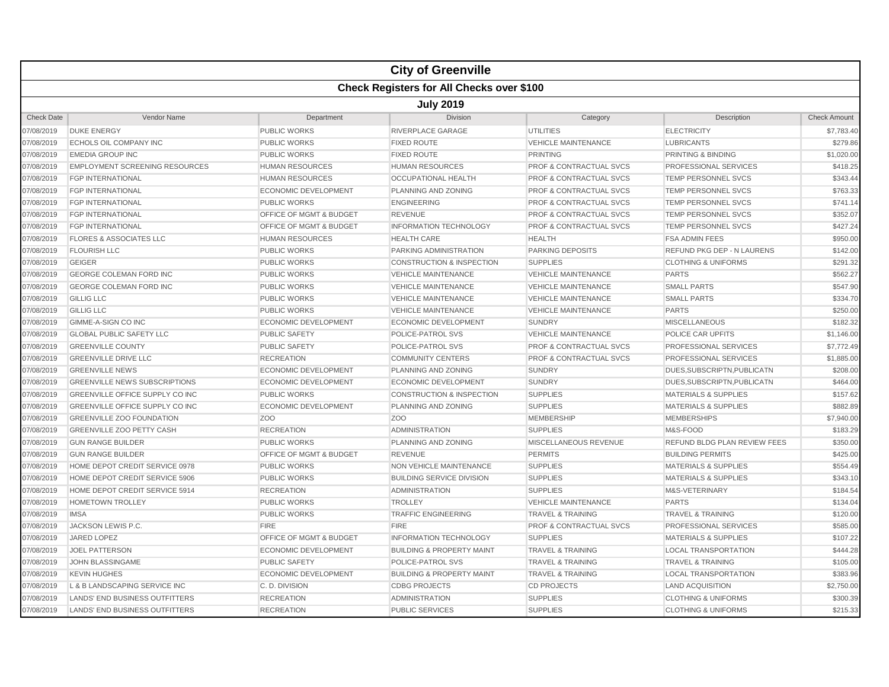# City of Greenville

## Check Registers for All Checks over $100

### July 2019

| Check Date | Vendor Name | Department | Division | Category | Description | Check Amount |
|---|---|---|---|---|---|---|
| 07/08/2019 | DUKE ENERGY | PUBLIC WORKS | RIVERPLACE GARAGE | UTILITIES | ELECTRICITY | $7,783.40 |
| 07/08/2019 | ECHOLS OIL COMPANY INC | PUBLIC WORKS | FIXED ROUTE | VEHICLE MAINTENANCE | LUBRICANTS | $279.86 |
| 07/08/2019 | EMEDIA GROUP INC | PUBLIC WORKS | FIXED ROUTE | PRINTING | PRINTING & BINDING | $1,020.00 |
| 07/08/2019 | EMPLOYMENT SCREENING RESOURCES | HUMAN RESOURCES | HUMAN RESOURCES | PROF & CONTRACTUAL SVCS | PROFESSIONAL SERVICES | $418.25 |
| 07/08/2019 | FGP INTERNATIONAL | HUMAN RESOURCES | OCCUPATIONAL HEALTH | PROF & CONTRACTUAL SVCS | TEMP PERSONNEL SVCS | $343.44 |
| 07/08/2019 | FGP INTERNATIONAL | ECONOMIC DEVELOPMENT | PLANNING AND ZONING | PROF & CONTRACTUAL SVCS | TEMP PERSONNEL SVCS | $763.33 |
| 07/08/2019 | FGP INTERNATIONAL | PUBLIC WORKS | ENGINEERING | PROF & CONTRACTUAL SVCS | TEMP PERSONNEL SVCS | $741.14 |
| 07/08/2019 | FGP INTERNATIONAL | OFFICE OF MGMT & BUDGET | REVENUE | PROF & CONTRACTUAL SVCS | TEMP PERSONNEL SVCS | $352.07 |
| 07/08/2019 | FGP INTERNATIONAL | OFFICE OF MGMT & BUDGET | INFORMATION TECHNOLOGY | PROF & CONTRACTUAL SVCS | TEMP PERSONNEL SVCS | $427.24 |
| 07/08/2019 | FLORES & ASSOCIATES LLC | HUMAN RESOURCES | HEALTH CARE | HEALTH | FSA ADMIN FEES | $950.00 |
| 07/08/2019 | FLOURISH LLC | PUBLIC WORKS | PARKING ADMINISTRATION | PARKING DEPOSITS | REFUND PKG DEP - N LAURENS | $142.00 |
| 07/08/2019 | GEIGER | PUBLIC WORKS | CONSTRUCTION & INSPECTION | SUPPLIES | CLOTHING & UNIFORMS | $291.32 |
| 07/08/2019 | GEORGE COLEMAN FORD INC | PUBLIC WORKS | VEHICLE MAINTENANCE | VEHICLE MAINTENANCE | PARTS | $562.27 |
| 07/08/2019 | GEORGE COLEMAN FORD INC | PUBLIC WORKS | VEHICLE MAINTENANCE | VEHICLE MAINTENANCE | SMALL PARTS | $547.90 |
| 07/08/2019 | GILLIG LLC | PUBLIC WORKS | VEHICLE MAINTENANCE | VEHICLE MAINTENANCE | SMALL PARTS | $334.70 |
| 07/08/2019 | GILLIG LLC | PUBLIC WORKS | VEHICLE MAINTENANCE | VEHICLE MAINTENANCE | PARTS | $250.00 |
| 07/08/2019 | GIMME-A-SIGN CO INC | ECONOMIC DEVELOPMENT | ECONOMIC DEVELOPMENT | SUNDRY | MISCELLANEOUS | $182.32 |
| 07/08/2019 | GLOBAL PUBLIC SAFETY LLC | PUBLIC SAFETY | POLICE-PATROL SVS | VEHICLE MAINTENANCE | POLICE CAR UPFITS | $1,146.00 |
| 07/08/2019 | GREENVILLE COUNTY | PUBLIC SAFETY | POLICE-PATROL SVS | PROF & CONTRACTUAL SVCS | PROFESSIONAL SERVICES | $7,772.49 |
| 07/08/2019 | GREENVILLE DRIVE LLC | RECREATION | COMMUNITY CENTERS | PROF & CONTRACTUAL SVCS | PROFESSIONAL SERVICES | $1,885.00 |
| 07/08/2019 | GREENVILLE NEWS | ECONOMIC DEVELOPMENT | PLANNING AND ZONING | SUNDRY | DUES,SUBSCRIPTN,PUBLICATN | $208.00 |
| 07/08/2019 | GREENVILLE NEWS SUBSCRIPTIONS | ECONOMIC DEVELOPMENT | ECONOMIC DEVELOPMENT | SUNDRY | DUES,SUBSCRIPTN,PUBLICATN | $464.00 |
| 07/08/2019 | GREENVILLE OFFICE SUPPLY CO INC | PUBLIC WORKS | CONSTRUCTION & INSPECTION | SUPPLIES | MATERIALS & SUPPLIES | $157.62 |
| 07/08/2019 | GREENVILLE OFFICE SUPPLY CO INC | ECONOMIC DEVELOPMENT | PLANNING AND ZONING | SUPPLIES | MATERIALS & SUPPLIES | $882.89 |
| 07/08/2019 | GREENVILLE ZOO FOUNDATION | ZOO | ZOO | MEMBERSHIP | MEMBERSHIPS | $7,940.00 |
| 07/08/2019 | GREENVILLE ZOO PETTY CASH | RECREATION | ADMINISTRATION | SUPPLIES | M&S-FOOD | $183.29 |
| 07/08/2019 | GUN RANGE BUILDER | PUBLIC WORKS | PLANNING AND ZONING | MISCELLANEOUS REVENUE | REFUND BLDG PLAN REVIEW FEES | $350.00 |
| 07/08/2019 | GUN RANGE BUILDER | OFFICE OF MGMT & BUDGET | REVENUE | PERMITS | BUILDING PERMITS | $425.00 |
| 07/08/2019 | HOME DEPOT CREDIT SERVICE 0978 | PUBLIC WORKS | NON VEHICLE MAINTENANCE | SUPPLIES | MATERIALS & SUPPLIES | $554.49 |
| 07/08/2019 | HOME DEPOT CREDIT SERVICE 5906 | PUBLIC WORKS | BUILDING SERVICE DIVISION | SUPPLIES | MATERIALS & SUPPLIES | $343.10 |
| 07/08/2019 | HOME DEPOT CREDIT SERVICE 5914 | RECREATION | ADMINISTRATION | SUPPLIES | M&S-VETERINARY | $184.54 |
| 07/08/2019 | HOMETOWN TROLLEY | PUBLIC WORKS | TROLLEY | VEHICLE MAINTENANCE | PARTS | $134.04 |
| 07/08/2019 | IMSA | PUBLIC WORKS | TRAFFIC ENGINEERING | TRAVEL & TRAINING | TRAVEL & TRAINING | $120.00 |
| 07/08/2019 | JACKSON LEWIS P.C. | FIRE | FIRE | PROF & CONTRACTUAL SVCS | PROFESSIONAL SERVICES | $585.00 |
| 07/08/2019 | JARED LOPEZ | OFFICE OF MGMT & BUDGET | INFORMATION TECHNOLOGY | SUPPLIES | MATERIALS & SUPPLIES | $107.22 |
| 07/08/2019 | JOEL PATTERSON | ECONOMIC DEVELOPMENT | BUILDING & PROPERTY MAINT | TRAVEL & TRAINING | LOCAL TRANSPORTATION | $444.28 |
| 07/08/2019 | JOHN BLASSINGAME | PUBLIC SAFETY | POLICE-PATROL SVS | TRAVEL & TRAINING | TRAVEL & TRAINING | $105.00 |
| 07/08/2019 | KEVIN HUGHES | ECONOMIC DEVELOPMENT | BUILDING & PROPERTY MAINT | TRAVEL & TRAINING | LOCAL TRANSPORTATION | $383.96 |
| 07/08/2019 | L & B LANDSCAPING SERVICE INC | C. D. DIVISION | CDBG PROJECTS | CD PROJECTS | LAND ACQUISITION | $2,750.00 |
| 07/08/2019 | LANDS' END BUSINESS OUTFITTERS | RECREATION | ADMINISTRATION | SUPPLIES | CLOTHING & UNIFORMS | $300.39 |
| 07/08/2019 | LANDS' END BUSINESS OUTFITTERS | RECREATION | PUBLIC SERVICES | SUPPLIES | CLOTHING & UNIFORMS | $215.33 |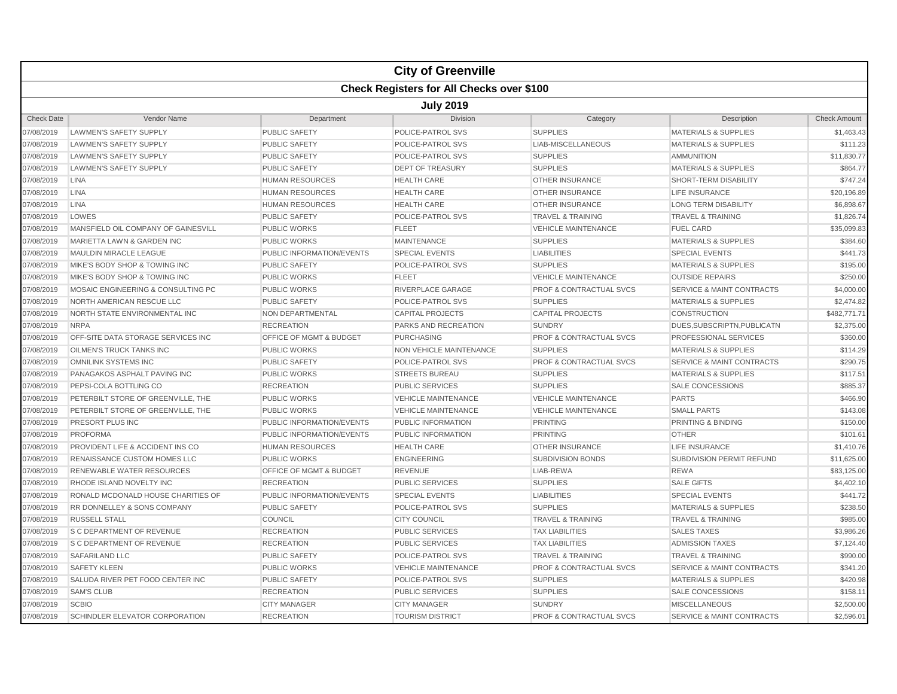# City of Greenville

## Check Registers for All Checks over $100

### July 2019

| Check Date | Vendor Name | Department | Division | Category | Description | Check Amount |
|---|---|---|---|---|---|---|
| 07/08/2019 | LAWMEN'S SAFETY SUPPLY | PUBLIC SAFETY | POLICE-PATROL SVS | SUPPLIES | MATERIALS & SUPPLIES | $1,463.43 |
| 07/08/2019 | LAWMEN'S SAFETY SUPPLY | PUBLIC SAFETY | POLICE-PATROL SVS | LIAB-MISCELLANEOUS | MATERIALS & SUPPLIES | $111.23 |
| 07/08/2019 | LAWMEN'S SAFETY SUPPLY | PUBLIC SAFETY | POLICE-PATROL SVS | SUPPLIES | AMMUNITION | $11,830.77 |
| 07/08/2019 | LAWMEN'S SAFETY SUPPLY | PUBLIC SAFETY | DEPT OF TREASURY | SUPPLIES | MATERIALS & SUPPLIES | $864.77 |
| 07/08/2019 | LINA | HUMAN RESOURCES | HEALTH CARE | OTHER INSURANCE | SHORT-TERM DISABILITY | $747.24 |
| 07/08/2019 | LINA | HUMAN RESOURCES | HEALTH CARE | OTHER INSURANCE | LIFE INSURANCE | $20,196.89 |
| 07/08/2019 | LINA | HUMAN RESOURCES | HEALTH CARE | OTHER INSURANCE | LONG TERM DISABILITY | $6,898.67 |
| 07/08/2019 | LOWES | PUBLIC SAFETY | POLICE-PATROL SVS | TRAVEL & TRAINING | TRAVEL & TRAINING | $1,826.74 |
| 07/08/2019 | MANSFIELD OIL COMPANY OF GAINESVILL | PUBLIC WORKS | FLEET | VEHICLE MAINTENANCE | FUEL CARD | $35,099.83 |
| 07/08/2019 | MARIETTA LAWN & GARDEN INC | PUBLIC WORKS | MAINTENANCE | SUPPLIES | MATERIALS & SUPPLIES | $384.60 |
| 07/08/2019 | MAULDIN MIRACLE LEAGUE | PUBLIC INFORMATION/EVENTS | SPECIAL EVENTS | LIABILITIES | SPECIAL EVENTS | $441.73 |
| 07/08/2019 | MIKE'S BODY SHOP & TOWING INC | PUBLIC SAFETY | POLICE-PATROL SVS | SUPPLIES | MATERIALS & SUPPLIES | $195.00 |
| 07/08/2019 | MIKE'S BODY SHOP & TOWING INC | PUBLIC WORKS | FLEET | VEHICLE MAINTENANCE | OUTSIDE REPAIRS | $250.00 |
| 07/08/2019 | MOSAIC ENGINEERING & CONSULTING PC | PUBLIC WORKS | RIVERPLACE GARAGE | PROF & CONTRACTUAL SVCS | SERVICE & MAINT CONTRACTS | $4,000.00 |
| 07/08/2019 | NORTH AMERICAN RESCUE LLC | PUBLIC SAFETY | POLICE-PATROL SVS | SUPPLIES | MATERIALS & SUPPLIES | $2,474.82 |
| 07/08/2019 | NORTH STATE ENVIRONMENTAL INC | NON DEPARTMENTAL | CAPITAL PROJECTS | CAPITAL PROJECTS | CONSTRUCTION | $482,771.71 |
| 07/08/2019 | NRPA | RECREATION | PARKS AND RECREATION | SUNDRY | DUES,SUBSCRIPTN,PUBLICATN | $2,375.00 |
| 07/08/2019 | OFF-SITE DATA STORAGE SERVICES INC | OFFICE OF MGMT & BUDGET | PURCHASING | PROF & CONTRACTUAL SVCS | PROFESSIONAL SERVICES | $360.00 |
| 07/08/2019 | OILMEN'S TRUCK TANKS INC | PUBLIC WORKS | NON VEHICLE MAINTENANCE | SUPPLIES | MATERIALS & SUPPLIES | $114.29 |
| 07/08/2019 | OMNILINK SYSTEMS INC | PUBLIC SAFETY | POLICE-PATROL SVS | PROF & CONTRACTUAL SVCS | SERVICE & MAINT CONTRACTS | $290.75 |
| 07/08/2019 | PANAGAKOS ASPHALT PAVING INC | PUBLIC WORKS | STREETS BUREAU | SUPPLIES | MATERIALS & SUPPLIES | $117.51 |
| 07/08/2019 | PEPSI-COLA BOTTLING CO | RECREATION | PUBLIC SERVICES | SUPPLIES | SALE CONCESSIONS | $885.37 |
| 07/08/2019 | PETERBILT STORE OF GREENVILLE, THE | PUBLIC WORKS | VEHICLE MAINTENANCE | VEHICLE MAINTENANCE | PARTS | $466.90 |
| 07/08/2019 | PETERBILT STORE OF GREENVILLE, THE | PUBLIC WORKS | VEHICLE MAINTENANCE | VEHICLE MAINTENANCE | SMALL PARTS | $143.08 |
| 07/08/2019 | PRESORT PLUS INC | PUBLIC INFORMATION/EVENTS | PUBLIC INFORMATION | PRINTING | PRINTING & BINDING | $150.00 |
| 07/08/2019 | PROFORMA | PUBLIC INFORMATION/EVENTS | PUBLIC INFORMATION | PRINTING | OTHER | $101.61 |
| 07/08/2019 | PROVIDENT LIFE & ACCIDENT INS CO | HUMAN RESOURCES | HEALTH CARE | OTHER INSURANCE | LIFE INSURANCE | $1,410.76 |
| 07/08/2019 | RENAISSANCE CUSTOM HOMES LLC | PUBLIC WORKS | ENGINEERING | SUBDIVISION BONDS | SUBDIVISION PERMIT REFUND | $11,625.00 |
| 07/08/2019 | RENEWABLE WATER RESOURCES | OFFICE OF MGMT & BUDGET | REVENUE | LIAB-REWA | REWA | $83,125.00 |
| 07/08/2019 | RHODE ISLAND NOVELTY INC | RECREATION | PUBLIC SERVICES | SUPPLIES | SALE GIFTS | $4,402.10 |
| 07/08/2019 | RONALD MCDONALD HOUSE CHARITIES OF | PUBLIC INFORMATION/EVENTS | SPECIAL EVENTS | LIABILITIES | SPECIAL EVENTS | $441.72 |
| 07/08/2019 | RR DONNELLEY & SONS COMPANY | PUBLIC SAFETY | POLICE-PATROL SVS | SUPPLIES | MATERIALS & SUPPLIES | $238.50 |
| 07/08/2019 | RUSSELL STALL | COUNCIL | CITY COUNCIL | TRAVEL & TRAINING | TRAVEL & TRAINING | $985.00 |
| 07/08/2019 | S C DEPARTMENT OF REVENUE | RECREATION | PUBLIC SERVICES | TAX LIABILITIES | SALES TAXES | $3,986.26 |
| 07/08/2019 | S C DEPARTMENT OF REVENUE | RECREATION | PUBLIC SERVICES | TAX LIABILITIES | ADMISSION TAXES | $7,124.40 |
| 07/08/2019 | SAFARILAND LLC | PUBLIC SAFETY | POLICE-PATROL SVS | TRAVEL & TRAINING | TRAVEL & TRAINING | $990.00 |
| 07/08/2019 | SAFETY KLEEN | PUBLIC WORKS | VEHICLE MAINTENANCE | PROF & CONTRACTUAL SVCS | SERVICE & MAINT CONTRACTS | $341.20 |
| 07/08/2019 | SALUDA RIVER PET FOOD CENTER INC | PUBLIC SAFETY | POLICE-PATROL SVS | SUPPLIES | MATERIALS & SUPPLIES | $420.98 |
| 07/08/2019 | SAM'S CLUB | RECREATION | PUBLIC SERVICES | SUPPLIES | SALE CONCESSIONS | $158.11 |
| 07/08/2019 | SCBIO | CITY MANAGER | CITY MANAGER | SUNDRY | MISCELLANEOUS | $2,500.00 |
| 07/08/2019 | SCHINDLER ELEVATOR CORPORATION | RECREATION | TOURISM DISTRICT | PROF & CONTRACTUAL SVCS | SERVICE & MAINT CONTRACTS | $2,596.01 |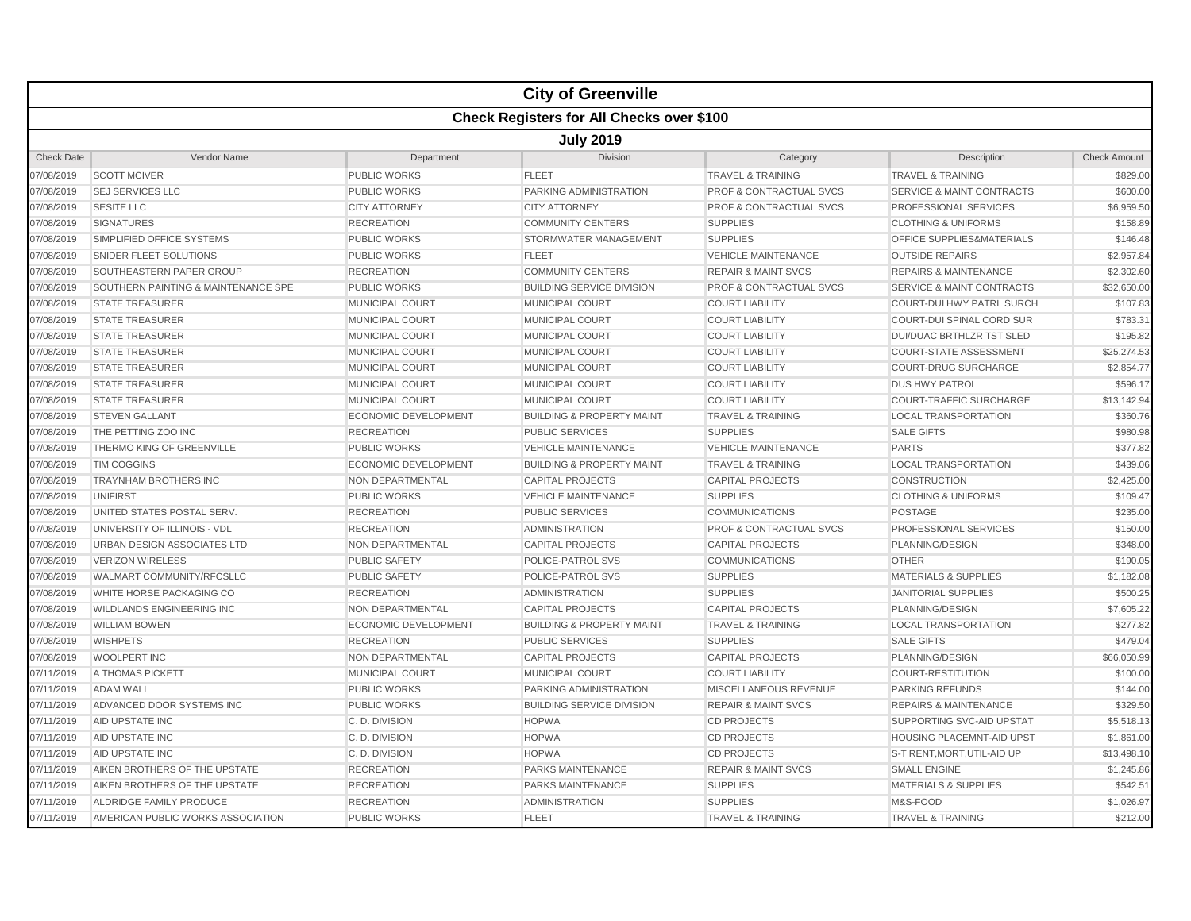# City of Greenville

## Check Registers for All Checks over $100

### July 2019

| Check Date | Vendor Name | Department | Division | Category | Description | Check Amount |
|---|---|---|---|---|---|---|
| 07/08/2019 | SCOTT MCIVER | PUBLIC WORKS | FLEET | TRAVEL & TRAINING | TRAVEL & TRAINING | $829.00 |
| 07/08/2019 | SEJ SERVICES LLC | PUBLIC WORKS | PARKING ADMINISTRATION | PROF & CONTRACTUAL SVCS | SERVICE & MAINT CONTRACTS | $600.00 |
| 07/08/2019 | SESITE LLC | CITY ATTORNEY | CITY ATTORNEY | PROF & CONTRACTUAL SVCS | PROFESSIONAL SERVICES | $6,959.50 |
| 07/08/2019 | SIGNATURES | RECREATION | COMMUNITY CENTERS | SUPPLIES | CLOTHING & UNIFORMS | $158.89 |
| 07/08/2019 | SIMPLIFIED OFFICE SYSTEMS | PUBLIC WORKS | STORMWATER MANAGEMENT | SUPPLIES | OFFICE SUPPLIES&MATERIALS | $146.48 |
| 07/08/2019 | SNIDER FLEET SOLUTIONS | PUBLIC WORKS | FLEET | VEHICLE MAINTENANCE | OUTSIDE REPAIRS | $2,957.84 |
| 07/08/2019 | SOUTHEASTERN PAPER GROUP | RECREATION | COMMUNITY CENTERS | REPAIR & MAINT SVCS | REPAIRS & MAINTENANCE | $2,302.60 |
| 07/08/2019 | SOUTHERN PAINTING & MAINTENANCE SPE | PUBLIC WORKS | BUILDING SERVICE DIVISION | PROF & CONTRACTUAL SVCS | SERVICE & MAINT CONTRACTS | $32,650.00 |
| 07/08/2019 | STATE TREASURER | MUNICIPAL COURT | MUNICIPAL COURT | COURT LIABILITY | COURT-DUI HWY PATRL SURCH | $107.83 |
| 07/08/2019 | STATE TREASURER | MUNICIPAL COURT | MUNICIPAL COURT | COURT LIABILITY | COURT-DUI SPINAL CORD SUR | $783.31 |
| 07/08/2019 | STATE TREASURER | MUNICIPAL COURT | MUNICIPAL COURT | COURT LIABILITY | DUI/DUAC BRTHLZR TST SLED | $195.82 |
| 07/08/2019 | STATE TREASURER | MUNICIPAL COURT | MUNICIPAL COURT | COURT LIABILITY | COURT-STATE ASSESSMENT | $25,274.53 |
| 07/08/2019 | STATE TREASURER | MUNICIPAL COURT | MUNICIPAL COURT | COURT LIABILITY | COURT-DRUG SURCHARGE | $2,854.77 |
| 07/08/2019 | STATE TREASURER | MUNICIPAL COURT | MUNICIPAL COURT | COURT LIABILITY | DUS HWY PATROL | $596.17 |
| 07/08/2019 | STATE TREASURER | MUNICIPAL COURT | MUNICIPAL COURT | COURT LIABILITY | COURT-TRAFFIC SURCHARGE | $13,142.94 |
| 07/08/2019 | STEVEN GALLANT | ECONOMIC DEVELOPMENT | BUILDING & PROPERTY MAINT | TRAVEL & TRAINING | LOCAL TRANSPORTATION | $360.76 |
| 07/08/2019 | THE PETTING ZOO INC | RECREATION | PUBLIC SERVICES | SUPPLIES | SALE GIFTS | $980.98 |
| 07/08/2019 | THERMO KING OF GREENVILLE | PUBLIC WORKS | VEHICLE MAINTENANCE | VEHICLE MAINTENANCE | PARTS | $377.82 |
| 07/08/2019 | TIM COGGINS | ECONOMIC DEVELOPMENT | BUILDING & PROPERTY MAINT | TRAVEL & TRAINING | LOCAL TRANSPORTATION | $439.06 |
| 07/08/2019 | TRAYNHAM BROTHERS INC | NON DEPARTMENTAL | CAPITAL PROJECTS | CAPITAL PROJECTS | CONSTRUCTION | $2,425.00 |
| 07/08/2019 | UNIFIRST | PUBLIC WORKS | VEHICLE MAINTENANCE | SUPPLIES | CLOTHING & UNIFORMS | $109.47 |
| 07/08/2019 | UNITED STATES POSTAL SERV. | RECREATION | PUBLIC SERVICES | COMMUNICATIONS | POSTAGE | $235.00 |
| 07/08/2019 | UNIVERSITY OF ILLINOIS - VDL | RECREATION | ADMINISTRATION | PROF & CONTRACTUAL SVCS | PROFESSIONAL SERVICES | $150.00 |
| 07/08/2019 | URBAN DESIGN ASSOCIATES LTD | NON DEPARTMENTAL | CAPITAL PROJECTS | CAPITAL PROJECTS | PLANNING/DESIGN | $348.00 |
| 07/08/2019 | VERIZON WIRELESS | PUBLIC SAFETY | POLICE-PATROL SVS | COMMUNICATIONS | OTHER | $190.05 |
| 07/08/2019 | WALMART COMMUNITY/RFCSLLC | PUBLIC SAFETY | POLICE-PATROL SVS | SUPPLIES | MATERIALS & SUPPLIES | $1,182.08 |
| 07/08/2019 | WHITE HORSE PACKAGING CO | RECREATION | ADMINISTRATION | SUPPLIES | JANITORIAL SUPPLIES | $500.25 |
| 07/08/2019 | WILDLANDS ENGINEERING INC | NON DEPARTMENTAL | CAPITAL PROJECTS | CAPITAL PROJECTS | PLANNING/DESIGN | $7,605.22 |
| 07/08/2019 | WILLIAM BOWEN | ECONOMIC DEVELOPMENT | BUILDING & PROPERTY MAINT | TRAVEL & TRAINING | LOCAL TRANSPORTATION | $277.82 |
| 07/08/2019 | WISHPETS | RECREATION | PUBLIC SERVICES | SUPPLIES | SALE GIFTS | $479.04 |
| 07/08/2019 | WOOLPERT INC | NON DEPARTMENTAL | CAPITAL PROJECTS | CAPITAL PROJECTS | PLANNING/DESIGN | $66,050.99 |
| 07/11/2019 | A THOMAS PICKETT | MUNICIPAL COURT | MUNICIPAL COURT | COURT LIABILITY | COURT-RESTITUTION | $100.00 |
| 07/11/2019 | ADAM WALL | PUBLIC WORKS | PARKING ADMINISTRATION | MISCELLANEOUS REVENUE | PARKING REFUNDS | $144.00 |
| 07/11/2019 | ADVANCED DOOR SYSTEMS INC | PUBLIC WORKS | BUILDING SERVICE DIVISION | REPAIR & MAINT SVCS | REPAIRS & MAINTENANCE | $329.50 |
| 07/11/2019 | AID UPSTATE INC | C. D. DIVISION | HOPWA | CD PROJECTS | SUPPORTING SVC-AID UPSTAT | $5,518.13 |
| 07/11/2019 | AID UPSTATE INC | C. D. DIVISION | HOPWA | CD PROJECTS | HOUSING PLACEMNT-AID UPST | $1,861.00 |
| 07/11/2019 | AID UPSTATE INC | C. D. DIVISION | HOPWA | CD PROJECTS | S-T RENT,MORT,UTIL-AID UP | $13,498.10 |
| 07/11/2019 | AIKEN BROTHERS OF THE UPSTATE | RECREATION | PARKS MAINTENANCE | REPAIR & MAINT SVCS | SMALL ENGINE | $1,245.86 |
| 07/11/2019 | AIKEN BROTHERS OF THE UPSTATE | RECREATION | PARKS MAINTENANCE | SUPPLIES | MATERIALS & SUPPLIES | $542.51 |
| 07/11/2019 | ALDRIDGE FAMILY PRODUCE | RECREATION | ADMINISTRATION | SUPPLIES | M&S-FOOD | $1,026.97 |
| 07/11/2019 | AMERICAN PUBLIC WORKS ASSOCIATION | PUBLIC WORKS | FLEET | TRAVEL & TRAINING | TRAVEL & TRAINING | $212.00 |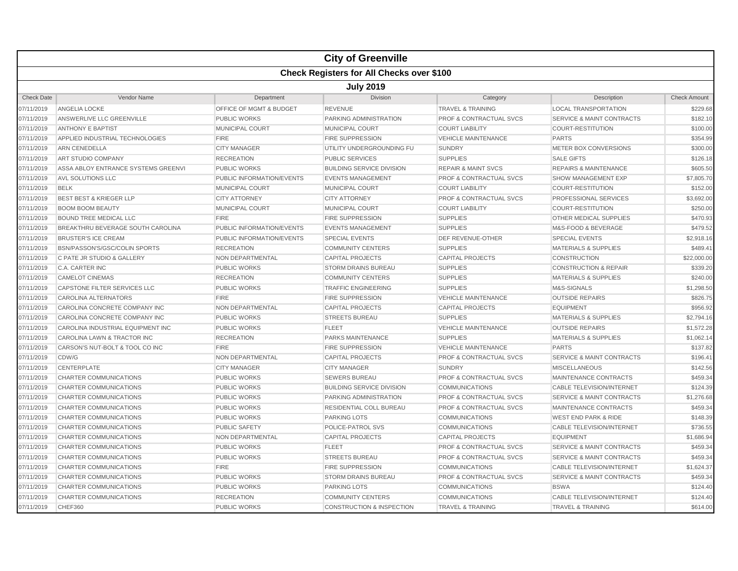# City of Greenville

## Check Registers for All Checks over $100

### July 2019

| Check Date | Vendor Name | Department | Division | Category | Description | Check Amount |
|---|---|---|---|---|---|---|
| 07/11/2019 | ANGELIA LOCKE | OFFICE OF MGMT & BUDGET | REVENUE | TRAVEL & TRAINING | LOCAL TRANSPORTATION | $229.68 |
| 07/11/2019 | ANSWERLIVE LLC GREENVILLE | PUBLIC WORKS | PARKING ADMINISTRATION | PROF & CONTRACTUAL SVCS | SERVICE & MAINT CONTRACTS | $182.10 |
| 07/11/2019 | ANTHONY E BAPTIST | MUNICIPAL COURT | MUNICIPAL COURT | COURT LIABILITY | COURT-RESTITUTION | $100.00 |
| 07/11/2019 | APPLIED INDUSTRIAL TECHNOLOGIES | FIRE | FIRE SUPPRESSION | VEHICLE MAINTENANCE | PARTS | $354.99 |
| 07/11/2019 | ARN CENEDELLA | CITY MANAGER | UTILITY UNDERGROUNDING FU | SUNDRY | METER BOX CONVERSIONS | $300.00 |
| 07/11/2019 | ART STUDIO COMPANY | RECREATION | PUBLIC SERVICES | SUPPLIES | SALE GIFTS | $126.18 |
| 07/11/2019 | ASSA ABLOY ENTRANCE SYSTEMS GREENVI | PUBLIC WORKS | BUILDING SERVICE DIVISION | REPAIR & MAINT SVCS | REPAIRS & MAINTENANCE | $605.50 |
| 07/11/2019 | AVL SOLUTIONS LLC | PUBLIC INFORMATION/EVENTS | EVENTS MANAGEMENT | PROF & CONTRACTUAL SVCS | SHOW MANAGEMENT EXP | $7,805.70 |
| 07/11/2019 | BELK | MUNICIPAL COURT | MUNICIPAL COURT | COURT LIABILITY | COURT-RESTITUTION | $152.00 |
| 07/11/2019 | BEST BEST & KRIEGER LLP | CITY ATTORNEY | CITY ATTORNEY | PROF & CONTRACTUAL SVCS | PROFESSIONAL SERVICES | $3,692.00 |
| 07/11/2019 | BOOM BOOM BEAUTY | MUNICIPAL COURT | MUNICIPAL COURT | COURT LIABILITY | COURT-RESTITUTION | $250.00 |
| 07/11/2019 | BOUND TREE MEDICAL LLC | FIRE | FIRE SUPPRESSION | SUPPLIES | OTHER MEDICAL SUPPLIES | $470.93 |
| 07/11/2019 | BREAKTHRU BEVERAGE SOUTH CAROLINA | PUBLIC INFORMATION/EVENTS | EVENTS MANAGEMENT | SUPPLIES | M&S-FOOD & BEVERAGE | $479.52 |
| 07/11/2019 | BRUSTER'S ICE CREAM | PUBLIC INFORMATION/EVENTS | SPECIAL EVENTS | DEF REVENUE-OTHER | SPECIAL EVENTS | $2,918.16 |
| 07/11/2019 | BSN/PASSON'S/GSC/COLIN SPORTS | RECREATION | COMMUNITY CENTERS | SUPPLIES | MATERIALS & SUPPLIES | $489.41 |
| 07/11/2019 | C PATE JR STUDIO & GALLERY | NON DEPARTMENTAL | CAPITAL PROJECTS | CAPITAL PROJECTS | CONSTRUCTION | $22,000.00 |
| 07/11/2019 | C.A. CARTER INC | PUBLIC WORKS | STORM DRAINS BUREAU | SUPPLIES | CONSTRUCTION & REPAIR | $339.20 |
| 07/11/2019 | CAMELOT CINEMAS | RECREATION | COMMUNITY CENTERS | SUPPLIES | MATERIALS & SUPPLIES | $240.00 |
| 07/11/2019 | CAPSTONE FILTER SERVICES LLC | PUBLIC WORKS | TRAFFIC ENGINEERING | SUPPLIES | M&S-SIGNALS | $1,298.50 |
| 07/11/2019 | CAROLINA ALTERNATORS | FIRE | FIRE SUPPRESSION | VEHICLE MAINTENANCE | OUTSIDE REPAIRS | $826.75 |
| 07/11/2019 | CAROLINA CONCRETE COMPANY INC | NON DEPARTMENTAL | CAPITAL PROJECTS | CAPITAL PROJECTS | EQUIPMENT | $956.92 |
| 07/11/2019 | CAROLINA CONCRETE COMPANY INC | PUBLIC WORKS | STREETS BUREAU | SUPPLIES | MATERIALS & SUPPLIES | $2,794.16 |
| 07/11/2019 | CAROLINA INDUSTRIAL EQUIPMENT INC | PUBLIC WORKS | FLEET | VEHICLE MAINTENANCE | OUTSIDE REPAIRS | $1,572.28 |
| 07/11/2019 | CAROLINA LAWN & TRACTOR INC | RECREATION | PARKS MAINTENANCE | SUPPLIES | MATERIALS & SUPPLIES | $1,062.14 |
| 07/11/2019 | CARSON'S NUT-BOLT & TOOL CO INC | FIRE | FIRE SUPPRESSION | VEHICLE MAINTENANCE | PARTS | $137.82 |
| 07/11/2019 | CDW/G | NON DEPARTMENTAL | CAPITAL PROJECTS | PROF & CONTRACTUAL SVCS | SERVICE & MAINT CONTRACTS | $196.41 |
| 07/11/2019 | CENTERPLATE | CITY MANAGER | CITY MANAGER | SUNDRY | MISCELLANEOUS | $142.56 |
| 07/11/2019 | CHARTER COMMUNICATIONS | PUBLIC WORKS | SEWERS BUREAU | PROF & CONTRACTUAL SVCS | MAINTENANCE CONTRACTS | $459.34 |
| 07/11/2019 | CHARTER COMMUNICATIONS | PUBLIC WORKS | BUILDING SERVICE DIVISION | COMMUNICATIONS | CABLE TELEVISION/INTERNET | $124.39 |
| 07/11/2019 | CHARTER COMMUNICATIONS | PUBLIC WORKS | PARKING ADMINISTRATION | PROF & CONTRACTUAL SVCS | SERVICE & MAINT CONTRACTS | $1,276.68 |
| 07/11/2019 | CHARTER COMMUNICATIONS | PUBLIC WORKS | RESIDENTIAL COLL BUREAU | PROF & CONTRACTUAL SVCS | MAINTENANCE CONTRACTS | $459.34 |
| 07/11/2019 | CHARTER COMMUNICATIONS | PUBLIC WORKS | PARKING LOTS | COMMUNICATIONS | WEST END PARK & RIDE | $148.39 |
| 07/11/2019 | CHARTER COMMUNICATIONS | PUBLIC SAFETY | POLICE-PATROL SVS | COMMUNICATIONS | CABLE TELEVISION/INTERNET | $736.55 |
| 07/11/2019 | CHARTER COMMUNICATIONS | NON DEPARTMENTAL | CAPITAL PROJECTS | CAPITAL PROJECTS | EQUIPMENT | $1,686.94 |
| 07/11/2019 | CHARTER COMMUNICATIONS | PUBLIC WORKS | FLEET | PROF & CONTRACTUAL SVCS | SERVICE & MAINT CONTRACTS | $459.34 |
| 07/11/2019 | CHARTER COMMUNICATIONS | PUBLIC WORKS | STREETS BUREAU | PROF & CONTRACTUAL SVCS | SERVICE & MAINT CONTRACTS | $459.34 |
| 07/11/2019 | CHARTER COMMUNICATIONS | FIRE | FIRE SUPPRESSION | COMMUNICATIONS | CABLE TELEVISION/INTERNET | $1,624.37 |
| 07/11/2019 | CHARTER COMMUNICATIONS | PUBLIC WORKS | STORM DRAINS BUREAU | PROF & CONTRACTUAL SVCS | SERVICE & MAINT CONTRACTS | $459.34 |
| 07/11/2019 | CHARTER COMMUNICATIONS | PUBLIC WORKS | PARKING LOTS | COMMUNICATIONS | BSWA | $124.40 |
| 07/11/2019 | CHARTER COMMUNICATIONS | RECREATION | COMMUNITY CENTERS | COMMUNICATIONS | CABLE TELEVISION/INTERNET | $124.40 |
| 07/11/2019 | CHEF360 | PUBLIC WORKS | CONSTRUCTION & INSPECTION | TRAVEL & TRAINING | TRAVEL & TRAINING | $614.00 |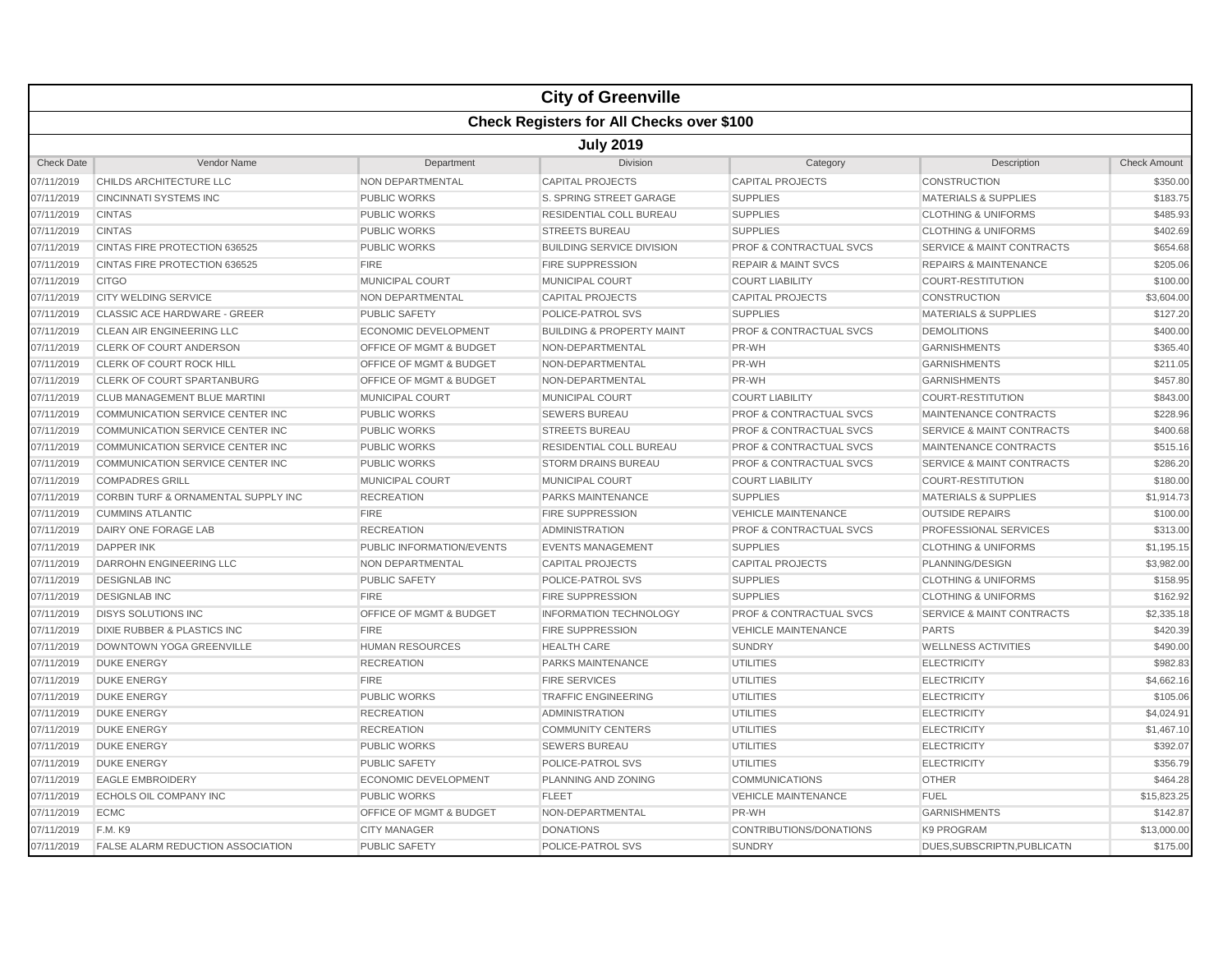# City of Greenville

## Check Registers for All Checks over $100

### July 2019

| Check Date | Vendor Name | Department | Division | Category | Description | Check Amount |
|---|---|---|---|---|---|---|
| 07/11/2019 | CHILDS ARCHITECTURE LLC | NON DEPARTMENTAL | CAPITAL PROJECTS | CAPITAL PROJECTS | CONSTRUCTION | $350.00 |
| 07/11/2019 | CINCINNATI SYSTEMS INC | PUBLIC WORKS | S. SPRING STREET GARAGE | SUPPLIES | MATERIALS & SUPPLIES | $183.75 |
| 07/11/2019 | CINTAS | PUBLIC WORKS | RESIDENTIAL COLL BUREAU | SUPPLIES | CLOTHING & UNIFORMS | $485.93 |
| 07/11/2019 | CINTAS | PUBLIC WORKS | STREETS BUREAU | SUPPLIES | CLOTHING & UNIFORMS | $402.69 |
| 07/11/2019 | CINTAS FIRE PROTECTION 636525 | PUBLIC WORKS | BUILDING SERVICE DIVISION | PROF & CONTRACTUAL SVCS | SERVICE & MAINT CONTRACTS | $654.68 |
| 07/11/2019 | CINTAS FIRE PROTECTION 636525 | FIRE | FIRE SUPPRESSION | REPAIR & MAINT SVCS | REPAIRS & MAINTENANCE | $205.06 |
| 07/11/2019 | CITGO | MUNICIPAL COURT | MUNICIPAL COURT | COURT LIABILITY | COURT-RESTITUTION | $100.00 |
| 07/11/2019 | CITY WELDING SERVICE | NON DEPARTMENTAL | CAPITAL PROJECTS | CAPITAL PROJECTS | CONSTRUCTION | $3,604.00 |
| 07/11/2019 | CLASSIC ACE HARDWARE - GREER | PUBLIC SAFETY | POLICE-PATROL SVS | SUPPLIES | MATERIALS & SUPPLIES | $127.20 |
| 07/11/2019 | CLEAN AIR ENGINEERING LLC | ECONOMIC DEVELOPMENT | BUILDING & PROPERTY MAINT | PROF & CONTRACTUAL SVCS | DEMOLITIONS | $400.00 |
| 07/11/2019 | CLERK OF COURT ANDERSON | OFFICE OF MGMT & BUDGET | NON-DEPARTMENTAL | PR-WH | GARNISHMENTS | $365.40 |
| 07/11/2019 | CLERK OF COURT ROCK HILL | OFFICE OF MGMT & BUDGET | NON-DEPARTMENTAL | PR-WH | GARNISHMENTS | $211.05 |
| 07/11/2019 | CLERK OF COURT SPARTANBURG | OFFICE OF MGMT & BUDGET | NON-DEPARTMENTAL | PR-WH | GARNISHMENTS | $457.80 |
| 07/11/2019 | CLUB MANAGEMENT BLUE MARTINI | MUNICIPAL COURT | MUNICIPAL COURT | COURT LIABILITY | COURT-RESTITUTION | $843.00 |
| 07/11/2019 | COMMUNICATION SERVICE CENTER INC | PUBLIC WORKS | SEWERS BUREAU | PROF & CONTRACTUAL SVCS | MAINTENANCE CONTRACTS | $228.96 |
| 07/11/2019 | COMMUNICATION SERVICE CENTER INC | PUBLIC WORKS | STREETS BUREAU | PROF & CONTRACTUAL SVCS | SERVICE & MAINT CONTRACTS | $400.68 |
| 07/11/2019 | COMMUNICATION SERVICE CENTER INC | PUBLIC WORKS | RESIDENTIAL COLL BUREAU | PROF & CONTRACTUAL SVCS | MAINTENANCE CONTRACTS | $515.16 |
| 07/11/2019 | COMMUNICATION SERVICE CENTER INC | PUBLIC WORKS | STORM DRAINS BUREAU | PROF & CONTRACTUAL SVCS | SERVICE & MAINT CONTRACTS | $286.20 |
| 07/11/2019 | COMPADRES GRILL | MUNICIPAL COURT | MUNICIPAL COURT | COURT LIABILITY | COURT-RESTITUTION | $180.00 |
| 07/11/2019 | CORBIN TURF & ORNAMENTAL SUPPLY INC | RECREATION | PARKS MAINTENANCE | SUPPLIES | MATERIALS & SUPPLIES | $1,914.73 |
| 07/11/2019 | CUMMINS ATLANTIC | FIRE | FIRE SUPPRESSION | VEHICLE MAINTENANCE | OUTSIDE REPAIRS | $100.00 |
| 07/11/2019 | DAIRY ONE FORAGE LAB | RECREATION | ADMINISTRATION | PROF & CONTRACTUAL SVCS | PROFESSIONAL SERVICES | $313.00 |
| 07/11/2019 | DAPPER INK | PUBLIC INFORMATION/EVENTS | EVENTS MANAGEMENT | SUPPLIES | CLOTHING & UNIFORMS | $1,195.15 |
| 07/11/2019 | DARROHN ENGINEERING LLC | NON DEPARTMENTAL | CAPITAL PROJECTS | CAPITAL PROJECTS | PLANNING/DESIGN | $3,982.00 |
| 07/11/2019 | DESIGNLAB INC | PUBLIC SAFETY | POLICE-PATROL SVS | SUPPLIES | CLOTHING & UNIFORMS | $158.95 |
| 07/11/2019 | DESIGNLAB INC | FIRE | FIRE SUPPRESSION | SUPPLIES | CLOTHING & UNIFORMS | $162.92 |
| 07/11/2019 | DISYS SOLUTIONS INC | OFFICE OF MGMT & BUDGET | INFORMATION TECHNOLOGY | PROF & CONTRACTUAL SVCS | SERVICE & MAINT CONTRACTS | $2,335.18 |
| 07/11/2019 | DIXIE RUBBER & PLASTICS INC | FIRE | FIRE SUPPRESSION | VEHICLE MAINTENANCE | PARTS | $420.39 |
| 07/11/2019 | DOWNTOWN YOGA GREENVILLE | HUMAN RESOURCES | HEALTH CARE | SUNDRY | WELLNESS ACTIVITIES | $490.00 |
| 07/11/2019 | DUKE ENERGY | RECREATION | PARKS MAINTENANCE | UTILITIES | ELECTRICITY | $982.83 |
| 07/11/2019 | DUKE ENERGY | FIRE | FIRE SERVICES | UTILITIES | ELECTRICITY | $4,662.16 |
| 07/11/2019 | DUKE ENERGY | PUBLIC WORKS | TRAFFIC ENGINEERING | UTILITIES | ELECTRICITY | $105.06 |
| 07/11/2019 | DUKE ENERGY | RECREATION | ADMINISTRATION | UTILITIES | ELECTRICITY | $4,024.91 |
| 07/11/2019 | DUKE ENERGY | RECREATION | COMMUNITY CENTERS | UTILITIES | ELECTRICITY | $1,467.10 |
| 07/11/2019 | DUKE ENERGY | PUBLIC WORKS | SEWERS BUREAU | UTILITIES | ELECTRICITY | $392.07 |
| 07/11/2019 | DUKE ENERGY | PUBLIC SAFETY | POLICE-PATROL SVS | UTILITIES | ELECTRICITY | $356.79 |
| 07/11/2019 | EAGLE EMBROIDERY | ECONOMIC DEVELOPMENT | PLANNING AND ZONING | COMMUNICATIONS | OTHER | $464.28 |
| 07/11/2019 | ECHOLS OIL COMPANY INC | PUBLIC WORKS | FLEET | VEHICLE MAINTENANCE | FUEL | $15,823.25 |
| 07/11/2019 | ECMC | OFFICE OF MGMT & BUDGET | NON-DEPARTMENTAL | PR-WH | GARNISHMENTS | $142.87 |
| 07/11/2019 | F.M. K9 | CITY MANAGER | DONATIONS | CONTRIBUTIONS/DONATIONS | K9 PROGRAM | $13,000.00 |
| 07/11/2019 | FALSE ALARM REDUCTION ASSOCIATION | PUBLIC SAFETY | POLICE-PATROL SVS | SUNDRY | DUES,SUBSCRIPTN,PUBLICATN | $175.00 |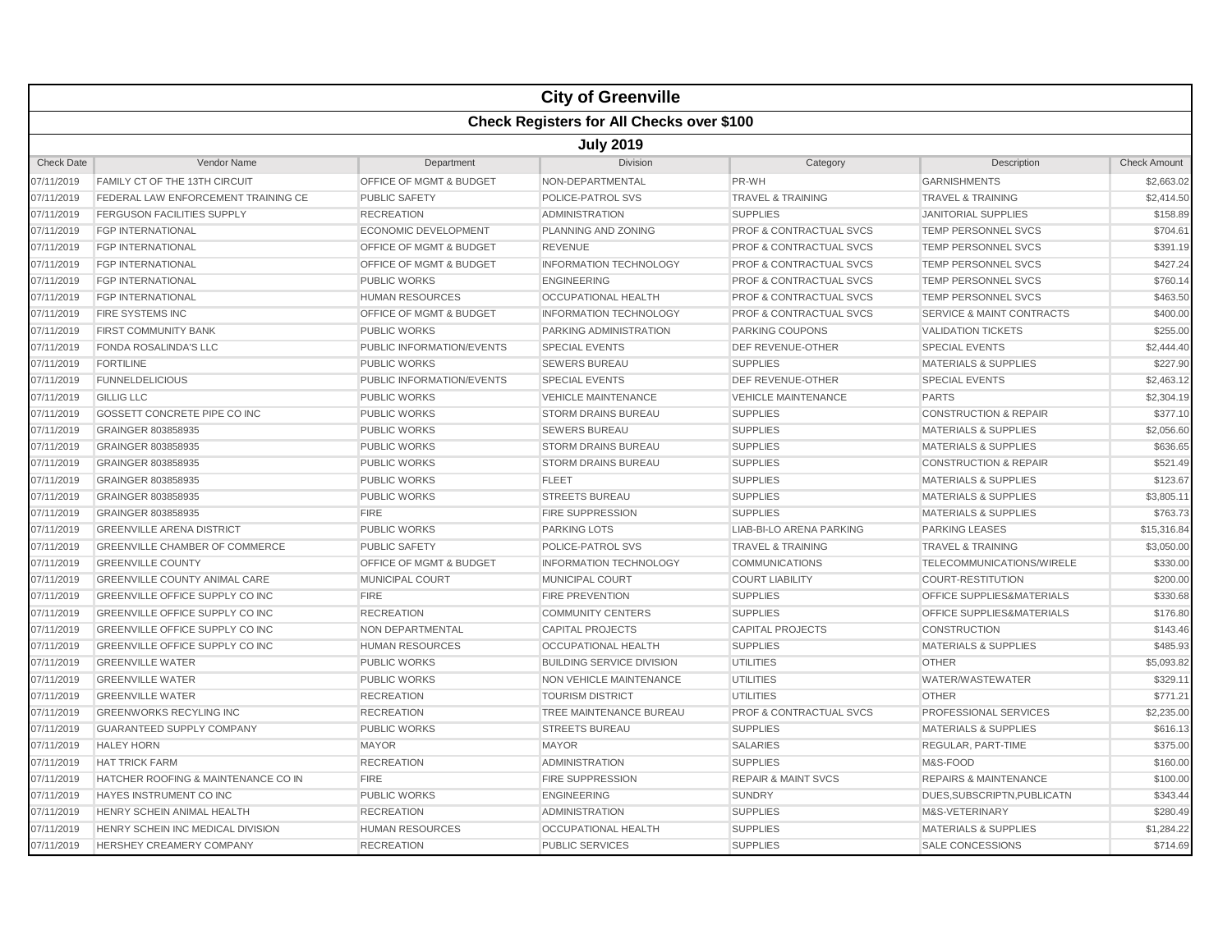# City of Greenville

## Check Registers for All Checks over $100

### July 2019

| Check Date | Vendor Name | Department | Division | Category | Description | Check Amount |
|---|---|---|---|---|---|---|
| 07/11/2019 | FAMILY CT OF THE 13TH CIRCUIT | OFFICE OF MGMT & BUDGET | NON-DEPARTMENTAL | PR-WH | GARNISHMENTS | $2,663.02 |
| 07/11/2019 | FEDERAL LAW ENFORCEMENT TRAINING CE | PUBLIC SAFETY | POLICE-PATROL SVS | TRAVEL & TRAINING | TRAVEL & TRAINING | $2,414.50 |
| 07/11/2019 | FERGUSON FACILITIES SUPPLY | RECREATION | ADMINISTRATION | SUPPLIES | JANITORIAL SUPPLIES | $158.89 |
| 07/11/2019 | FGP INTERNATIONAL | ECONOMIC DEVELOPMENT | PLANNING AND ZONING | PROF & CONTRACTUAL SVCS | TEMP PERSONNEL SVCS | $704.61 |
| 07/11/2019 | FGP INTERNATIONAL | OFFICE OF MGMT & BUDGET | REVENUE | PROF & CONTRACTUAL SVCS | TEMP PERSONNEL SVCS | $391.19 |
| 07/11/2019 | FGP INTERNATIONAL | OFFICE OF MGMT & BUDGET | INFORMATION TECHNOLOGY | PROF & CONTRACTUAL SVCS | TEMP PERSONNEL SVCS | $427.24 |
| 07/11/2019 | FGP INTERNATIONAL | PUBLIC WORKS | ENGINEERING | PROF & CONTRACTUAL SVCS | TEMP PERSONNEL SVCS | $760.14 |
| 07/11/2019 | FGP INTERNATIONAL | HUMAN RESOURCES | OCCUPATIONAL HEALTH | PROF & CONTRACTUAL SVCS | TEMP PERSONNEL SVCS | $463.50 |
| 07/11/2019 | FIRE SYSTEMS INC | OFFICE OF MGMT & BUDGET | INFORMATION TECHNOLOGY | PROF & CONTRACTUAL SVCS | SERVICE & MAINT CONTRACTS | $400.00 |
| 07/11/2019 | FIRST COMMUNITY BANK | PUBLIC WORKS | PARKING ADMINISTRATION | PARKING COUPONS | VALIDATION TICKETS | $255.00 |
| 07/11/2019 | FONDA ROSALINDA'S LLC | PUBLIC INFORMATION/EVENTS | SPECIAL EVENTS | DEF REVENUE-OTHER | SPECIAL EVENTS | $2,444.40 |
| 07/11/2019 | FORTILINE | PUBLIC WORKS | SEWERS BUREAU | SUPPLIES | MATERIALS & SUPPLIES | $227.90 |
| 07/11/2019 | FUNNELDELICIOUS | PUBLIC INFORMATION/EVENTS | SPECIAL EVENTS | DEF REVENUE-OTHER | SPECIAL EVENTS | $2,463.12 |
| 07/11/2019 | GILLIG LLC | PUBLIC WORKS | VEHICLE MAINTENANCE | VEHICLE MAINTENANCE | PARTS | $2,304.19 |
| 07/11/2019 | GOSSETT CONCRETE PIPE CO INC | PUBLIC WORKS | STORM DRAINS BUREAU | SUPPLIES | CONSTRUCTION & REPAIR | $377.10 |
| 07/11/2019 | GRAINGER 803858935 | PUBLIC WORKS | SEWERS BUREAU | SUPPLIES | MATERIALS & SUPPLIES | $2,056.60 |
| 07/11/2019 | GRAINGER 803858935 | PUBLIC WORKS | STORM DRAINS BUREAU | SUPPLIES | MATERIALS & SUPPLIES | $636.65 |
| 07/11/2019 | GRAINGER 803858935 | PUBLIC WORKS | STORM DRAINS BUREAU | SUPPLIES | CONSTRUCTION & REPAIR | $521.49 |
| 07/11/2019 | GRAINGER 803858935 | PUBLIC WORKS | FLEET | SUPPLIES | MATERIALS & SUPPLIES | $123.67 |
| 07/11/2019 | GRAINGER 803858935 | PUBLIC WORKS | STREETS BUREAU | SUPPLIES | MATERIALS & SUPPLIES | $3,805.11 |
| 07/11/2019 | GRAINGER 803858935 | FIRE | FIRE SUPPRESSION | SUPPLIES | MATERIALS & SUPPLIES | $763.73 |
| 07/11/2019 | GREENVILLE ARENA DISTRICT | PUBLIC WORKS | PARKING LOTS | LIAB-BI-LO ARENA PARKING | PARKING LEASES | $15,316.84 |
| 07/11/2019 | GREENVILLE CHAMBER OF COMMERCE | PUBLIC SAFETY | POLICE-PATROL SVS | TRAVEL & TRAINING | TRAVEL & TRAINING | $3,050.00 |
| 07/11/2019 | GREENVILLE COUNTY | OFFICE OF MGMT & BUDGET | INFORMATION TECHNOLOGY | COMMUNICATIONS | TELECOMMUNICATIONS/WIRELE | $330.00 |
| 07/11/2019 | GREENVILLE COUNTY ANIMAL CARE | MUNICIPAL COURT | MUNICIPAL COURT | COURT LIABILITY | COURT-RESTITUTION | $200.00 |
| 07/11/2019 | GREENVILLE OFFICE SUPPLY CO INC | FIRE | FIRE PREVENTION | SUPPLIES | OFFICE SUPPLIES&MATERIALS | $330.68 |
| 07/11/2019 | GREENVILLE OFFICE SUPPLY CO INC | RECREATION | COMMUNITY CENTERS | SUPPLIES | OFFICE SUPPLIES&MATERIALS | $176.80 |
| 07/11/2019 | GREENVILLE OFFICE SUPPLY CO INC | NON DEPARTMENTAL | CAPITAL PROJECTS | CAPITAL PROJECTS | CONSTRUCTION | $143.46 |
| 07/11/2019 | GREENVILLE OFFICE SUPPLY CO INC | HUMAN RESOURCES | OCCUPATIONAL HEALTH | SUPPLIES | MATERIALS & SUPPLIES | $485.93 |
| 07/11/2019 | GREENVILLE WATER | PUBLIC WORKS | BUILDING SERVICE DIVISION | UTILITIES | OTHER | $5,093.82 |
| 07/11/2019 | GREENVILLE WATER | PUBLIC WORKS | NON VEHICLE MAINTENANCE | UTILITIES | WATER/WASTEWATER | $329.11 |
| 07/11/2019 | GREENVILLE WATER | RECREATION | TOURISM DISTRICT | UTILITIES | OTHER | $771.21 |
| 07/11/2019 | GREENWORKS RECYLING INC | RECREATION | TREE MAINTENANCE BUREAU | PROF & CONTRACTUAL SVCS | PROFESSIONAL SERVICES | $2,235.00 |
| 07/11/2019 | GUARANTEED SUPPLY COMPANY | PUBLIC WORKS | STREETS BUREAU | SUPPLIES | MATERIALS & SUPPLIES | $616.13 |
| 07/11/2019 | HALEY HORN | MAYOR | MAYOR | SALARIES | REGULAR, PART-TIME | $375.00 |
| 07/11/2019 | HAT TRICK FARM | RECREATION | ADMINISTRATION | SUPPLIES | M&S-FOOD | $160.00 |
| 07/11/2019 | HATCHER ROOFING & MAINTENANCE CO IN | FIRE | FIRE SUPPRESSION | REPAIR & MAINT SVCS | REPAIRS & MAINTENANCE | $100.00 |
| 07/11/2019 | HAYES INSTRUMENT CO INC | PUBLIC WORKS | ENGINEERING | SUNDRY | DUES,SUBSCRIPTN,PUBLICATN | $343.44 |
| 07/11/2019 | HENRY SCHEIN ANIMAL HEALTH | RECREATION | ADMINISTRATION | SUPPLIES | M&S-VETERINARY | $280.49 |
| 07/11/2019 | HENRY SCHEIN INC MEDICAL DIVISION | HUMAN RESOURCES | OCCUPATIONAL HEALTH | SUPPLIES | MATERIALS & SUPPLIES | $1,284.22 |
| 07/11/2019 | HERSHEY CREAMERY COMPANY | RECREATION | PUBLIC SERVICES | SUPPLIES | SALE CONCESSIONS | $714.69 |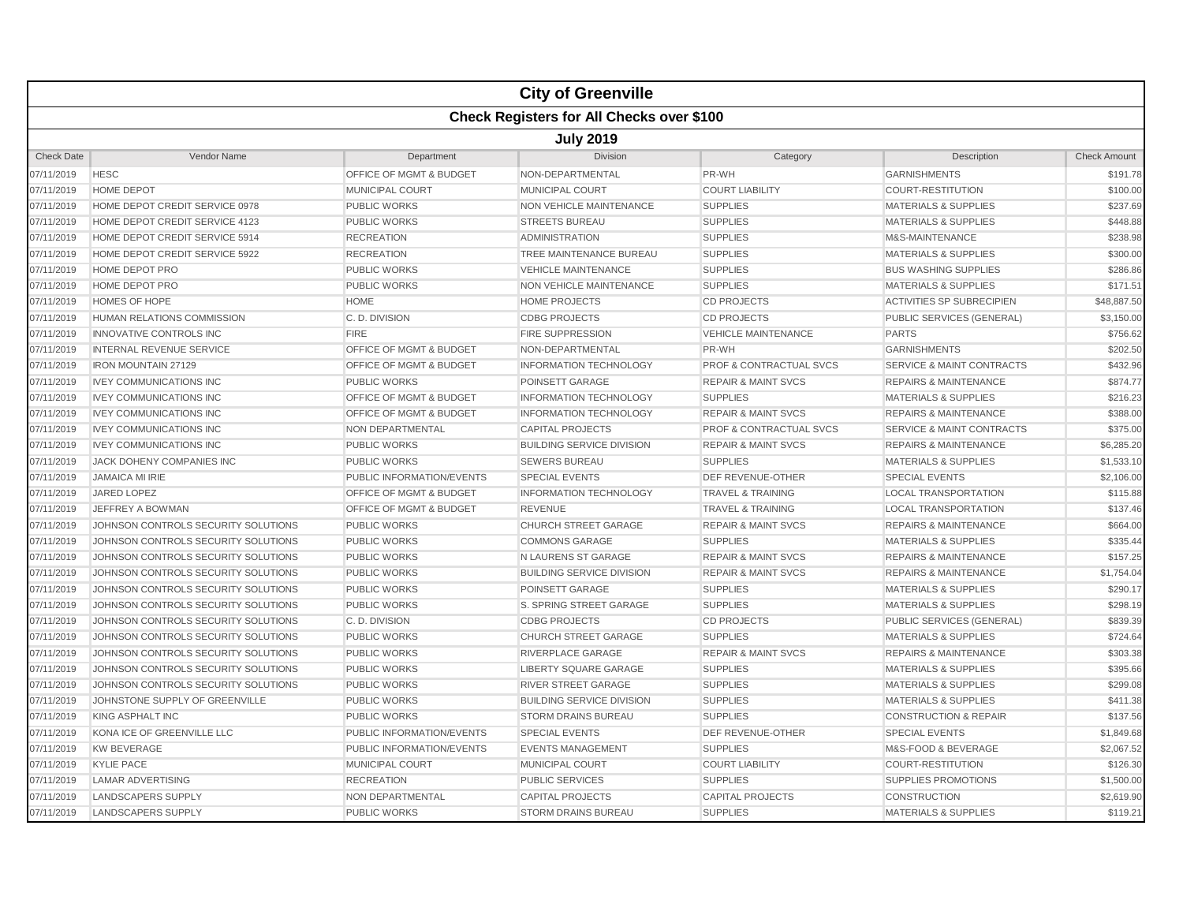| City of Greenville | | | | | | |
|---|---|---|---|---|---|---|
| **Check Registers for All Checks over $100** | | | | | | |
| **July 2019** | | | | | | |
| Check Date | Vendor Name | Department | Division | Category | Description | Check Amount |
| 07/11/2019 | HESC | OFFICE OF MGMT & BUDGET | NON-DEPARTMENTAL | PR-WH | GARNISHMENTS | $191.78 |
| 07/11/2019 | HOME DEPOT | MUNICIPAL COURT | MUNICIPAL COURT | COURT LIABILITY | COURT-RESTITUTION | $100.00 |
| 07/11/2019 | HOME DEPOT CREDIT SERVICE 0978 | PUBLIC WORKS | NON VEHICLE MAINTENANCE | SUPPLIES | MATERIALS & SUPPLIES | $237.69 |
| 07/11/2019 | HOME DEPOT CREDIT SERVICE 4123 | PUBLIC WORKS | STREETS BUREAU | SUPPLIES | MATERIALS & SUPPLIES | $448.88 |
| 07/11/2019 | HOME DEPOT CREDIT SERVICE 5914 | RECREATION | ADMINISTRATION | SUPPLIES | M&S-MAINTENANCE | $238.98 |
| 07/11/2019 | HOME DEPOT CREDIT SERVICE 5922 | RECREATION | TREE MAINTENANCE BUREAU | SUPPLIES | MATERIALS & SUPPLIES | $300.00 |
| 07/11/2019 | HOME DEPOT PRO | PUBLIC WORKS | VEHICLE MAINTENANCE | SUPPLIES | BUS WASHING SUPPLIES | $286.86 |
| 07/11/2019 | HOME DEPOT PRO | PUBLIC WORKS | NON VEHICLE MAINTENANCE | SUPPLIES | MATERIALS & SUPPLIES | $171.51 |
| 07/11/2019 | HOMES OF HOPE | HOME | HOME PROJECTS | CD PROJECTS | ACTIVITIES SP SUBRECIPIEN | $48,887.50 |
| 07/11/2019 | HUMAN RELATIONS COMMISSION | C. D. DIVISION | CDBG PROJECTS | CD PROJECTS | PUBLIC SERVICES (GENERAL) | $3,150.00 |
| 07/11/2019 | INNOVATIVE CONTROLS INC | FIRE | FIRE SUPPRESSION | VEHICLE MAINTENANCE | PARTS | $756.62 |
| 07/11/2019 | INTERNAL REVENUE SERVICE | OFFICE OF MGMT & BUDGET | NON-DEPARTMENTAL | PR-WH | GARNISHMENTS | $202.50 |
| 07/11/2019 | IRON MOUNTAIN 27129 | OFFICE OF MGMT & BUDGET | INFORMATION TECHNOLOGY | PROF & CONTRACTUAL SVCS | SERVICE & MAINT CONTRACTS | $432.96 |
| 07/11/2019 | IVEY COMMUNICATIONS INC | PUBLIC WORKS | POINSETT GARAGE | REPAIR & MAINT SVCS | REPAIRS & MAINTENANCE | $874.77 |
| 07/11/2019 | IVEY COMMUNICATIONS INC | OFFICE OF MGMT & BUDGET | INFORMATION TECHNOLOGY | SUPPLIES | MATERIALS & SUPPLIES | $216.23 |
| 07/11/2019 | IVEY COMMUNICATIONS INC | OFFICE OF MGMT & BUDGET | INFORMATION TECHNOLOGY | REPAIR & MAINT SVCS | REPAIRS & MAINTENANCE | $388.00 |
| 07/11/2019 | IVEY COMMUNICATIONS INC | NON DEPARTMENTAL | CAPITAL PROJECTS | PROF & CONTRACTUAL SVCS | SERVICE & MAINT CONTRACTS | $375.00 |
| 07/11/2019 | IVEY COMMUNICATIONS INC | PUBLIC WORKS | BUILDING SERVICE DIVISION | REPAIR & MAINT SVCS | REPAIRS & MAINTENANCE | $6,285.20 |
| 07/11/2019 | JACK DOHENY COMPANIES INC | PUBLIC WORKS | SEWERS BUREAU | SUPPLIES | MATERIALS & SUPPLIES | $1,533.10 |
| 07/11/2019 | JAMAICA MI IRIE | PUBLIC INFORMATION/EVENTS | SPECIAL EVENTS | DEF REVENUE-OTHER | SPECIAL EVENTS | $2,106.00 |
| 07/11/2019 | JARED LOPEZ | OFFICE OF MGMT & BUDGET | INFORMATION TECHNOLOGY | TRAVEL & TRAINING | LOCAL TRANSPORTATION | $115.88 |
| 07/11/2019 | JEFFREY A BOWMAN | OFFICE OF MGMT & BUDGET | REVENUE | TRAVEL & TRAINING | LOCAL TRANSPORTATION | $137.46 |
| 07/11/2019 | JOHNSON CONTROLS SECURITY SOLUTIONS | PUBLIC WORKS | CHURCH STREET GARAGE | REPAIR & MAINT SVCS | REPAIRS & MAINTENANCE | $664.00 |
| 07/11/2019 | JOHNSON CONTROLS SECURITY SOLUTIONS | PUBLIC WORKS | COMMONS GARAGE | SUPPLIES | MATERIALS & SUPPLIES | $335.44 |
| 07/11/2019 | JOHNSON CONTROLS SECURITY SOLUTIONS | PUBLIC WORKS | N LAURENS ST GARAGE | REPAIR & MAINT SVCS | REPAIRS & MAINTENANCE | $157.25 |
| 07/11/2019 | JOHNSON CONTROLS SECURITY SOLUTIONS | PUBLIC WORKS | BUILDING SERVICE DIVISION | REPAIR & MAINT SVCS | REPAIRS & MAINTENANCE | $1,754.04 |
| 07/11/2019 | JOHNSON CONTROLS SECURITY SOLUTIONS | PUBLIC WORKS | POINSETT GARAGE | SUPPLIES | MATERIALS & SUPPLIES | $290.17 |
| 07/11/2019 | JOHNSON CONTROLS SECURITY SOLUTIONS | PUBLIC WORKS | S. SPRING STREET GARAGE | SUPPLIES | MATERIALS & SUPPLIES | $298.19 |
| 07/11/2019 | JOHNSON CONTROLS SECURITY SOLUTIONS | C. D. DIVISION | CDBG PROJECTS | CD PROJECTS | PUBLIC SERVICES (GENERAL) | $839.39 |
| 07/11/2019 | JOHNSON CONTROLS SECURITY SOLUTIONS | PUBLIC WORKS | CHURCH STREET GARAGE | SUPPLIES | MATERIALS & SUPPLIES | $724.64 |
| 07/11/2019 | JOHNSON CONTROLS SECURITY SOLUTIONS | PUBLIC WORKS | RIVERPLACE GARAGE | REPAIR & MAINT SVCS | REPAIRS & MAINTENANCE | $303.38 |
| 07/11/2019 | JOHNSON CONTROLS SECURITY SOLUTIONS | PUBLIC WORKS | LIBERTY SQUARE GARAGE | SUPPLIES | MATERIALS & SUPPLIES | $395.66 |
| 07/11/2019 | JOHNSON CONTROLS SECURITY SOLUTIONS | PUBLIC WORKS | RIVER STREET GARAGE | SUPPLIES | MATERIALS & SUPPLIES | $299.08 |
| 07/11/2019 | JOHNSTONE SUPPLY OF GREENVILLE | PUBLIC WORKS | BUILDING SERVICE DIVISION | SUPPLIES | MATERIALS & SUPPLIES | $411.38 |
| 07/11/2019 | KING ASPHALT INC | PUBLIC WORKS | STORM DRAINS BUREAU | SUPPLIES | CONSTRUCTION & REPAIR | $137.56 |
| 07/11/2019 | KONA ICE OF GREENVILLE LLC | PUBLIC INFORMATION/EVENTS | SPECIAL EVENTS | DEF REVENUE-OTHER | SPECIAL EVENTS | $1,849.68 |
| 07/11/2019 | KW BEVERAGE | PUBLIC INFORMATION/EVENTS | EVENTS MANAGEMENT | SUPPLIES | M&S-FOOD & BEVERAGE | $2,067.52 |
| 07/11/2019 | KYLIE PACE | MUNICIPAL COURT | MUNICIPAL COURT | COURT LIABILITY | COURT-RESTITUTION | $126.30 |
| 07/11/2019 | LAMAR ADVERTISING | RECREATION | PUBLIC SERVICES | SUPPLIES | SUPPLIES PROMOTIONS | $1,500.00 |
| 07/11/2019 | LANDSCAPERS SUPPLY | NON DEPARTMENTAL | CAPITAL PROJECTS | CAPITAL PROJECTS | CONSTRUCTION | $2,619.90 |
| 07/11/2019 | LANDSCAPERS SUPPLY | PUBLIC WORKS | STORM DRAINS BUREAU | SUPPLIES | MATERIALS & SUPPLIES | $119.21 |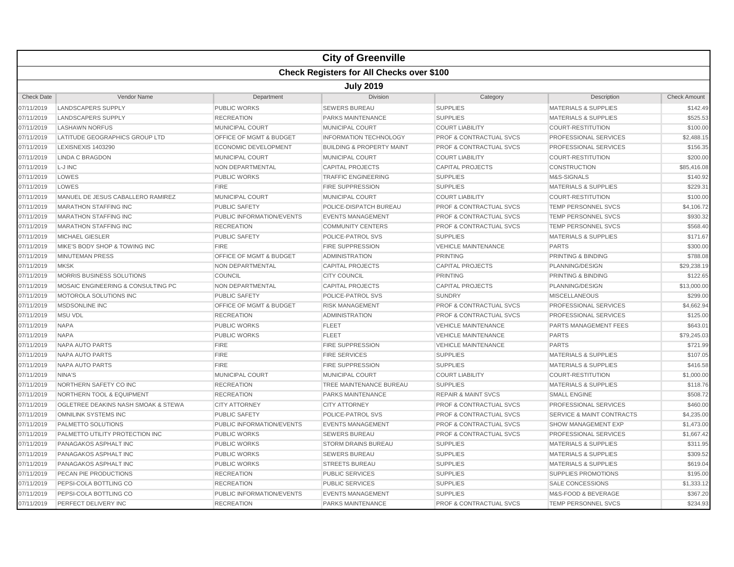# City of Greenville

## Check Registers for All Checks over $100

### July 2019

| Check Date | Vendor Name | Department | Division | Category | Description | Check Amount |
|---|---|---|---|---|---|---|
| 07/11/2019 | LANDSCAPERS SUPPLY | PUBLIC WORKS | SEWERS BUREAU | SUPPLIES | MATERIALS & SUPPLIES | $142.49 |
| 07/11/2019 | LANDSCAPERS SUPPLY | RECREATION | PARKS MAINTENANCE | SUPPLIES | MATERIALS & SUPPLIES | $525.53 |
| 07/11/2019 | LASHAWN NORFUS | MUNICIPAL COURT | MUNICIPAL COURT | COURT LIABILITY | COURT-RESTITUTION | $100.00 |
| 07/11/2019 | LATITUDE GEOGRAPHICS GROUP LTD | OFFICE OF MGMT & BUDGET | INFORMATION TECHNOLOGY | PROF & CONTRACTUAL SVCS | PROFESSIONAL SERVICES | $2,488.15 |
| 07/11/2019 | LEXISNEXIS 1403290 | ECONOMIC DEVELOPMENT | BUILDING & PROPERTY MAINT | PROF & CONTRACTUAL SVCS | PROFESSIONAL SERVICES | $156.35 |
| 07/11/2019 | LINDA C BRAGDON | MUNICIPAL COURT | MUNICIPAL COURT | COURT LIABILITY | COURT-RESTITUTION | $200.00 |
| 07/11/2019 | L-J INC | NON DEPARTMENTAL | CAPITAL PROJECTS | CAPITAL PROJECTS | CONSTRUCTION | $85,416.08 |
| 07/11/2019 | LOWES | PUBLIC WORKS | TRAFFIC ENGINEERING | SUPPLIES | M&S-SIGNALS | $140.92 |
| 07/11/2019 | LOWES | FIRE | FIRE SUPPRESSION | SUPPLIES | MATERIALS & SUPPLIES | $229.31 |
| 07/11/2019 | MANUEL DE JESUS CABALLERO RAMIREZ | MUNICIPAL COURT | MUNICIPAL COURT | COURT LIABILITY | COURT-RESTITUTION | $100.00 |
| 07/11/2019 | MARATHON STAFFING INC | PUBLIC SAFETY | POLICE-DISPATCH BUREAU | PROF & CONTRACTUAL SVCS | TEMP PERSONNEL SVCS | $4,106.72 |
| 07/11/2019 | MARATHON STAFFING INC | PUBLIC INFORMATION/EVENTS | EVENTS MANAGEMENT | PROF & CONTRACTUAL SVCS | TEMP PERSONNEL SVCS | $930.32 |
| 07/11/2019 | MARATHON STAFFING INC | RECREATION | COMMUNITY CENTERS | PROF & CONTRACTUAL SVCS | TEMP PERSONNEL SVCS | $568.40 |
| 07/11/2019 | MICHAEL GIESLER | PUBLIC SAFETY | POLICE-PATROL SVS | SUPPLIES | MATERIALS & SUPPLIES | $171.67 |
| 07/11/2019 | MIKE'S BODY SHOP & TOWING INC | FIRE | FIRE SUPPRESSION | VEHICLE MAINTENANCE | PARTS | $300.00 |
| 07/11/2019 | MINUTEMAN PRESS | OFFICE OF MGMT & BUDGET | ADMINISTRATION | PRINTING | PRINTING & BINDING | $788.08 |
| 07/11/2019 | MKSK | NON DEPARTMENTAL | CAPITAL PROJECTS | CAPITAL PROJECTS | PLANNING/DESIGN | $29,238.19 |
| 07/11/2019 | MORRIS BUSINESS SOLUTIONS | COUNCIL | CITY COUNCIL | PRINTING | PRINTING & BINDING | $122.65 |
| 07/11/2019 | MOSAIC ENGINEERING & CONSULTING PC | NON DEPARTMENTAL | CAPITAL PROJECTS | CAPITAL PROJECTS | PLANNING/DESIGN | $13,000.00 |
| 07/11/2019 | MOTOROLA SOLUTIONS INC | PUBLIC SAFETY | POLICE-PATROL SVS | SUNDRY | MISCELLANEOUS | $299.00 |
| 07/11/2019 | MSDSONLINE INC | OFFICE OF MGMT & BUDGET | RISK MANAGEMENT | PROF & CONTRACTUAL SVCS | PROFESSIONAL SERVICES | $4,662.94 |
| 07/11/2019 | MSU VDL | RECREATION | ADMINISTRATION | PROF & CONTRACTUAL SVCS | PROFESSIONAL SERVICES | $125.00 |
| 07/11/2019 | NAPA | PUBLIC WORKS | FLEET | VEHICLE MAINTENANCE | PARTS MANAGEMENT FEES | $643.01 |
| 07/11/2019 | NAPA | PUBLIC WORKS | FLEET | VEHICLE MAINTENANCE | PARTS | $79,245.03 |
| 07/11/2019 | NAPA AUTO PARTS | FIRE | FIRE SUPPRESSION | VEHICLE MAINTENANCE | PARTS | $721.99 |
| 07/11/2019 | NAPA AUTO PARTS | FIRE | FIRE SERVICES | SUPPLIES | MATERIALS & SUPPLIES | $107.05 |
| 07/11/2019 | NAPA AUTO PARTS | FIRE | FIRE SUPPRESSION | SUPPLIES | MATERIALS & SUPPLIES | $416.58 |
| 07/11/2019 | NINA'S | MUNICIPAL COURT | MUNICIPAL COURT | COURT LIABILITY | COURT-RESTITUTION | $1,000.00 |
| 07/11/2019 | NORTHERN SAFETY CO INC | RECREATION | TREE MAINTENANCE BUREAU | SUPPLIES | MATERIALS & SUPPLIES | $118.76 |
| 07/11/2019 | NORTHERN TOOL & EQUIPMENT | RECREATION | PARKS MAINTENANCE | REPAIR & MAINT SVCS | SMALL ENGINE | $508.72 |
| 07/11/2019 | OGLETREE DEAKINS NASH SMOAK & STEWA | CITY ATTORNEY | CITY ATTORNEY | PROF & CONTRACTUAL SVCS | PROFESSIONAL SERVICES | $460.00 |
| 07/11/2019 | OMNILINK SYSTEMS INC | PUBLIC SAFETY | POLICE-PATROL SVS | PROF & CONTRACTUAL SVCS | SERVICE & MAINT CONTRACTS | $4,235.00 |
| 07/11/2019 | PALMETTO SOLUTIONS | PUBLIC INFORMATION/EVENTS | EVENTS MANAGEMENT | PROF & CONTRACTUAL SVCS | SHOW MANAGEMENT EXP | $1,473.00 |
| 07/11/2019 | PALMETTO UTILITY PROTECTION INC | PUBLIC WORKS | SEWERS BUREAU | PROF & CONTRACTUAL SVCS | PROFESSIONAL SERVICES | $1,667.42 |
| 07/11/2019 | PANAGAKOS ASPHALT INC | PUBLIC WORKS | STORM DRAINS BUREAU | SUPPLIES | MATERIALS & SUPPLIES | $311.95 |
| 07/11/2019 | PANAGAKOS ASPHALT INC | PUBLIC WORKS | SEWERS BUREAU | SUPPLIES | MATERIALS & SUPPLIES | $309.52 |
| 07/11/2019 | PANAGAKOS ASPHALT INC | PUBLIC WORKS | STREETS BUREAU | SUPPLIES | MATERIALS & SUPPLIES | $619.04 |
| 07/11/2019 | PECAN PIE PRODUCTIONS | RECREATION | PUBLIC SERVICES | SUPPLIES | SUPPLIES PROMOTIONS | $195.00 |
| 07/11/2019 | PEPSI-COLA BOTTLING CO | RECREATION | PUBLIC SERVICES | SUPPLIES | SALE CONCESSIONS | $1,333.12 |
| 07/11/2019 | PEPSI-COLA BOTTLING CO | PUBLIC INFORMATION/EVENTS | EVENTS MANAGEMENT | SUPPLIES | M&S-FOOD & BEVERAGE | $367.20 |
| 07/11/2019 | PERFECT DELIVERY INC | RECREATION | PARKS MAINTENANCE | PROF & CONTRACTUAL SVCS | TEMP PERSONNEL SVCS | $234.93 |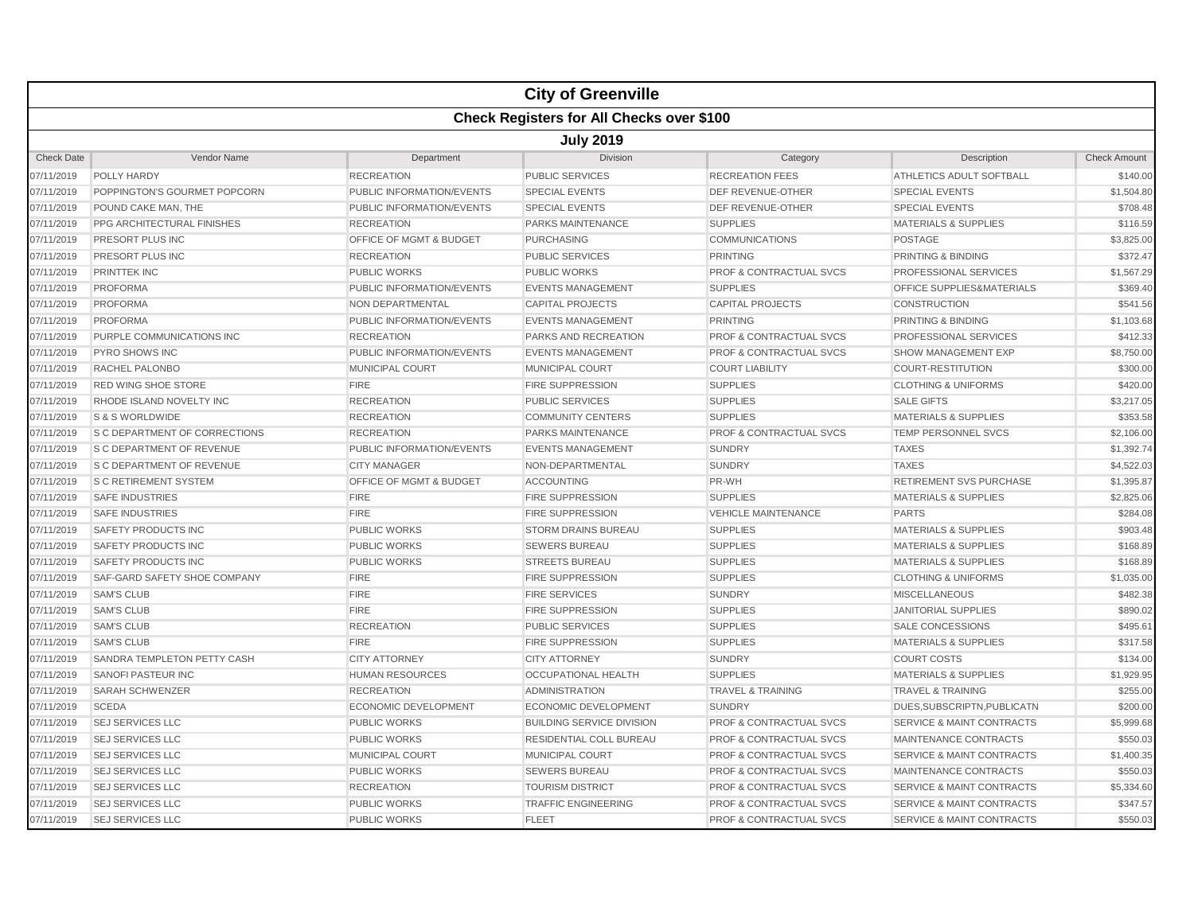# City of Greenville

## Check Registers for All Checks over $100

### July 2019

| Check Date | Vendor Name | Department | Division | Category | Description | Check Amount |
|---|---|---|---|---|---|---|
| 07/11/2019 | POLLY HARDY | RECREATION | PUBLIC SERVICES | RECREATION FEES | ATHLETICS ADULT SOFTBALL | $140.00 |
| 07/11/2019 | POPPINGTON'S GOURMET POPCORN | PUBLIC INFORMATION/EVENTS | SPECIAL EVENTS | DEF REVENUE-OTHER | SPECIAL EVENTS | $1,504.80 |
| 07/11/2019 | POUND CAKE MAN, THE | PUBLIC INFORMATION/EVENTS | SPECIAL EVENTS | DEF REVENUE-OTHER | SPECIAL EVENTS | $708.48 |
| 07/11/2019 | PPG ARCHITECTURAL FINISHES | RECREATION | PARKS MAINTENANCE | SUPPLIES | MATERIALS & SUPPLIES | $116.59 |
| 07/11/2019 | PRESORT PLUS INC | OFFICE OF MGMT & BUDGET | PURCHASING | COMMUNICATIONS | POSTAGE | $3,825.00 |
| 07/11/2019 | PRESORT PLUS INC | RECREATION | PUBLIC SERVICES | PRINTING | PRINTING & BINDING | $372.47 |
| 07/11/2019 | PRINTTEK INC | PUBLIC WORKS | PUBLIC WORKS | PROF & CONTRACTUAL SVCS | PROFESSIONAL SERVICES | $1,567.29 |
| 07/11/2019 | PROFORMA | PUBLIC INFORMATION/EVENTS | EVENTS MANAGEMENT | SUPPLIES | OFFICE SUPPLIES&MATERIALS | $369.40 |
| 07/11/2019 | PROFORMA | NON DEPARTMENTAL | CAPITAL PROJECTS | CAPITAL PROJECTS | CONSTRUCTION | $541.56 |
| 07/11/2019 | PROFORMA | PUBLIC INFORMATION/EVENTS | EVENTS MANAGEMENT | PRINTING | PRINTING & BINDING | $1,103.68 |
| 07/11/2019 | PURPLE COMMUNICATIONS INC | RECREATION | PARKS AND RECREATION | PROF & CONTRACTUAL SVCS | PROFESSIONAL SERVICES | $412.33 |
| 07/11/2019 | PYRO SHOWS INC | PUBLIC INFORMATION/EVENTS | EVENTS MANAGEMENT | PROF & CONTRACTUAL SVCS | SHOW MANAGEMENT EXP | $8,750.00 |
| 07/11/2019 | RACHEL PALONBO | MUNICIPAL COURT | MUNICIPAL COURT | COURT LIABILITY | COURT-RESTITUTION | $300.00 |
| 07/11/2019 | RED WING SHOE STORE | FIRE | FIRE SUPPRESSION | SUPPLIES | CLOTHING & UNIFORMS | $420.00 |
| 07/11/2019 | RHODE ISLAND NOVELTY INC | RECREATION | PUBLIC SERVICES | SUPPLIES | SALE GIFTS | $3,217.05 |
| 07/11/2019 | S & S WORLDWIDE | RECREATION | COMMUNITY CENTERS | SUPPLIES | MATERIALS & SUPPLIES | $353.58 |
| 07/11/2019 | S C DEPARTMENT OF CORRECTIONS | RECREATION | PARKS MAINTENANCE | PROF & CONTRACTUAL SVCS | TEMP PERSONNEL SVCS | $2,106.00 |
| 07/11/2019 | S C DEPARTMENT OF REVENUE | PUBLIC INFORMATION/EVENTS | EVENTS MANAGEMENT | SUNDRY | TAXES | $1,392.74 |
| 07/11/2019 | S C DEPARTMENT OF REVENUE | CITY MANAGER | NON-DEPARTMENTAL | SUNDRY | TAXES | $4,522.03 |
| 07/11/2019 | S C RETIREMENT SYSTEM | OFFICE OF MGMT & BUDGET | ACCOUNTING | PR-WH | RETIREMENT SVS PURCHASE | $1,395.87 |
| 07/11/2019 | SAFE INDUSTRIES | FIRE | FIRE SUPPRESSION | SUPPLIES | MATERIALS & SUPPLIES | $2,825.06 |
| 07/11/2019 | SAFE INDUSTRIES | FIRE | FIRE SUPPRESSION | VEHICLE MAINTENANCE | PARTS | $284.08 |
| 07/11/2019 | SAFETY PRODUCTS INC | PUBLIC WORKS | STORM DRAINS BUREAU | SUPPLIES | MATERIALS & SUPPLIES | $903.48 |
| 07/11/2019 | SAFETY PRODUCTS INC | PUBLIC WORKS | SEWERS BUREAU | SUPPLIES | MATERIALS & SUPPLIES | $168.89 |
| 07/11/2019 | SAFETY PRODUCTS INC | PUBLIC WORKS | STREETS BUREAU | SUPPLIES | MATERIALS & SUPPLIES | $168.89 |
| 07/11/2019 | SAF-GARD SAFETY SHOE COMPANY | FIRE | FIRE SUPPRESSION | SUPPLIES | CLOTHING & UNIFORMS | $1,035.00 |
| 07/11/2019 | SAM'S CLUB | FIRE | FIRE SERVICES | SUNDRY | MISCELLANEOUS | $482.38 |
| 07/11/2019 | SAM'S CLUB | FIRE | FIRE SUPPRESSION | SUPPLIES | JANITORIAL SUPPLIES | $890.02 |
| 07/11/2019 | SAM'S CLUB | RECREATION | PUBLIC SERVICES | SUPPLIES | SALE CONCESSIONS | $495.61 |
| 07/11/2019 | SAM'S CLUB | FIRE | FIRE SUPPRESSION | SUPPLIES | MATERIALS & SUPPLIES | $317.58 |
| 07/11/2019 | SANDRA TEMPLETON PETTY CASH | CITY ATTORNEY | CITY ATTORNEY | SUNDRY | COURT COSTS | $134.00 |
| 07/11/2019 | SANOFI PASTEUR INC | HUMAN RESOURCES | OCCUPATIONAL HEALTH | SUPPLIES | MATERIALS & SUPPLIES | $1,929.95 |
| 07/11/2019 | SARAH SCHWENZER | RECREATION | ADMINISTRATION | TRAVEL & TRAINING | TRAVEL & TRAINING | $255.00 |
| 07/11/2019 | SCEDA | ECONOMIC DEVELOPMENT | ECONOMIC DEVELOPMENT | SUNDRY | DUES,SUBSCRIPTN,PUBLICATN | $200.00 |
| 07/11/2019 | SEJ SERVICES LLC | PUBLIC WORKS | BUILDING SERVICE DIVISION | PROF & CONTRACTUAL SVCS | SERVICE & MAINT CONTRACTS | $5,999.68 |
| 07/11/2019 | SEJ SERVICES LLC | PUBLIC WORKS | RESIDENTIAL COLL BUREAU | PROF & CONTRACTUAL SVCS | MAINTENANCE CONTRACTS | $550.03 |
| 07/11/2019 | SEJ SERVICES LLC | MUNICIPAL COURT | MUNICIPAL COURT | PROF & CONTRACTUAL SVCS | SERVICE & MAINT CONTRACTS | $1,400.35 |
| 07/11/2019 | SEJ SERVICES LLC | PUBLIC WORKS | SEWERS BUREAU | PROF & CONTRACTUAL SVCS | MAINTENANCE CONTRACTS | $550.03 |
| 07/11/2019 | SEJ SERVICES LLC | RECREATION | TOURISM DISTRICT | PROF & CONTRACTUAL SVCS | SERVICE & MAINT CONTRACTS | $5,334.60 |
| 07/11/2019 | SEJ SERVICES LLC | PUBLIC WORKS | TRAFFIC ENGINEERING | PROF & CONTRACTUAL SVCS | SERVICE & MAINT CONTRACTS | $347.57 |
| 07/11/2019 | SEJ SERVICES LLC | PUBLIC WORKS | FLEET | PROF & CONTRACTUAL SVCS | SERVICE & MAINT CONTRACTS | $550.03 |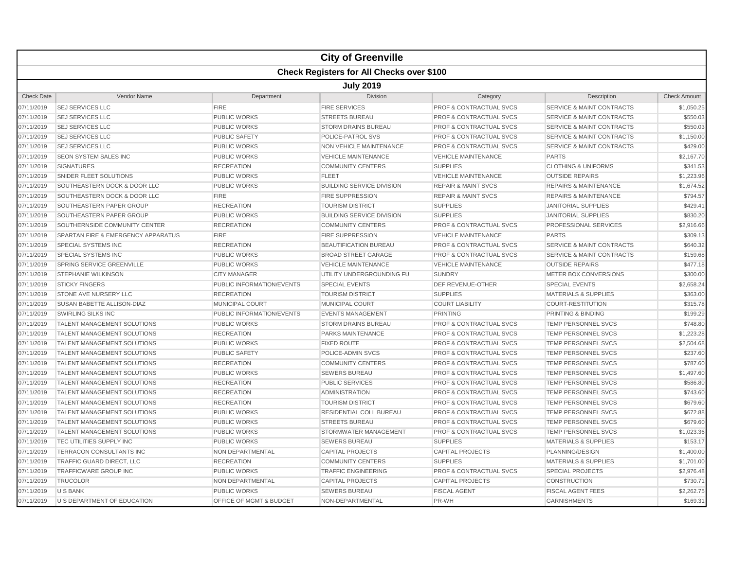# City of Greenville

## Check Registers for All Checks over $100

### July 2019

| Check Date | Vendor Name | Department | Division | Category | Description | Check Amount |
|---|---|---|---|---|---|---|
| 07/11/2019 | SEJ SERVICES LLC | FIRE | FIRE SERVICES | PROF & CONTRACTUAL SVCS | SERVICE & MAINT CONTRACTS | $1,050.25 |
| 07/11/2019 | SEJ SERVICES LLC | PUBLIC WORKS | STREETS BUREAU | PROF & CONTRACTUAL SVCS | SERVICE & MAINT CONTRACTS | $550.03 |
| 07/11/2019 | SEJ SERVICES LLC | PUBLIC WORKS | STORM DRAINS BUREAU | PROF & CONTRACTUAL SVCS | SERVICE & MAINT CONTRACTS | $550.03 |
| 07/11/2019 | SEJ SERVICES LLC | PUBLIC SAFETY | POLICE-PATROL SVS | PROF & CONTRACTUAL SVCS | SERVICE & MAINT CONTRACTS | $1,150.00 |
| 07/11/2019 | SEJ SERVICES LLC | PUBLIC WORKS | NON VEHICLE MAINTENANCE | PROF & CONTRACTUAL SVCS | SERVICE & MAINT CONTRACTS | $429.00 |
| 07/11/2019 | SEON SYSTEM SALES INC | PUBLIC WORKS | VEHICLE MAINTENANCE | VEHICLE MAINTENANCE | PARTS | $2,167.70 |
| 07/11/2019 | SIGNATURES | RECREATION | COMMUNITY CENTERS | SUPPLIES | CLOTHING & UNIFORMS | $341.53 |
| 07/11/2019 | SNIDER FLEET SOLUTIONS | PUBLIC WORKS | FLEET | VEHICLE MAINTENANCE | OUTSIDE REPAIRS | $1,223.96 |
| 07/11/2019 | SOUTHEASTERN DOCK & DOOR LLC | PUBLIC WORKS | BUILDING SERVICE DIVISION | REPAIR & MAINT SVCS | REPAIRS & MAINTENANCE | $1,674.52 |
| 07/11/2019 | SOUTHEASTERN DOCK & DOOR LLC | FIRE | FIRE SUPPRESSION | REPAIR & MAINT SVCS | REPAIRS & MAINTENANCE | $794.57 |
| 07/11/2019 | SOUTHEASTERN PAPER GROUP | RECREATION | TOURISM DISTRICT | SUPPLIES | JANITORIAL SUPPLIES | $429.41 |
| 07/11/2019 | SOUTHEASTERN PAPER GROUP | PUBLIC WORKS | BUILDING SERVICE DIVISION | SUPPLIES | JANITORIAL SUPPLIES | $830.20 |
| 07/11/2019 | SOUTHERNSIDE COMMUNITY CENTER | RECREATION | COMMUNITY CENTERS | PROF & CONTRACTUAL SVCS | PROFESSIONAL SERVICES | $2,916.66 |
| 07/11/2019 | SPARTAN FIRE & EMERGENCY APPARATUS | FIRE | FIRE SUPPRESSION | VEHICLE MAINTENANCE | PARTS | $309.13 |
| 07/11/2019 | SPECIAL SYSTEMS INC | RECREATION | BEAUTIFICATION BUREAU | PROF & CONTRACTUAL SVCS | SERVICE & MAINT CONTRACTS | $640.32 |
| 07/11/2019 | SPECIAL SYSTEMS INC | PUBLIC WORKS | BROAD STREET GARAGE | PROF & CONTRACTUAL SVCS | SERVICE & MAINT CONTRACTS | $159.68 |
| 07/11/2019 | SPRING SERVICE GREENVILLE | PUBLIC WORKS | VEHICLE MAINTENANCE | VEHICLE MAINTENANCE | OUTSIDE REPAIRS | $477.18 |
| 07/11/2019 | STEPHANIE WILKINSON | CITY MANAGER | UTILITY UNDERGROUNDING FU | SUNDRY | METER BOX CONVERSIONS | $300.00 |
| 07/11/2019 | STICKY FINGERS | PUBLIC INFORMATION/EVENTS | SPECIAL EVENTS | DEF REVENUE-OTHER | SPECIAL EVENTS | $2,658.24 |
| 07/11/2019 | STONE AVE NURSERY LLC | RECREATION | TOURISM DISTRICT | SUPPLIES | MATERIALS & SUPPLIES | $363.00 |
| 07/11/2019 | SUSAN BABETTE ALLISON-DIAZ | MUNICIPAL COURT | MUNICIPAL COURT | COURT LIABILITY | COURT-RESTITUTION | $315.78 |
| 07/11/2019 | SWIRLING SILKS INC | PUBLIC INFORMATION/EVENTS | EVENTS MANAGEMENT | PRINTING | PRINTING & BINDING | $199.29 |
| 07/11/2019 | TALENT MANAGEMENT SOLUTIONS | PUBLIC WORKS | STORM DRAINS BUREAU | PROF & CONTRACTUAL SVCS | TEMP PERSONNEL SVCS | $748.80 |
| 07/11/2019 | TALENT MANAGEMENT SOLUTIONS | RECREATION | PARKS MAINTENANCE | PROF & CONTRACTUAL SVCS | TEMP PERSONNEL SVCS | $1,223.28 |
| 07/11/2019 | TALENT MANAGEMENT SOLUTIONS | PUBLIC WORKS | FIXED ROUTE | PROF & CONTRACTUAL SVCS | TEMP PERSONNEL SVCS | $2,504.68 |
| 07/11/2019 | TALENT MANAGEMENT SOLUTIONS | PUBLIC SAFETY | POLICE-ADMIN SVCS | PROF & CONTRACTUAL SVCS | TEMP PERSONNEL SVCS | $237.60 |
| 07/11/2019 | TALENT MANAGEMENT SOLUTIONS | RECREATION | COMMUNITY CENTERS | PROF & CONTRACTUAL SVCS | TEMP PERSONNEL SVCS | $787.60 |
| 07/11/2019 | TALENT MANAGEMENT SOLUTIONS | PUBLIC WORKS | SEWERS BUREAU | PROF & CONTRACTUAL SVCS | TEMP PERSONNEL SVCS | $1,497.60 |
| 07/11/2019 | TALENT MANAGEMENT SOLUTIONS | RECREATION | PUBLIC SERVICES | PROF & CONTRACTUAL SVCS | TEMP PERSONNEL SVCS | $586.80 |
| 07/11/2019 | TALENT MANAGEMENT SOLUTIONS | RECREATION | ADMINISTRATION | PROF & CONTRACTUAL SVCS | TEMP PERSONNEL SVCS | $743.60 |
| 07/11/2019 | TALENT MANAGEMENT SOLUTIONS | RECREATION | TOURISM DISTRICT | PROF & CONTRACTUAL SVCS | TEMP PERSONNEL SVCS | $679.60 |
| 07/11/2019 | TALENT MANAGEMENT SOLUTIONS | PUBLIC WORKS | RESIDENTIAL COLL BUREAU | PROF & CONTRACTUAL SVCS | TEMP PERSONNEL SVCS | $672.88 |
| 07/11/2019 | TALENT MANAGEMENT SOLUTIONS | PUBLIC WORKS | STREETS BUREAU | PROF & CONTRACTUAL SVCS | TEMP PERSONNEL SVCS | $679.60 |
| 07/11/2019 | TALENT MANAGEMENT SOLUTIONS | PUBLIC WORKS | STORMWATER MANAGEMENT | PROF & CONTRACTUAL SVCS | TEMP PERSONNEL SVCS | $1,023.36 |
| 07/11/2019 | TEC UTILITIES SUPPLY INC | PUBLIC WORKS | SEWERS BUREAU | SUPPLIES | MATERIALS & SUPPLIES | $153.17 |
| 07/11/2019 | TERRACON CONSULTANTS INC | NON DEPARTMENTAL | CAPITAL PROJECTS | CAPITAL PROJECTS | PLANNING/DESIGN | $1,400.00 |
| 07/11/2019 | TRAFFIC GUARD DIRECT, LLC | RECREATION | COMMUNITY CENTERS | SUPPLIES | MATERIALS & SUPPLIES | $1,701.00 |
| 07/11/2019 | TRAFFICWARE GROUP INC | PUBLIC WORKS | TRAFFIC ENGINEERING | PROF & CONTRACTUAL SVCS | SPECIAL PROJECTS | $2,976.48 |
| 07/11/2019 | TRUCOLOR | NON DEPARTMENTAL | CAPITAL PROJECTS | CAPITAL PROJECTS | CONSTRUCTION | $730.71 |
| 07/11/2019 | U S BANK | PUBLIC WORKS | SEWERS BUREAU | FISCAL AGENT | FISCAL AGENT FEES | $2,262.75 |
| 07/11/2019 | U S DEPARTMENT OF EDUCATION | OFFICE OF MGMT & BUDGET | NON-DEPARTMENTAL | PR-WH | GARNISHMENTS | $169.31 |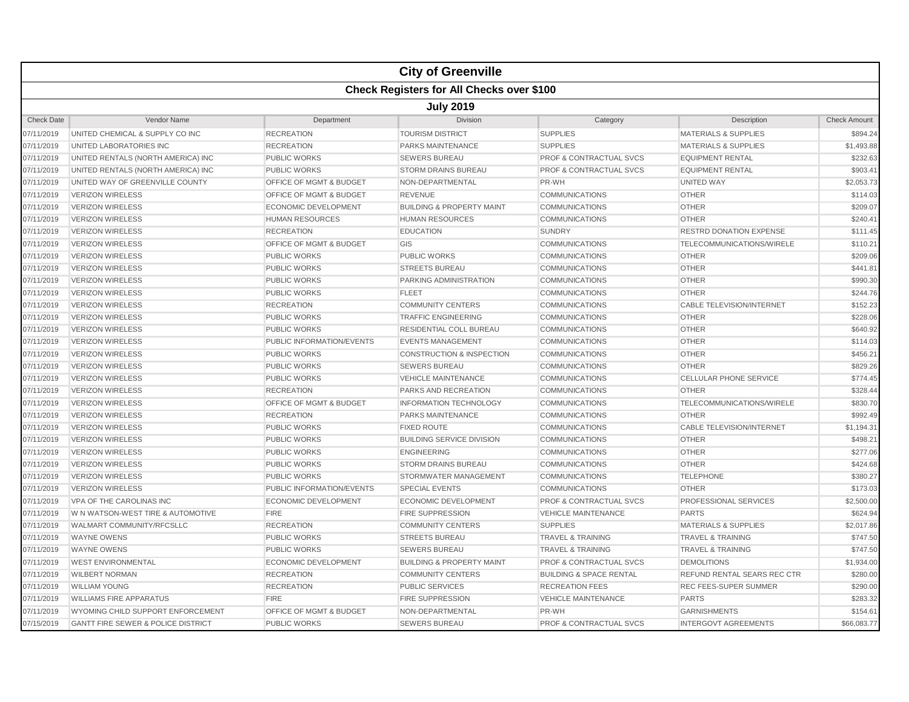# City of Greenville

## Check Registers for All Checks over $100

### July 2019

| Check Date | Vendor Name | Department | Division | Category | Description | Check Amount |
|---|---|---|---|---|---|---|
| 07/11/2019 | UNITED CHEMICAL & SUPPLY CO INC | RECREATION | TOURISM DISTRICT | SUPPLIES | MATERIALS & SUPPLIES | $894.24 |
| 07/11/2019 | UNITED LABORATORIES INC | RECREATION | PARKS MAINTENANCE | SUPPLIES | MATERIALS & SUPPLIES | $1,493.88 |
| 07/11/2019 | UNITED RENTALS (NORTH AMERICA) INC | PUBLIC WORKS | SEWERS BUREAU | PROF & CONTRACTUAL SVCS | EQUIPMENT RENTAL | $232.63 |
| 07/11/2019 | UNITED RENTALS (NORTH AMERICA) INC | PUBLIC WORKS | STORM DRAINS BUREAU | PROF & CONTRACTUAL SVCS | EQUIPMENT RENTAL | $903.41 |
| 07/11/2019 | UNITED WAY OF GREENVILLE COUNTY | OFFICE OF MGMT & BUDGET | NON-DEPARTMENTAL | PR-WH | UNITED WAY | $2,053.73 |
| 07/11/2019 | VERIZON WIRELESS | OFFICE OF MGMT & BUDGET | REVENUE | COMMUNICATIONS | OTHER | $114.03 |
| 07/11/2019 | VERIZON WIRELESS | ECONOMIC DEVELOPMENT | BUILDING & PROPERTY MAINT | COMMUNICATIONS | OTHER | $209.07 |
| 07/11/2019 | VERIZON WIRELESS | HUMAN RESOURCES | HUMAN RESOURCES | COMMUNICATIONS | OTHER | $240.41 |
| 07/11/2019 | VERIZON WIRELESS | RECREATION | EDUCATION | SUNDRY | RESTRD DONATION EXPENSE | $111.45 |
| 07/11/2019 | VERIZON WIRELESS | OFFICE OF MGMT & BUDGET | GIS | COMMUNICATIONS | TELECOMMUNICATIONS/WIRELE | $110.21 |
| 07/11/2019 | VERIZON WIRELESS | PUBLIC WORKS | PUBLIC WORKS | COMMUNICATIONS | OTHER | $209.06 |
| 07/11/2019 | VERIZON WIRELESS | PUBLIC WORKS | STREETS BUREAU | COMMUNICATIONS | OTHER | $441.81 |
| 07/11/2019 | VERIZON WIRELESS | PUBLIC WORKS | PARKING ADMINISTRATION | COMMUNICATIONS | OTHER | $990.30 |
| 07/11/2019 | VERIZON WIRELESS | PUBLIC WORKS | FLEET | COMMUNICATIONS | OTHER | $244.76 |
| 07/11/2019 | VERIZON WIRELESS | RECREATION | COMMUNITY CENTERS | COMMUNICATIONS | CABLE TELEVISION/INTERNET | $152.23 |
| 07/11/2019 | VERIZON WIRELESS | PUBLIC WORKS | TRAFFIC ENGINEERING | COMMUNICATIONS | OTHER | $228.06 |
| 07/11/2019 | VERIZON WIRELESS | PUBLIC WORKS | RESIDENTIAL COLL BUREAU | COMMUNICATIONS | OTHER | $640.92 |
| 07/11/2019 | VERIZON WIRELESS | PUBLIC INFORMATION/EVENTS | EVENTS MANAGEMENT | COMMUNICATIONS | OTHER | $114.03 |
| 07/11/2019 | VERIZON WIRELESS | PUBLIC WORKS | CONSTRUCTION & INSPECTION | COMMUNICATIONS | OTHER | $456.21 |
| 07/11/2019 | VERIZON WIRELESS | PUBLIC WORKS | SEWERS BUREAU | COMMUNICATIONS | OTHER | $829.26 |
| 07/11/2019 | VERIZON WIRELESS | PUBLIC WORKS | VEHICLE MAINTENANCE | COMMUNICATIONS | CELLULAR PHONE SERVICE | $774.45 |
| 07/11/2019 | VERIZON WIRELESS | RECREATION | PARKS AND RECREATION | COMMUNICATIONS | OTHER | $328.44 |
| 07/11/2019 | VERIZON WIRELESS | OFFICE OF MGMT & BUDGET | INFORMATION TECHNOLOGY | COMMUNICATIONS | TELECOMMUNICATIONS/WIRELE | $830.70 |
| 07/11/2019 | VERIZON WIRELESS | RECREATION | PARKS MAINTENANCE | COMMUNICATIONS | OTHER | $992.49 |
| 07/11/2019 | VERIZON WIRELESS | PUBLIC WORKS | FIXED ROUTE | COMMUNICATIONS | CABLE TELEVISION/INTERNET | $1,194.31 |
| 07/11/2019 | VERIZON WIRELESS | PUBLIC WORKS | BUILDING SERVICE DIVISION | COMMUNICATIONS | OTHER | $498.21 |
| 07/11/2019 | VERIZON WIRELESS | PUBLIC WORKS | ENGINEERING | COMMUNICATIONS | OTHER | $277.06 |
| 07/11/2019 | VERIZON WIRELESS | PUBLIC WORKS | STORM DRAINS BUREAU | COMMUNICATIONS | OTHER | $424.68 |
| 07/11/2019 | VERIZON WIRELESS | PUBLIC WORKS | STORMWATER MANAGEMENT | COMMUNICATIONS | TELEPHONE | $380.27 |
| 07/11/2019 | VERIZON WIRELESS | PUBLIC INFORMATION/EVENTS | SPECIAL EVENTS | COMMUNICATIONS | OTHER | $173.03 |
| 07/11/2019 | VPA OF THE CAROLINAS INC | ECONOMIC DEVELOPMENT | ECONOMIC DEVELOPMENT | PROF & CONTRACTUAL SVCS | PROFESSIONAL SERVICES | $2,500.00 |
| 07/11/2019 | W N WATSON-WEST TIRE & AUTOMOTIVE | FIRE | FIRE SUPPRESSION | VEHICLE MAINTENANCE | PARTS | $624.94 |
| 07/11/2019 | WALMART COMMUNITY/RFCSLLC | RECREATION | COMMUNITY CENTERS | SUPPLIES | MATERIALS & SUPPLIES | $2,017.86 |
| 07/11/2019 | WAYNE OWENS | PUBLIC WORKS | STREETS BUREAU | TRAVEL & TRAINING | TRAVEL & TRAINING | $747.50 |
| 07/11/2019 | WAYNE OWENS | PUBLIC WORKS | SEWERS BUREAU | TRAVEL & TRAINING | TRAVEL & TRAINING | $747.50 |
| 07/11/2019 | WEST ENVIRONMENTAL | ECONOMIC DEVELOPMENT | BUILDING & PROPERTY MAINT | PROF & CONTRACTUAL SVCS | DEMOLITIONS | $1,934.00 |
| 07/11/2019 | WILBERT NORMAN | RECREATION | COMMUNITY CENTERS | BUILDING & SPACE RENTAL | REFUND RENTAL SEARS REC CTR | $280.00 |
| 07/11/2019 | WILLIAM YOUNG | RECREATION | PUBLIC SERVICES | RECREATION FEES | REC FEES-SUPER SUMMER | $290.00 |
| 07/11/2019 | WILLIAMS FIRE APPARATUS | FIRE | FIRE SUPPRESSION | VEHICLE MAINTENANCE | PARTS | $283.32 |
| 07/11/2019 | WYOMING CHILD SUPPORT ENFORCEMENT | OFFICE OF MGMT & BUDGET | NON-DEPARTMENTAL | PR-WH | GARNISHMENTS | $154.61 |
| 07/15/2019 | GANTT FIRE SEWER & POLICE DISTRICT | PUBLIC WORKS | SEWERS BUREAU | PROF & CONTRACTUAL SVCS | INTERGOVT AGREEMENTS | $66,083.77 |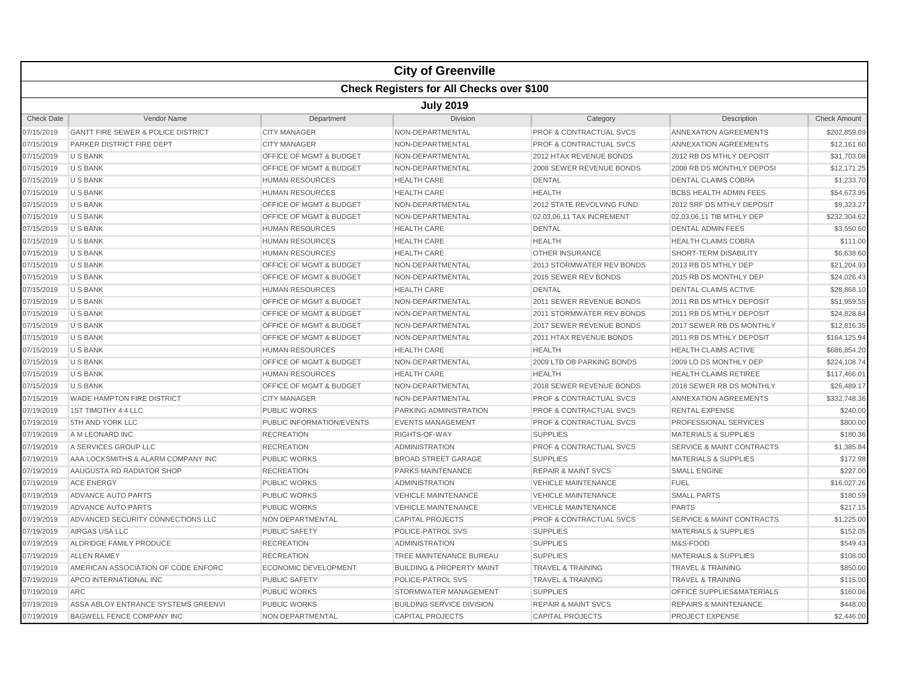# City of Greenville

## Check Registers for All Checks over $100

### July 2019

| Check Date | Vendor Name | Department | Division | Category | Description | Check Amount |
|---|---|---|---|---|---|---|
| 07/15/2019 | GANTT FIRE SEWER & POLICE DISTRICT | CITY MANAGER | NON-DEPARTMENTAL | PROF & CONTRACTUAL SVCS | ANNEXATION AGREEMENTS | $202,859.09 |
| 07/15/2019 | PARKER DISTRICT FIRE DEPT | CITY MANAGER | NON-DEPARTMENTAL | PROF & CONTRACTUAL SVCS | ANNEXATION AGREEMENTS | $12,161.60 |
| 07/15/2019 | U S BANK | OFFICE OF MGMT & BUDGET | NON-DEPARTMENTAL | 2012 HTAX REVENUE BONDS | 2012 RB DS MTHLY DEPOSIT | $31,703.08 |
| 07/15/2019 | U S BANK | OFFICE OF MGMT & BUDGET | NON-DEPARTMENTAL | 2008 SEWER REVENUE BONDS | 2008 RB DS MONTHLY DEPOSI | $12,171.25 |
| 07/15/2019 | U S BANK | HUMAN RESOURCES | HEALTH CARE | DENTAL | DENTAL CLAIMS COBRA | $1,233.70 |
| 07/15/2019 | U S BANK | HUMAN RESOURCES | HEALTH CARE | HEALTH | BCBS HEALTH ADMIN FEES | $54,673.95 |
| 07/15/2019 | U S BANK | OFFICE OF MGMT & BUDGET | NON-DEPARTMENTAL | 2012 STATE REVOLVING FUND | 2012 SRF DS MTHLY DEPOSIT | $9,323.27 |
| 07/15/2019 | U S BANK | OFFICE OF MGMT & BUDGET | NON-DEPARTMENTAL | 02,03,06,11 TAX INCREMENT | 02,03,06,11 TIB MTHLY DEP | $232,304.62 |
| 07/15/2019 | U S BANK | HUMAN RESOURCES | HEALTH CARE | DENTAL | DENTAL ADMIN FEES | $3,550.60 |
| 07/15/2019 | U S BANK | HUMAN RESOURCES | HEALTH CARE | HEALTH | HEALTH CLAIMS COBRA | $111.00 |
| 07/15/2019 | U S BANK | HUMAN RESOURCES | HEALTH CARE | OTHER INSURANCE | SHORT-TERM DISABILITY | $6,638.60 |
| 07/15/2019 | U S BANK | OFFICE OF MGMT & BUDGET | NON-DEPARTMENTAL | 2013 STORMWATER REV BONDS | 2013 RB DS MTHLY DEP | $21,204.93 |
| 07/15/2019 | U S BANK | OFFICE OF MGMT & BUDGET | NON-DEPARTMENTAL | 2015 SEWER REV BONDS | 2015 RB DS MONTHLY DEP | $24,026.43 |
| 07/15/2019 | U S BANK | HUMAN RESOURCES | HEALTH CARE | DENTAL | DENTAL CLAIMS ACTIVE | $28,868.10 |
| 07/15/2019 | U S BANK | OFFICE OF MGMT & BUDGET | NON-DEPARTMENTAL | 2011 SEWER REVENUE BONDS | 2011 RB DS MTHLY DEPOSIT | $51,959.55 |
| 07/15/2019 | U S BANK | OFFICE OF MGMT & BUDGET | NON-DEPARTMENTAL | 2011 STORMWATER REV BONDS | 2011 RB DS MTHLY DEPOSIT | $24,828.84 |
| 07/15/2019 | U S BANK | OFFICE OF MGMT & BUDGET | NON-DEPARTMENTAL | 2017 SEWER REVENUE BONDS | 2017 SEWER RB DS MONTHLY | $12,816.35 |
| 07/15/2019 | U S BANK | OFFICE OF MGMT & BUDGET | NON-DEPARTMENTAL | 2011 HTAX REVENUE BONDS | 2011 RB DS MTHLY DEPOSIT | $164,125.94 |
| 07/15/2019 | U S BANK | HUMAN RESOURCES | HEALTH CARE | HEALTH | HEALTH CLAIMS ACTIVE | $686,854.20 |
| 07/15/2019 | U S BANK | OFFICE OF MGMT & BUDGET | NON-DEPARTMENTAL | 2009 LTD OB PARKING BONDS | 2009 LO DS MONTHLY DEP | $224,108.74 |
| 07/15/2019 | U S BANK | HUMAN RESOURCES | HEALTH CARE | HEALTH | HEALTH CLAIMS RETIREE | $117,466.01 |
| 07/15/2019 | U S BANK | OFFICE OF MGMT & BUDGET | NON-DEPARTMENTAL | 2018 SEWER REVENUE BONDS | 2018 SEWER RB DS MONTHLY | $26,489.17 |
| 07/15/2019 | WADE HAMPTON FIRE DISTRICT | CITY MANAGER | NON-DEPARTMENTAL | PROF & CONTRACTUAL SVCS | ANNEXATION AGREEMENTS | $332,748.36 |
| 07/19/2019 | 1ST TIMOTHY 4:4 LLC | PUBLIC WORKS | PARKING ADMINISTRATION | PROF & CONTRACTUAL SVCS | RENTAL EXPENSE | $240.00 |
| 07/19/2019 | 5TH AND YORK LLC | PUBLIC INFORMATION/EVENTS | EVENTS MANAGEMENT | PROF & CONTRACTUAL SVCS | PROFESSIONAL SERVICES | $800.00 |
| 07/19/2019 | A M LEONARD INC | RECREATION | RIGHTS-OF-WAY | SUPPLIES | MATERIALS & SUPPLIES | $180.36 |
| 07/19/2019 | A SERVICES GROUP LLC | RECREATION | ADMINISTRATION | PROF & CONTRACTUAL SVCS | SERVICE & MAINT CONTRACTS | $1,385.84 |
| 07/19/2019 | AAA LOCKSMITHS & ALARM COMPANY INC | PUBLIC WORKS | BROAD STREET GARAGE | SUPPLIES | MATERIALS & SUPPLIES | $172.98 |
| 07/19/2019 | AAUGUSTA RD RADIATOR SHOP | RECREATION | PARKS MAINTENANCE | REPAIR & MAINT SVCS | SMALL ENGINE | $227.00 |
| 07/19/2019 | ACE ENERGY | PUBLIC WORKS | ADMINISTRATION | VEHICLE MAINTENANCE | FUEL | $16,027.26 |
| 07/19/2019 | ADVANCE AUTO PARTS | PUBLIC WORKS | VEHICLE MAINTENANCE | VEHICLE MAINTENANCE | SMALL PARTS | $180.59 |
| 07/19/2019 | ADVANCE AUTO PARTS | PUBLIC WORKS | VEHICLE MAINTENANCE | VEHICLE MAINTENANCE | PARTS | $217.15 |
| 07/19/2019 | ADVANCED SECURITY CONNECTIONS LLC | NON DEPARTMENTAL | CAPITAL PROJECTS | PROF & CONTRACTUAL SVCS | SERVICE & MAINT CONTRACTS | $1,225.00 |
| 07/19/2019 | AIRGAS USA LLC | PUBLIC SAFETY | POLICE-PATROL SVS | SUPPLIES | MATERIALS & SUPPLIES | $152.05 |
| 07/19/2019 | ALDRIDGE FAMILY PRODUCE | RECREATION | ADMINISTRATION | SUPPLIES | M&S-FOOD | $549.43 |
| 07/19/2019 | ALLEN RAMEY | RECREATION | TREE MAINTENANCE BUREAU | SUPPLIES | MATERIALS & SUPPLIES | $108.00 |
| 07/19/2019 | AMERICAN ASSOCIATION OF CODE ENFORC | ECONOMIC DEVELOPMENT | BUILDING & PROPERTY MAINT | TRAVEL & TRAINING | TRAVEL & TRAINING | $850.00 |
| 07/19/2019 | APCO INTERNATIONAL INC | PUBLIC SAFETY | POLICE-PATROL SVS | TRAVEL & TRAINING | TRAVEL & TRAINING | $115.00 |
| 07/19/2019 | ARC | PUBLIC WORKS | STORMWATER MANAGEMENT | SUPPLIES | OFFICE SUPPLIES&MATERIALS | $160.06 |
| 07/19/2019 | ASSA ABLOY ENTRANCE SYSTEMS GREENVI | PUBLIC WORKS | BUILDING SERVICE DIVISION | REPAIR & MAINT SVCS | REPAIRS & MAINTENANCE | $448.00 |
| 07/19/2019 | BAGWELL FENCE COMPANY INC | NON DEPARTMENTAL | CAPITAL PROJECTS | CAPITAL PROJECTS | PROJECT EXPENSE | $2,446.00 |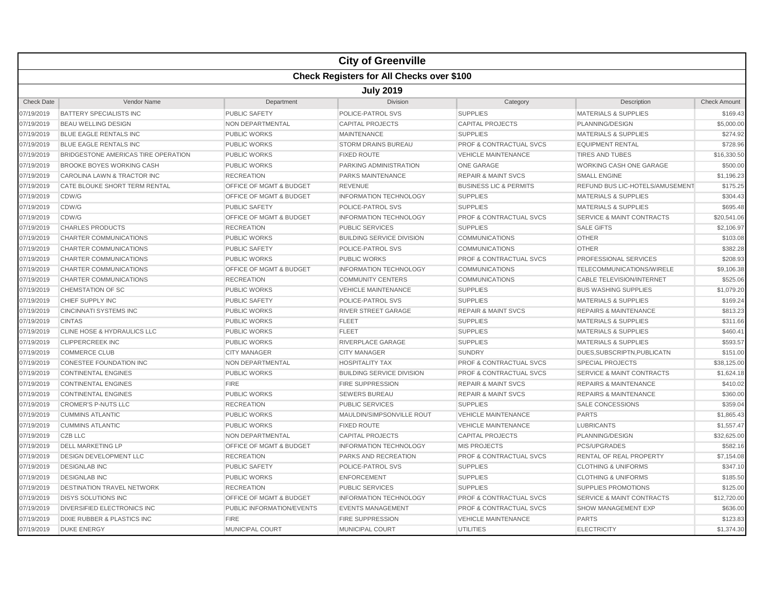# City of Greenville

## Check Registers for All Checks over $100

### July 2019

| Check Date | Vendor Name | Department | Division | Category | Description | Check Amount |
|---|---|---|---|---|---|---|
| 07/19/2019 | BATTERY SPECIALISTS INC | PUBLIC SAFETY | POLICE-PATROL SVS | SUPPLIES | MATERIALS & SUPPLIES | $169.43 |
| 07/19/2019 | BEAU WELLING DESIGN | NON DEPARTMENTAL | CAPITAL PROJECTS | CAPITAL PROJECTS | PLANNING/DESIGN | $5,000.00 |
| 07/19/2019 | BLUE EAGLE RENTALS INC | PUBLIC WORKS | MAINTENANCE | SUPPLIES | MATERIALS & SUPPLIES | $274.92 |
| 07/19/2019 | BLUE EAGLE RENTALS INC | PUBLIC WORKS | STORM DRAINS BUREAU | PROF & CONTRACTUAL SVCS | EQUIPMENT RENTAL | $728.96 |
| 07/19/2019 | BRIDGESTONE AMERICAS TIRE OPERATION | PUBLIC WORKS | FIXED ROUTE | VEHICLE MAINTENANCE | TIRES AND TUBES | $16,330.50 |
| 07/19/2019 | BROOKE BOYES WORKING CASH | PUBLIC WORKS | PARKING ADMINISTRATION | ONE GARAGE | WORKING CASH ONE GARAGE | $500.00 |
| 07/19/2019 | CAROLINA LAWN & TRACTOR INC | RECREATION | PARKS MAINTENANCE | REPAIR & MAINT SVCS | SMALL ENGINE | $1,196.23 |
| 07/19/2019 | CATE BLOUKE SHORT TERM RENTAL | OFFICE OF MGMT & BUDGET | REVENUE | BUSINESS LIC & PERMITS | REFUND BUS LIC-HOTELS/AMUSEMENT | $175.25 |
| 07/19/2019 | CDW/G | OFFICE OF MGMT & BUDGET | INFORMATION TECHNOLOGY | SUPPLIES | MATERIALS & SUPPLIES | $304.43 |
| 07/19/2019 | CDW/G | PUBLIC SAFETY | POLICE-PATROL SVS | SUPPLIES | MATERIALS & SUPPLIES | $695.48 |
| 07/19/2019 | CDW/G | OFFICE OF MGMT & BUDGET | INFORMATION TECHNOLOGY | PROF & CONTRACTUAL SVCS | SERVICE & MAINT CONTRACTS | $20,541.06 |
| 07/19/2019 | CHARLES PRODUCTS | RECREATION | PUBLIC SERVICES | SUPPLIES | SALE GIFTS | $2,106.97 |
| 07/19/2019 | CHARTER COMMUNICATIONS | PUBLIC WORKS | BUILDING SERVICE DIVISION | COMMUNICATIONS | OTHER | $103.08 |
| 07/19/2019 | CHARTER COMMUNICATIONS | PUBLIC SAFETY | POLICE-PATROL SVS | COMMUNICATIONS | OTHER | $382.28 |
| 07/19/2019 | CHARTER COMMUNICATIONS | PUBLIC WORKS | PUBLIC WORKS | PROF & CONTRACTUAL SVCS | PROFESSIONAL SERVICES | $208.93 |
| 07/19/2019 | CHARTER COMMUNICATIONS | OFFICE OF MGMT & BUDGET | INFORMATION TECHNOLOGY | COMMUNICATIONS | TELECOMMUNICATIONS/WIRELE | $9,106.38 |
| 07/19/2019 | CHARTER COMMUNICATIONS | RECREATION | COMMUNITY CENTERS | COMMUNICATIONS | CABLE TELEVISION/INTERNET | $525.06 |
| 07/19/2019 | CHEMSTATION OF SC | PUBLIC WORKS | VEHICLE MAINTENANCE | SUPPLIES | BUS WASHING SUPPLIES | $1,079.20 |
| 07/19/2019 | CHIEF SUPPLY INC | PUBLIC SAFETY | POLICE-PATROL SVS | SUPPLIES | MATERIALS & SUPPLIES | $169.24 |
| 07/19/2019 | CINCINNATI SYSTEMS INC | PUBLIC WORKS | RIVER STREET GARAGE | REPAIR & MAINT SVCS | REPAIRS & MAINTENANCE | $813.23 |
| 07/19/2019 | CINTAS | PUBLIC WORKS | FLEET | SUPPLIES | MATERIALS & SUPPLIES | $311.66 |
| 07/19/2019 | CLINE HOSE & HYDRAULICS LLC | PUBLIC WORKS | FLEET | SUPPLIES | MATERIALS & SUPPLIES | $460.41 |
| 07/19/2019 | CLIPPERCREEK INC | PUBLIC WORKS | RIVERPLACE GARAGE | SUPPLIES | MATERIALS & SUPPLIES | $593.57 |
| 07/19/2019 | COMMERCE CLUB | CITY MANAGER | CITY MANAGER | SUNDRY | DUES,SUBSCRIPTN,PUBLICATN | $151.00 |
| 07/19/2019 | CONESTEE FOUNDATION INC | NON DEPARTMENTAL | HOSPITALITY TAX | PROF & CONTRACTUAL SVCS | SPECIAL PROJECTS | $38,125.00 |
| 07/19/2019 | CONTINENTAL ENGINES | PUBLIC WORKS | BUILDING SERVICE DIVISION | PROF & CONTRACTUAL SVCS | SERVICE & MAINT CONTRACTS | $1,624.18 |
| 07/19/2019 | CONTINENTAL ENGINES | FIRE | FIRE SUPPRESSION | REPAIR & MAINT SVCS | REPAIRS & MAINTENANCE | $410.02 |
| 07/19/2019 | CONTINENTAL ENGINES | PUBLIC WORKS | SEWERS BUREAU | REPAIR & MAINT SVCS | REPAIRS & MAINTENANCE | $360.00 |
| 07/19/2019 | CROMER'S P-NUTS LLC | RECREATION | PUBLIC SERVICES | SUPPLIES | SALE CONCESSIONS | $359.04 |
| 07/19/2019 | CUMMINS ATLANTIC | PUBLIC WORKS | MAULDIN/SIMPSONVILLE ROUT | VEHICLE MAINTENANCE | PARTS | $1,865.43 |
| 07/19/2019 | CUMMINS ATLANTIC | PUBLIC WORKS | FIXED ROUTE | VEHICLE MAINTENANCE | LUBRICANTS | $1,557.47 |
| 07/19/2019 | CZB LLC | NON DEPARTMENTAL | CAPITAL PROJECTS | CAPITAL PROJECTS | PLANNING/DESIGN | $32,625.00 |
| 07/19/2019 | DELL MARKETING LP | OFFICE OF MGMT & BUDGET | INFORMATION TECHNOLOGY | MIS PROJECTS | PCS/UPGRADES | $582.16 |
| 07/19/2019 | DESIGN DEVELOPMENT LLC | RECREATION | PARKS AND RECREATION | PROF & CONTRACTUAL SVCS | RENTAL OF REAL PROPERTY | $7,154.08 |
| 07/19/2019 | DESIGNLAB INC | PUBLIC SAFETY | POLICE-PATROL SVS | SUPPLIES | CLOTHING & UNIFORMS | $347.10 |
| 07/19/2019 | DESIGNLAB INC | PUBLIC WORKS | ENFORCEMENT | SUPPLIES | CLOTHING & UNIFORMS | $185.50 |
| 07/19/2019 | DESTINATION TRAVEL NETWORK | RECREATION | PUBLIC SERVICES | SUPPLIES | SUPPLIES PROMOTIONS | $125.00 |
| 07/19/2019 | DISYS SOLUTIONS INC | OFFICE OF MGMT & BUDGET | INFORMATION TECHNOLOGY | PROF & CONTRACTUAL SVCS | SERVICE & MAINT CONTRACTS | $12,720.00 |
| 07/19/2019 | DIVERSIFIED ELECTRONICS INC | PUBLIC INFORMATION/EVENTS | EVENTS MANAGEMENT | PROF & CONTRACTUAL SVCS | SHOW MANAGEMENT EXP | $636.00 |
| 07/19/2019 | DIXIE RUBBER & PLASTICS INC | FIRE | FIRE SUPPRESSION | VEHICLE MAINTENANCE | PARTS | $123.83 |
| 07/19/2019 | DUKE ENERGY | MUNICIPAL COURT | MUNICIPAL COURT | UTILITIES | ELECTRICITY | $1,374.30 |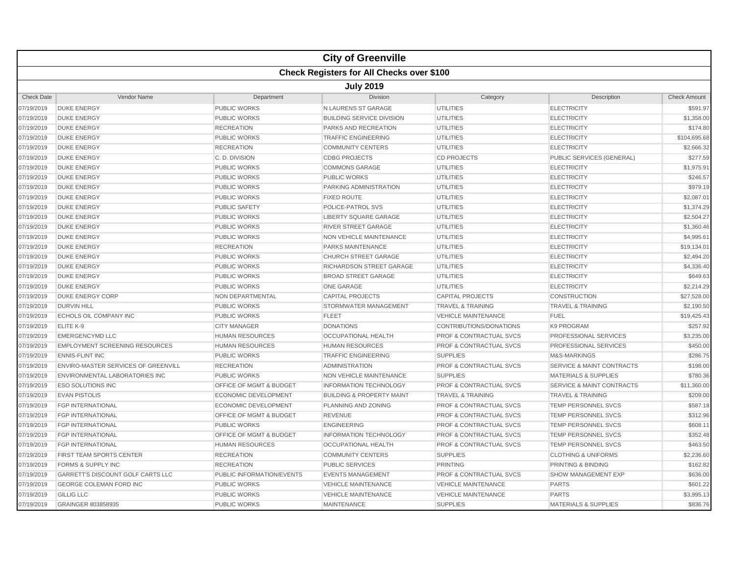# City of Greenville

## Check Registers for All Checks over $100

### July 2019

| Check Date | Vendor Name | Department | Division | Category | Description | Check Amount |
|---|---|---|---|---|---|---|
| 07/19/2019 | DUKE ENERGY | PUBLIC WORKS | N LAURENS ST GARAGE | UTILITIES | ELECTRICITY | $591.97 |
| 07/19/2019 | DUKE ENERGY | PUBLIC WORKS | BUILDING SERVICE DIVISION | UTILITIES | ELECTRICITY | $1,358.00 |
| 07/19/2019 | DUKE ENERGY | RECREATION | PARKS AND RECREATION | UTILITIES | ELECTRICITY | $174.80 |
| 07/19/2019 | DUKE ENERGY | PUBLIC WORKS | TRAFFIC ENGINEERING | UTILITIES | ELECTRICITY | $104,695.68 |
| 07/19/2019 | DUKE ENERGY | RECREATION | COMMUNITY CENTERS | UTILITIES | ELECTRICITY | $2,666.32 |
| 07/19/2019 | DUKE ENERGY | C. D. DIVISION | CDBG PROJECTS | CD PROJECTS | PUBLIC SERVICES (GENERAL) | $277.59 |
| 07/19/2019 | DUKE ENERGY | PUBLIC WORKS | COMMONS GARAGE | UTILITIES | ELECTRICITY | $1,975.91 |
| 07/19/2019 | DUKE ENERGY | PUBLIC WORKS | PUBLIC WORKS | UTILITIES | ELECTRICITY | $246.57 |
| 07/19/2019 | DUKE ENERGY | PUBLIC WORKS | PARKING ADMINISTRATION | UTILITIES | ELECTRICITY | $979.19 |
| 07/19/2019 | DUKE ENERGY | PUBLIC WORKS | FIXED ROUTE | UTILITIES | ELECTRICITY | $2,087.01 |
| 07/19/2019 | DUKE ENERGY | PUBLIC SAFETY | POLICE-PATROL SVS | UTILITIES | ELECTRICITY | $1,374.29 |
| 07/19/2019 | DUKE ENERGY | PUBLIC WORKS | LIBERTY SQUARE GARAGE | UTILITIES | ELECTRICITY | $2,504.27 |
| 07/19/2019 | DUKE ENERGY | PUBLIC WORKS | RIVER STREET GARAGE | UTILITIES | ELECTRICITY | $1,360.46 |
| 07/19/2019 | DUKE ENERGY | PUBLIC WORKS | NON VEHICLE MAINTENANCE | UTILITIES | ELECTRICITY | $4,995.61 |
| 07/19/2019 | DUKE ENERGY | RECREATION | PARKS MAINTENANCE | UTILITIES | ELECTRICITY | $19,134.01 |
| 07/19/2019 | DUKE ENERGY | PUBLIC WORKS | CHURCH STREET GARAGE | UTILITIES | ELECTRICITY | $2,494.20 |
| 07/19/2019 | DUKE ENERGY | PUBLIC WORKS | RICHARDSON STREET GARAGE | UTILITIES | ELECTRICITY | $4,336.40 |
| 07/19/2019 | DUKE ENERGY | PUBLIC WORKS | BROAD STREET GARAGE | UTILITIES | ELECTRICITY | $649.63 |
| 07/19/2019 | DUKE ENERGY | PUBLIC WORKS | ONE GARAGE | UTILITIES | ELECTRICITY | $2,214.29 |
| 07/19/2019 | DUKE ENERGY CORP | NON DEPARTMENTAL | CAPITAL PROJECTS | CAPITAL PROJECTS | CONSTRUCTION | $27,528.00 |
| 07/19/2019 | DURVIN HILL | PUBLIC WORKS | STORMWATER MANAGEMENT | TRAVEL & TRAINING | TRAVEL & TRAINING | $2,190.50 |
| 07/19/2019 | ECHOLS OIL COMPANY INC | PUBLIC WORKS | FLEET | VEHICLE MAINTENANCE | FUEL | $19,425.43 |
| 07/19/2019 | ELITE K-9 | CITY MANAGER | DONATIONS | CONTRIBUTIONS/DONATIONS | K9 PROGRAM | $257.92 |
| 07/19/2019 | EMERGENCYMD LLC | HUMAN RESOURCES | OCCUPATIONAL HEALTH | PROF & CONTRACTUAL SVCS | PROFESSIONAL SERVICES | $3,235.00 |
| 07/19/2019 | EMPLOYMENT SCREENING RESOURCES | HUMAN RESOURCES | HUMAN RESOURCES | PROF & CONTRACTUAL SVCS | PROFESSIONAL SERVICES | $450.00 |
| 07/19/2019 | ENNIS-FLINT INC | PUBLIC WORKS | TRAFFIC ENGINEERING | SUPPLIES | M&S-MARKINGS | $286.75 |
| 07/19/2019 | ENVIRO-MASTER SERVICES OF GREENVILL | RECREATION | ADMINISTRATION | PROF & CONTRACTUAL SVCS | SERVICE & MAINT CONTRACTS | $198.00 |
| 07/19/2019 | ENVIRONMENTAL LABORATORIES INC | PUBLIC WORKS | NON VEHICLE MAINTENANCE | SUPPLIES | MATERIALS & SUPPLIES | $780.36 |
| 07/19/2019 | ESO SOLUTIONS INC | OFFICE OF MGMT & BUDGET | INFORMATION TECHNOLOGY | PROF & CONTRACTUAL SVCS | SERVICE & MAINT CONTRACTS | $11,360.00 |
| 07/19/2019 | EVAN PISTOLIS | ECONOMIC DEVELOPMENT | BUILDING & PROPERTY MAINT | TRAVEL & TRAINING | TRAVEL & TRAINING | $209.00 |
| 07/19/2019 | FGP INTERNATIONAL | ECONOMIC DEVELOPMENT | PLANNING AND ZONING | PROF & CONTRACTUAL SVCS | TEMP PERSONNEL SVCS | $587.18 |
| 07/19/2019 | FGP INTERNATIONAL | OFFICE OF MGMT & BUDGET | REVENUE | PROF & CONTRACTUAL SVCS | TEMP PERSONNEL SVCS | $312.96 |
| 07/19/2019 | FGP INTERNATIONAL | PUBLIC WORKS | ENGINEERING | PROF & CONTRACTUAL SVCS | TEMP PERSONNEL SVCS | $608.11 |
| 07/19/2019 | FGP INTERNATIONAL | OFFICE OF MGMT & BUDGET | INFORMATION TECHNOLOGY | PROF & CONTRACTUAL SVCS | TEMP PERSONNEL SVCS | $352.48 |
| 07/19/2019 | FGP INTERNATIONAL | HUMAN RESOURCES | OCCUPATIONAL HEALTH | PROF & CONTRACTUAL SVCS | TEMP PERSONNEL SVCS | $463.50 |
| 07/19/2019 | FIRST TEAM SPORTS CENTER | RECREATION | COMMUNITY CENTERS | SUPPLIES | CLOTHING & UNIFORMS | $2,236.60 |
| 07/19/2019 | FORMS & SUPPLY INC | RECREATION | PUBLIC SERVICES | PRINTING | PRINTING & BINDING | $162.82 |
| 07/19/2019 | GARRETT'S DISCOUNT GOLF CARTS LLC | PUBLIC INFORMATION/EVENTS | EVENTS MANAGEMENT | PROF & CONTRACTUAL SVCS | SHOW MANAGEMENT EXP | $636.00 |
| 07/19/2019 | GEORGE COLEMAN FORD INC | PUBLIC WORKS | VEHICLE MAINTENANCE | VEHICLE MAINTENANCE | PARTS | $601.22 |
| 07/19/2019 | GILLIG LLC | PUBLIC WORKS | VEHICLE MAINTENANCE | VEHICLE MAINTENANCE | PARTS | $3,995.13 |
| 07/19/2019 | GRAINGER 803858935 | PUBLIC WORKS | MAINTENANCE | SUPPLIES | MATERIALS & SUPPLIES | $836.76 |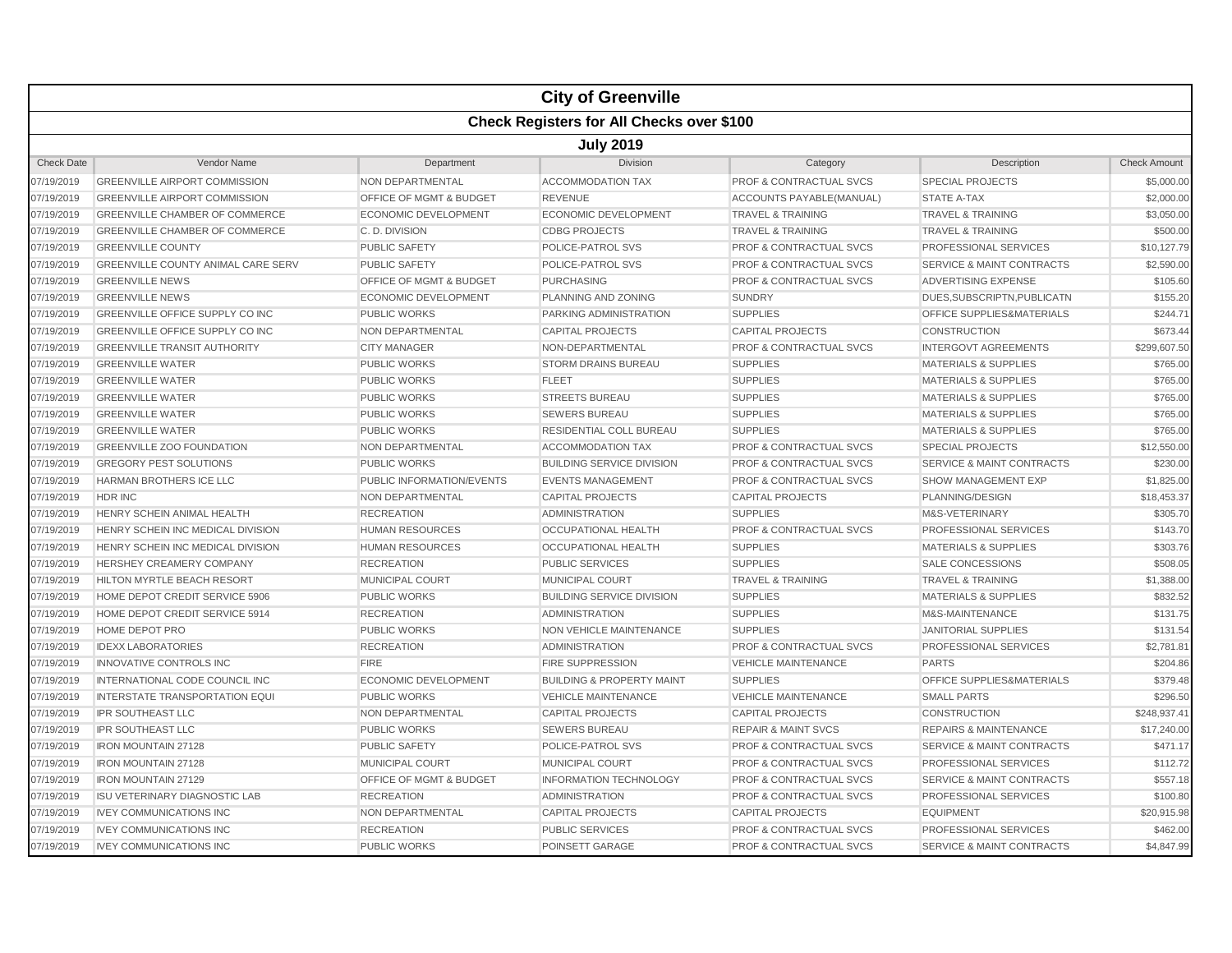# City of Greenville

## Check Registers for All Checks over $100

### July 2019

| Check Date | Vendor Name | Department | Division | Category | Description | Check Amount |
|---|---|---|---|---|---|---|
| 07/19/2019 | GREENVILLE AIRPORT COMMISSION | NON DEPARTMENTAL | ACCOMMODATION TAX | PROF & CONTRACTUAL SVCS | SPECIAL PROJECTS | $5,000.00 |
| 07/19/2019 | GREENVILLE AIRPORT COMMISSION | OFFICE OF MGMT & BUDGET | REVENUE | ACCOUNTS PAYABLE(MANUAL) | STATE A-TAX | $2,000.00 |
| 07/19/2019 | GREENVILLE CHAMBER OF COMMERCE | ECONOMIC DEVELOPMENT | ECONOMIC DEVELOPMENT | TRAVEL & TRAINING | TRAVEL & TRAINING | $3,050.00 |
| 07/19/2019 | GREENVILLE CHAMBER OF COMMERCE | C. D. DIVISION | CDBG PROJECTS | TRAVEL & TRAINING | TRAVEL & TRAINING | $500.00 |
| 07/19/2019 | GREENVILLE COUNTY | PUBLIC SAFETY | POLICE-PATROL SVS | PROF & CONTRACTUAL SVCS | PROFESSIONAL SERVICES | $10,127.79 |
| 07/19/2019 | GREENVILLE COUNTY ANIMAL CARE SERV | PUBLIC SAFETY | POLICE-PATROL SVS | PROF & CONTRACTUAL SVCS | SERVICE & MAINT CONTRACTS | $2,590.00 |
| 07/19/2019 | GREENVILLE NEWS | OFFICE OF MGMT & BUDGET | PURCHASING | PROF & CONTRACTUAL SVCS | ADVERTISING EXPENSE | $105.60 |
| 07/19/2019 | GREENVILLE NEWS | ECONOMIC DEVELOPMENT | PLANNING AND ZONING | SUNDRY | DUES,SUBSCRIPTN,PUBLICATN | $155.20 |
| 07/19/2019 | GREENVILLE OFFICE SUPPLY CO INC | PUBLIC WORKS | PARKING ADMINISTRATION | SUPPLIES | OFFICE SUPPLIES&MATERIALS | $244.71 |
| 07/19/2019 | GREENVILLE OFFICE SUPPLY CO INC | NON DEPARTMENTAL | CAPITAL PROJECTS | CAPITAL PROJECTS | CONSTRUCTION | $673.44 |
| 07/19/2019 | GREENVILLE TRANSIT AUTHORITY | CITY MANAGER | NON-DEPARTMENTAL | PROF & CONTRACTUAL SVCS | INTERGOVT AGREEMENTS | $299,607.50 |
| 07/19/2019 | GREENVILLE WATER | PUBLIC WORKS | STORM DRAINS BUREAU | SUPPLIES | MATERIALS & SUPPLIES | $765.00 |
| 07/19/2019 | GREENVILLE WATER | PUBLIC WORKS | FLEET | SUPPLIES | MATERIALS & SUPPLIES | $765.00 |
| 07/19/2019 | GREENVILLE WATER | PUBLIC WORKS | STREETS BUREAU | SUPPLIES | MATERIALS & SUPPLIES | $765.00 |
| 07/19/2019 | GREENVILLE WATER | PUBLIC WORKS | SEWERS BUREAU | SUPPLIES | MATERIALS & SUPPLIES | $765.00 |
| 07/19/2019 | GREENVILLE WATER | PUBLIC WORKS | RESIDENTIAL COLL BUREAU | SUPPLIES | MATERIALS & SUPPLIES | $765.00 |
| 07/19/2019 | GREENVILLE ZOO FOUNDATION | NON DEPARTMENTAL | ACCOMMODATION TAX | PROF & CONTRACTUAL SVCS | SPECIAL PROJECTS | $12,550.00 |
| 07/19/2019 | GREGORY PEST SOLUTIONS | PUBLIC WORKS | BUILDING SERVICE DIVISION | PROF & CONTRACTUAL SVCS | SERVICE & MAINT CONTRACTS | $230.00 |
| 07/19/2019 | HARMAN BROTHERS ICE LLC | PUBLIC INFORMATION/EVENTS | EVENTS MANAGEMENT | PROF & CONTRACTUAL SVCS | SHOW MANAGEMENT EXP | $1,825.00 |
| 07/19/2019 | HDR INC | NON DEPARTMENTAL | CAPITAL PROJECTS | CAPITAL PROJECTS | PLANNING/DESIGN | $18,453.37 |
| 07/19/2019 | HENRY SCHEIN ANIMAL HEALTH | RECREATION | ADMINISTRATION | SUPPLIES | M&S-VETERINARY | $305.70 |
| 07/19/2019 | HENRY SCHEIN INC MEDICAL DIVISION | HUMAN RESOURCES | OCCUPATIONAL HEALTH | PROF & CONTRACTUAL SVCS | PROFESSIONAL SERVICES | $143.70 |
| 07/19/2019 | HENRY SCHEIN INC MEDICAL DIVISION | HUMAN RESOURCES | OCCUPATIONAL HEALTH | SUPPLIES | MATERIALS & SUPPLIES | $303.76 |
| 07/19/2019 | HERSHEY CREAMERY COMPANY | RECREATION | PUBLIC SERVICES | SUPPLIES | SALE CONCESSIONS | $508.05 |
| 07/19/2019 | HILTON MYRTLE BEACH RESORT | MUNICIPAL COURT | MUNICIPAL COURT | TRAVEL & TRAINING | TRAVEL & TRAINING | $1,388.00 |
| 07/19/2019 | HOME DEPOT CREDIT SERVICE 5906 | PUBLIC WORKS | BUILDING SERVICE DIVISION | SUPPLIES | MATERIALS & SUPPLIES | $832.52 |
| 07/19/2019 | HOME DEPOT CREDIT SERVICE 5914 | RECREATION | ADMINISTRATION | SUPPLIES | M&S-MAINTENANCE | $131.75 |
| 07/19/2019 | HOME DEPOT PRO | PUBLIC WORKS | NON VEHICLE MAINTENANCE | SUPPLIES | JANITORIAL SUPPLIES | $131.54 |
| 07/19/2019 | IDEXX LABORATORIES | RECREATION | ADMINISTRATION | PROF & CONTRACTUAL SVCS | PROFESSIONAL SERVICES | $2,781.81 |
| 07/19/2019 | INNOVATIVE CONTROLS INC | FIRE | FIRE SUPPRESSION | VEHICLE MAINTENANCE | PARTS | $204.86 |
| 07/19/2019 | INTERNATIONAL CODE COUNCIL INC | ECONOMIC DEVELOPMENT | BUILDING & PROPERTY MAINT | SUPPLIES | OFFICE SUPPLIES&MATERIALS | $379.48 |
| 07/19/2019 | INTERSTATE TRANSPORTATION EQUI | PUBLIC WORKS | VEHICLE MAINTENANCE | VEHICLE MAINTENANCE | SMALL PARTS | $296.50 |
| 07/19/2019 | IPR SOUTHEAST LLC | NON DEPARTMENTAL | CAPITAL PROJECTS | CAPITAL PROJECTS | CONSTRUCTION | $248,937.41 |
| 07/19/2019 | IPR SOUTHEAST LLC | PUBLIC WORKS | SEWERS BUREAU | REPAIR & MAINT SVCS | REPAIRS & MAINTENANCE | $17,240.00 |
| 07/19/2019 | IRON MOUNTAIN 27128 | PUBLIC SAFETY | POLICE-PATROL SVS | PROF & CONTRACTUAL SVCS | SERVICE & MAINT CONTRACTS | $471.17 |
| 07/19/2019 | IRON MOUNTAIN 27128 | MUNICIPAL COURT | MUNICIPAL COURT | PROF & CONTRACTUAL SVCS | PROFESSIONAL SERVICES | $112.72 |
| 07/19/2019 | IRON MOUNTAIN 27129 | OFFICE OF MGMT & BUDGET | INFORMATION TECHNOLOGY | PROF & CONTRACTUAL SVCS | SERVICE & MAINT CONTRACTS | $557.18 |
| 07/19/2019 | ISU VETERINARY DIAGNOSTIC LAB | RECREATION | ADMINISTRATION | PROF & CONTRACTUAL SVCS | PROFESSIONAL SERVICES | $100.80 |
| 07/19/2019 | IVEY COMMUNICATIONS INC | NON DEPARTMENTAL | CAPITAL PROJECTS | CAPITAL PROJECTS | EQUIPMENT | $20,915.98 |
| 07/19/2019 | IVEY COMMUNICATIONS INC | RECREATION | PUBLIC SERVICES | PROF & CONTRACTUAL SVCS | PROFESSIONAL SERVICES | $462.00 |
| 07/19/2019 | IVEY COMMUNICATIONS INC | PUBLIC WORKS | POINSETT GARAGE | PROF & CONTRACTUAL SVCS | SERVICE & MAINT CONTRACTS | $4,847.99 |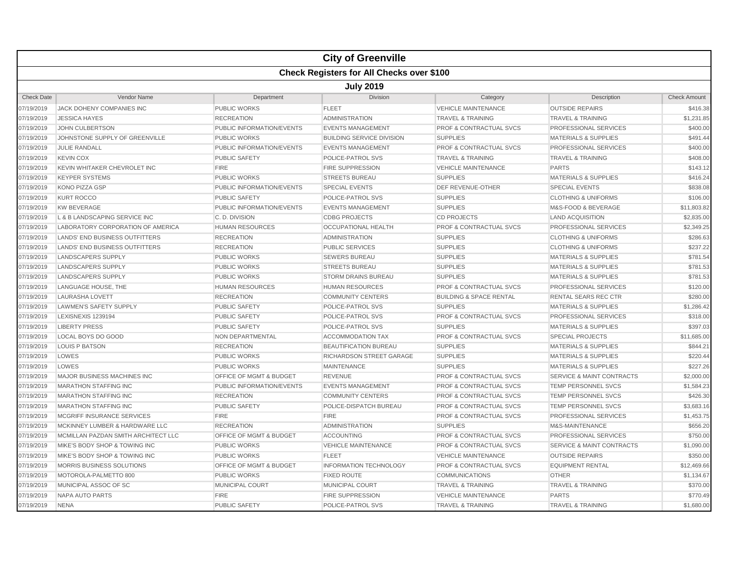# City of Greenville

## Check Registers for All Checks over $100

### July 2019

| Check Date | Vendor Name | Department | Division | Category | Description | Check Amount |
|---|---|---|---|---|---|---|
| 07/19/2019 | JACK DOHENY COMPANIES INC | PUBLIC WORKS | FLEET | VEHICLE MAINTENANCE | OUTSIDE REPAIRS | $416.38 |
| 07/19/2019 | JESSICA HAYES | RECREATION | ADMINISTRATION | TRAVEL & TRAINING | TRAVEL & TRAINING | $1,231.85 |
| 07/19/2019 | JOHN CULBERTSON | PUBLIC INFORMATION/EVENTS | EVENTS MANAGEMENT | PROF & CONTRACTUAL SVCS | PROFESSIONAL SERVICES | $400.00 |
| 07/19/2019 | JOHNSTONE SUPPLY OF GREENVILLE | PUBLIC WORKS | BUILDING SERVICE DIVISION | SUPPLIES | MATERIALS & SUPPLIES | $491.44 |
| 07/19/2019 | JULIE RANDALL | PUBLIC INFORMATION/EVENTS | EVENTS MANAGEMENT | PROF & CONTRACTUAL SVCS | PROFESSIONAL SERVICES | $400.00 |
| 07/19/2019 | KEVIN COX | PUBLIC SAFETY | POLICE-PATROL SVS | TRAVEL & TRAINING | TRAVEL & TRAINING | $408.00 |
| 07/19/2019 | KEVIN WHITAKER CHEVROLET INC | FIRE | FIRE SUPPRESSION | VEHICLE MAINTENANCE | PARTS | $143.12 |
| 07/19/2019 | KEYPER SYSTEMS | PUBLIC WORKS | STREETS BUREAU | SUPPLIES | MATERIALS & SUPPLIES | $416.24 |
| 07/19/2019 | KONO PIZZA GSP | PUBLIC INFORMATION/EVENTS | SPECIAL EVENTS | DEF REVENUE-OTHER | SPECIAL EVENTS | $838.08 |
| 07/19/2019 | KURT ROCCO | PUBLIC SAFETY | POLICE-PATROL SVS | SUPPLIES | CLOTHING & UNIFORMS | $106.00 |
| 07/19/2019 | KW BEVERAGE | PUBLIC INFORMATION/EVENTS | EVENTS MANAGEMENT | SUPPLIES | M&S-FOOD & BEVERAGE | $11,803.82 |
| 07/19/2019 | L & B LANDSCAPING SERVICE INC | C. D. DIVISION | CDBG PROJECTS | CD PROJECTS | LAND ACQUISITION | $2,835.00 |
| 07/19/2019 | LABORATORY CORPORATION OF AMERICA | HUMAN RESOURCES | OCCUPATIONAL HEALTH | PROF & CONTRACTUAL SVCS | PROFESSIONAL SERVICES | $2,349.25 |
| 07/19/2019 | LANDS' END BUSINESS OUTFITTERS | RECREATION | ADMINISTRATION | SUPPLIES | CLOTHING & UNIFORMS | $286.63 |
| 07/19/2019 | LANDS' END BUSINESS OUTFITTERS | RECREATION | PUBLIC SERVICES | SUPPLIES | CLOTHING & UNIFORMS | $237.22 |
| 07/19/2019 | LANDSCAPERS SUPPLY | PUBLIC WORKS | SEWERS BUREAU | SUPPLIES | MATERIALS & SUPPLIES | $781.54 |
| 07/19/2019 | LANDSCAPERS SUPPLY | PUBLIC WORKS | STREETS BUREAU | SUPPLIES | MATERIALS & SUPPLIES | $781.53 |
| 07/19/2019 | LANDSCAPERS SUPPLY | PUBLIC WORKS | STORM DRAINS BUREAU | SUPPLIES | MATERIALS & SUPPLIES | $781.53 |
| 07/19/2019 | LANGUAGE HOUSE, THE | HUMAN RESOURCES | HUMAN RESOURCES | PROF & CONTRACTUAL SVCS | PROFESSIONAL SERVICES | $120.00 |
| 07/19/2019 | LAURASHA LOVETT | RECREATION | COMMUNITY CENTERS | BUILDING & SPACE RENTAL | RENTAL SEARS REC CTR | $280.00 |
| 07/19/2019 | LAWMEN'S SAFETY SUPPLY | PUBLIC SAFETY | POLICE-PATROL SVS | SUPPLIES | MATERIALS & SUPPLIES | $1,286.42 |
| 07/19/2019 | LEXISNEXIS 1239194 | PUBLIC SAFETY | POLICE-PATROL SVS | PROF & CONTRACTUAL SVCS | PROFESSIONAL SERVICES | $318.00 |
| 07/19/2019 | LIBERTY PRESS | PUBLIC SAFETY | POLICE-PATROL SVS | SUPPLIES | MATERIALS & SUPPLIES | $397.03 |
| 07/19/2019 | LOCAL BOYS DO GOOD | NON DEPARTMENTAL | ACCOMMODATION TAX | PROF & CONTRACTUAL SVCS | SPECIAL PROJECTS | $11,685.00 |
| 07/19/2019 | LOUIS P BATSON | RECREATION | BEAUTIFICATION BUREAU | SUPPLIES | MATERIALS & SUPPLIES | $844.21 |
| 07/19/2019 | LOWES | PUBLIC WORKS | RICHARDSON STREET GARAGE | SUPPLIES | MATERIALS & SUPPLIES | $220.44 |
| 07/19/2019 | LOWES | PUBLIC WORKS | MAINTENANCE | SUPPLIES | MATERIALS & SUPPLIES | $227.26 |
| 07/19/2019 | MAJOR BUSINESS MACHINES INC | OFFICE OF MGMT & BUDGET | REVENUE | PROF & CONTRACTUAL SVCS | SERVICE & MAINT CONTRACTS | $2,000.00 |
| 07/19/2019 | MARATHON STAFFING INC | PUBLIC INFORMATION/EVENTS | EVENTS MANAGEMENT | PROF & CONTRACTUAL SVCS | TEMP PERSONNEL SVCS | $1,584.23 |
| 07/19/2019 | MARATHON STAFFING INC | RECREATION | COMMUNITY CENTERS | PROF & CONTRACTUAL SVCS | TEMP PERSONNEL SVCS | $426.30 |
| 07/19/2019 | MARATHON STAFFING INC | PUBLIC SAFETY | POLICE-DISPATCH BUREAU | PROF & CONTRACTUAL SVCS | TEMP PERSONNEL SVCS | $3,683.16 |
| 07/19/2019 | MCGRIFF INSURANCE SERVICES | FIRE | FIRE | PROF & CONTRACTUAL SVCS | PROFESSIONAL SERVICES | $1,453.75 |
| 07/19/2019 | MCKINNEY LUMBER & HARDWARE LLC | RECREATION | ADMINISTRATION | SUPPLIES | M&S-MAINTENANCE | $656.20 |
| 07/19/2019 | MCMILLAN PAZDAN SMITH ARCHITECT LLC | OFFICE OF MGMT & BUDGET | ACCOUNTING | PROF & CONTRACTUAL SVCS | PROFESSIONAL SERVICES | $750.00 |
| 07/19/2019 | MIKE'S BODY SHOP & TOWING INC | PUBLIC WORKS | VEHICLE MAINTENANCE | PROF & CONTRACTUAL SVCS | SERVICE & MAINT CONTRACTS | $1,090.00 |
| 07/19/2019 | MIKE'S BODY SHOP & TOWING INC | PUBLIC WORKS | FLEET | VEHICLE MAINTENANCE | OUTSIDE REPAIRS | $350.00 |
| 07/19/2019 | MORRIS BUSINESS SOLUTIONS | OFFICE OF MGMT & BUDGET | INFORMATION TECHNOLOGY | PROF & CONTRACTUAL SVCS | EQUIPMENT RENTAL | $12,469.66 |
| 07/19/2019 | MOTOROLA-PALMETTO 800 | PUBLIC WORKS | FIXED ROUTE | COMMUNICATIONS | OTHER | $1,134.67 |
| 07/19/2019 | MUNICIPAL ASSOC OF SC | MUNICIPAL COURT | MUNICIPAL COURT | TRAVEL & TRAINING | TRAVEL & TRAINING | $370.00 |
| 07/19/2019 | NAPA AUTO PARTS | FIRE | FIRE SUPPRESSION | VEHICLE MAINTENANCE | PARTS | $770.49 |
| 07/19/2019 | NENA | PUBLIC SAFETY | POLICE-PATROL SVS | TRAVEL & TRAINING | TRAVEL & TRAINING | $1,680.00 |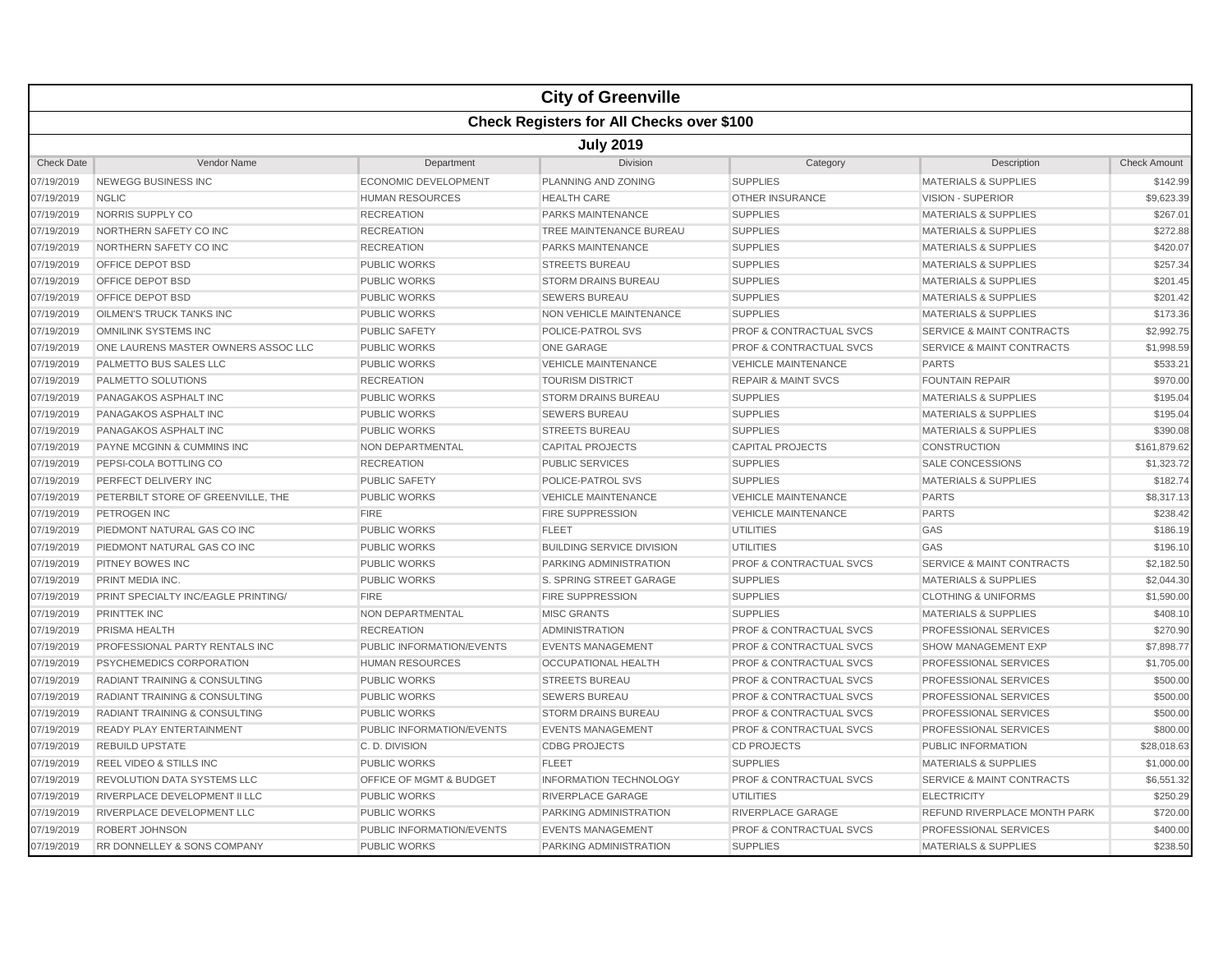# City of Greenville

## Check Registers for All Checks over $100

### July 2019

| Check Date | Vendor Name | Department | Division | Category | Description | Check Amount |
|---|---|---|---|---|---|---|
| 07/19/2019 | NEWEGG BUSINESS INC | ECONOMIC DEVELOPMENT | PLANNING AND ZONING | SUPPLIES | MATERIALS & SUPPLIES | $142.99 |
| 07/19/2019 | NGLIC | HUMAN RESOURCES | HEALTH CARE | OTHER INSURANCE | VISION - SUPERIOR | $9,623.39 |
| 07/19/2019 | NORRIS SUPPLY CO | RECREATION | PARKS MAINTENANCE | SUPPLIES | MATERIALS & SUPPLIES | $267.01 |
| 07/19/2019 | NORTHERN SAFETY CO INC | RECREATION | TREE MAINTENANCE BUREAU | SUPPLIES | MATERIALS & SUPPLIES | $272.88 |
| 07/19/2019 | NORTHERN SAFETY CO INC | RECREATION | PARKS MAINTENANCE | SUPPLIES | MATERIALS & SUPPLIES | $420.07 |
| 07/19/2019 | OFFICE DEPOT BSD | PUBLIC WORKS | STREETS BUREAU | SUPPLIES | MATERIALS & SUPPLIES | $257.34 |
| 07/19/2019 | OFFICE DEPOT BSD | PUBLIC WORKS | STORM DRAINS BUREAU | SUPPLIES | MATERIALS & SUPPLIES | $201.45 |
| 07/19/2019 | OFFICE DEPOT BSD | PUBLIC WORKS | SEWERS BUREAU | SUPPLIES | MATERIALS & SUPPLIES | $201.42 |
| 07/19/2019 | OILMEN'S TRUCK TANKS INC | PUBLIC WORKS | NON VEHICLE MAINTENANCE | SUPPLIES | MATERIALS & SUPPLIES | $173.36 |
| 07/19/2019 | OMNILINK SYSTEMS INC | PUBLIC SAFETY | POLICE-PATROL SVS | PROF & CONTRACTUAL SVCS | SERVICE & MAINT CONTRACTS | $2,992.75 |
| 07/19/2019 | ONE LAURENS MASTER OWNERS ASSOC LLC | PUBLIC WORKS | ONE GARAGE | PROF & CONTRACTUAL SVCS | SERVICE & MAINT CONTRACTS | $1,998.59 |
| 07/19/2019 | PALMETTO BUS SALES LLC | PUBLIC WORKS | VEHICLE MAINTENANCE | VEHICLE MAINTENANCE | PARTS | $533.21 |
| 07/19/2019 | PALMETTO SOLUTIONS | RECREATION | TOURISM DISTRICT | REPAIR & MAINT SVCS | FOUNTAIN REPAIR | $970.00 |
| 07/19/2019 | PANAGAKOS ASPHALT INC | PUBLIC WORKS | STORM DRAINS BUREAU | SUPPLIES | MATERIALS & SUPPLIES | $195.04 |
| 07/19/2019 | PANAGAKOS ASPHALT INC | PUBLIC WORKS | SEWERS BUREAU | SUPPLIES | MATERIALS & SUPPLIES | $195.04 |
| 07/19/2019 | PANAGAKOS ASPHALT INC | PUBLIC WORKS | STREETS BUREAU | SUPPLIES | MATERIALS & SUPPLIES | $390.08 |
| 07/19/2019 | PAYNE MCGINN & CUMMINS INC | NON DEPARTMENTAL | CAPITAL PROJECTS | CAPITAL PROJECTS | CONSTRUCTION | $161,879.62 |
| 07/19/2019 | PEPSI-COLA BOTTLING CO | RECREATION | PUBLIC SERVICES | SUPPLIES | SALE CONCESSIONS | $1,323.72 |
| 07/19/2019 | PERFECT DELIVERY INC | PUBLIC SAFETY | POLICE-PATROL SVS | SUPPLIES | MATERIALS & SUPPLIES | $182.74 |
| 07/19/2019 | PETERBILT STORE OF GREENVILLE, THE | PUBLIC WORKS | VEHICLE MAINTENANCE | VEHICLE MAINTENANCE | PARTS | $8,317.13 |
| 07/19/2019 | PETROGEN INC | FIRE | FIRE SUPPRESSION | VEHICLE MAINTENANCE | PARTS | $238.42 |
| 07/19/2019 | PIEDMONT NATURAL GAS CO INC | PUBLIC WORKS | FLEET | UTILITIES | GAS | $186.19 |
| 07/19/2019 | PIEDMONT NATURAL GAS CO INC | PUBLIC WORKS | BUILDING SERVICE DIVISION | UTILITIES | GAS | $196.10 |
| 07/19/2019 | PITNEY BOWES INC | PUBLIC WORKS | PARKING ADMINISTRATION | PROF & CONTRACTUAL SVCS | SERVICE & MAINT CONTRACTS | $2,182.50 |
| 07/19/2019 | PRINT MEDIA INC. | PUBLIC WORKS | S. SPRING STREET GARAGE | SUPPLIES | MATERIALS & SUPPLIES | $2,044.30 |
| 07/19/2019 | PRINT SPECIALTY INC/EAGLE PRINTING/ | FIRE | FIRE SUPPRESSION | SUPPLIES | CLOTHING & UNIFORMS | $1,590.00 |
| 07/19/2019 | PRINTTEK INC | NON DEPARTMENTAL | MISC GRANTS | SUPPLIES | MATERIALS & SUPPLIES | $408.10 |
| 07/19/2019 | PRISMA HEALTH | RECREATION | ADMINISTRATION | PROF & CONTRACTUAL SVCS | PROFESSIONAL SERVICES | $270.90 |
| 07/19/2019 | PROFESSIONAL PARTY RENTALS INC | PUBLIC INFORMATION/EVENTS | EVENTS MANAGEMENT | PROF & CONTRACTUAL SVCS | SHOW MANAGEMENT EXP | $7,898.77 |
| 07/19/2019 | PSYCHEMEDICS CORPORATION | HUMAN RESOURCES | OCCUPATIONAL HEALTH | PROF & CONTRACTUAL SVCS | PROFESSIONAL SERVICES | $1,705.00 |
| 07/19/2019 | RADIANT TRAINING & CONSULTING | PUBLIC WORKS | STREETS BUREAU | PROF & CONTRACTUAL SVCS | PROFESSIONAL SERVICES | $500.00 |
| 07/19/2019 | RADIANT TRAINING & CONSULTING | PUBLIC WORKS | SEWERS BUREAU | PROF & CONTRACTUAL SVCS | PROFESSIONAL SERVICES | $500.00 |
| 07/19/2019 | RADIANT TRAINING & CONSULTING | PUBLIC WORKS | STORM DRAINS BUREAU | PROF & CONTRACTUAL SVCS | PROFESSIONAL SERVICES | $500.00 |
| 07/19/2019 | READY PLAY ENTERTAINMENT | PUBLIC INFORMATION/EVENTS | EVENTS MANAGEMENT | PROF & CONTRACTUAL SVCS | PROFESSIONAL SERVICES | $800.00 |
| 07/19/2019 | REBUILD UPSTATE | C. D. DIVISION | CDBG PROJECTS | CD PROJECTS | PUBLIC INFORMATION | $28,018.63 |
| 07/19/2019 | REEL VIDEO & STILLS INC | PUBLIC WORKS | FLEET | SUPPLIES | MATERIALS & SUPPLIES | $1,000.00 |
| 07/19/2019 | REVOLUTION DATA SYSTEMS LLC | OFFICE OF MGMT & BUDGET | INFORMATION TECHNOLOGY | PROF & CONTRACTUAL SVCS | SERVICE & MAINT CONTRACTS | $6,551.32 |
| 07/19/2019 | RIVERPLACE DEVELOPMENT II LLC | PUBLIC WORKS | RIVERPLACE GARAGE | UTILITIES | ELECTRICITY | $250.29 |
| 07/19/2019 | RIVERPLACE DEVELOPMENT LLC | PUBLIC WORKS | PARKING ADMINISTRATION | RIVERPLACE GARAGE | REFUND RIVERPLACE MONTH PARK | $720.00 |
| 07/19/2019 | ROBERT JOHNSON | PUBLIC INFORMATION/EVENTS | EVENTS MANAGEMENT | PROF & CONTRACTUAL SVCS | PROFESSIONAL SERVICES | $400.00 |
| 07/19/2019 | RR DONNELLEY & SONS COMPANY | PUBLIC WORKS | PARKING ADMINISTRATION | SUPPLIES | MATERIALS & SUPPLIES | $238.50 |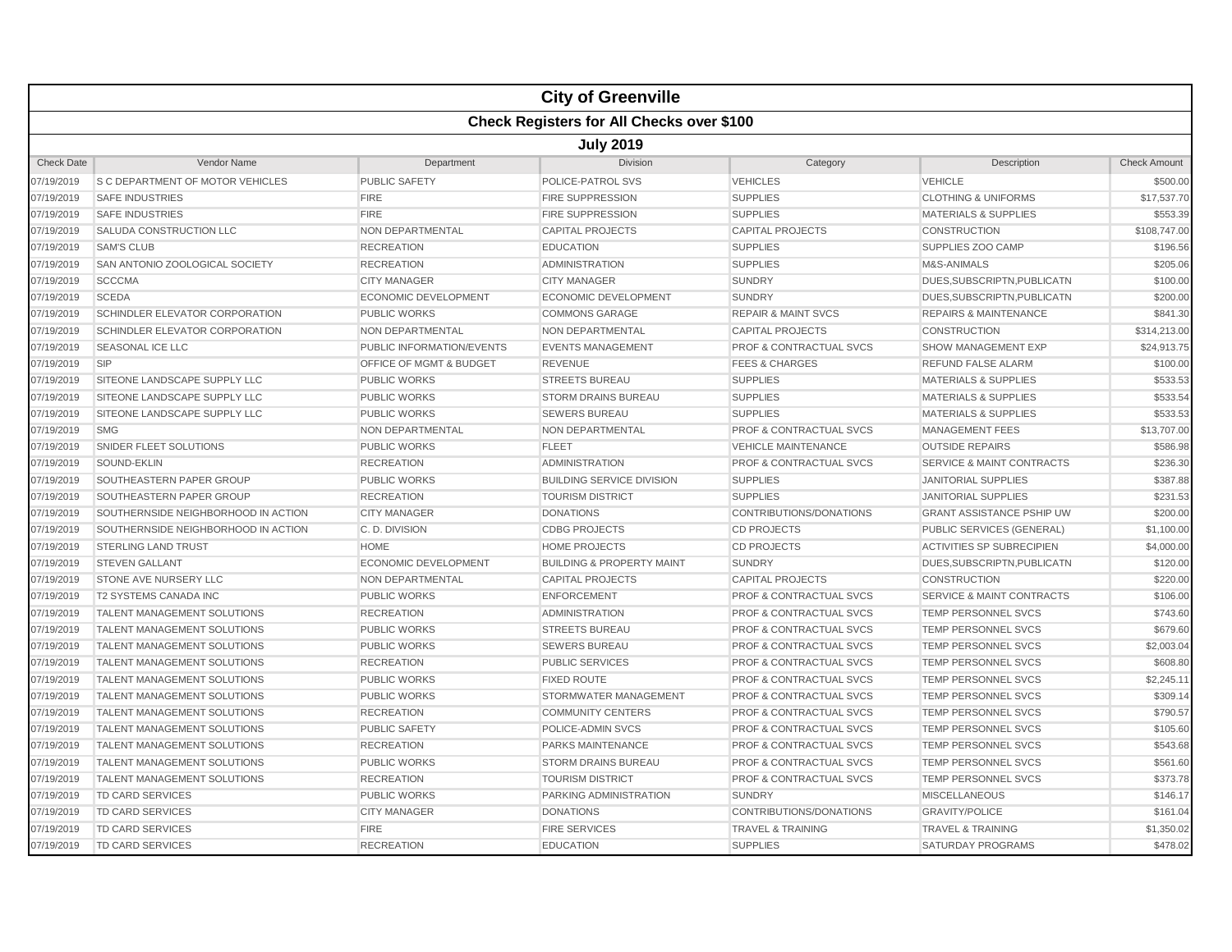# City of Greenville

## Check Registers for All Checks over $100

### July 2019

| Check Date | Vendor Name | Department | Division | Category | Description | Check Amount |
|---|---|---|---|---|---|---|
| 07/19/2019 | S C DEPARTMENT OF MOTOR VEHICLES | PUBLIC SAFETY | POLICE-PATROL SVS | VEHICLES | VEHICLE | $500.00 |
| 07/19/2019 | SAFE INDUSTRIES | FIRE | FIRE SUPPRESSION | SUPPLIES | CLOTHING & UNIFORMS | $17,537.70 |
| 07/19/2019 | SAFE INDUSTRIES | FIRE | FIRE SUPPRESSION | SUPPLIES | MATERIALS & SUPPLIES | $553.39 |
| 07/19/2019 | SALUDA CONSTRUCTION LLC | NON DEPARTMENTAL | CAPITAL PROJECTS | CAPITAL PROJECTS | CONSTRUCTION | $108,747.00 |
| 07/19/2019 | SAM'S CLUB | RECREATION | EDUCATION | SUPPLIES | SUPPLIES ZOO CAMP | $196.56 |
| 07/19/2019 | SAN ANTONIO ZOOLOGICAL SOCIETY | RECREATION | ADMINISTRATION | SUPPLIES | M&S-ANIMALS | $205.06 |
| 07/19/2019 | SCCCMA | CITY MANAGER | CITY MANAGER | SUNDRY | DUES,SUBSCRIPTN,PUBLICATN | $100.00 |
| 07/19/2019 | SCEDA | ECONOMIC DEVELOPMENT | ECONOMIC DEVELOPMENT | SUNDRY | DUES,SUBSCRIPTN,PUBLICATN | $200.00 |
| 07/19/2019 | SCHINDLER ELEVATOR CORPORATION | PUBLIC WORKS | COMMONS GARAGE | REPAIR & MAINT SVCS | REPAIRS & MAINTENANCE | $841.30 |
| 07/19/2019 | SCHINDLER ELEVATOR CORPORATION | NON DEPARTMENTAL | NON DEPARTMENTAL | CAPITAL PROJECTS | CONSTRUCTION | $314,213.00 |
| 07/19/2019 | SEASONAL ICE LLC | PUBLIC INFORMATION/EVENTS | EVENTS MANAGEMENT | PROF & CONTRACTUAL SVCS | SHOW MANAGEMENT EXP | $24,913.75 |
| 07/19/2019 | SIP | OFFICE OF MGMT & BUDGET | REVENUE | FEES & CHARGES | REFUND FALSE ALARM | $100.00 |
| 07/19/2019 | SITEONE LANDSCAPE SUPPLY LLC | PUBLIC WORKS | STREETS BUREAU | SUPPLIES | MATERIALS & SUPPLIES | $533.53 |
| 07/19/2019 | SITEONE LANDSCAPE SUPPLY LLC | PUBLIC WORKS | STORM DRAINS BUREAU | SUPPLIES | MATERIALS & SUPPLIES | $533.54 |
| 07/19/2019 | SITEONE LANDSCAPE SUPPLY LLC | PUBLIC WORKS | SEWERS BUREAU | SUPPLIES | MATERIALS & SUPPLIES | $533.53 |
| 07/19/2019 | SMG | NON DEPARTMENTAL | NON DEPARTMENTAL | PROF & CONTRACTUAL SVCS | MANAGEMENT FEES | $13,707.00 |
| 07/19/2019 | SNIDER FLEET SOLUTIONS | PUBLIC WORKS | FLEET | VEHICLE MAINTENANCE | OUTSIDE REPAIRS | $586.98 |
| 07/19/2019 | SOUND-EKLIN | RECREATION | ADMINISTRATION | PROF & CONTRACTUAL SVCS | SERVICE & MAINT CONTRACTS | $236.30 |
| 07/19/2019 | SOUTHEASTERN PAPER GROUP | PUBLIC WORKS | BUILDING SERVICE DIVISION | SUPPLIES | JANITORIAL SUPPLIES | $387.88 |
| 07/19/2019 | SOUTHEASTERN PAPER GROUP | RECREATION | TOURISM DISTRICT | SUPPLIES | JANITORIAL SUPPLIES | $231.53 |
| 07/19/2019 | SOUTHERNSIDE NEIGHBORHOOD IN ACTION | CITY MANAGER | DONATIONS | CONTRIBUTIONS/DONATIONS | GRANT ASSISTANCE PSHIP UW | $200.00 |
| 07/19/2019 | SOUTHERNSIDE NEIGHBORHOOD IN ACTION | C. D. DIVISION | CDBG PROJECTS | CD PROJECTS | PUBLIC SERVICES (GENERAL) | $1,100.00 |
| 07/19/2019 | STERLING LAND TRUST | HOME | HOME PROJECTS | CD PROJECTS | ACTIVITIES SP SUBRECIPIEN | $4,000.00 |
| 07/19/2019 | STEVEN GALLANT | ECONOMIC DEVELOPMENT | BUILDING & PROPERTY MAINT | SUNDRY | DUES,SUBSCRIPTN,PUBLICATN | $120.00 |
| 07/19/2019 | STONE AVE NURSERY LLC | NON DEPARTMENTAL | CAPITAL PROJECTS | CAPITAL PROJECTS | CONSTRUCTION | $220.00 |
| 07/19/2019 | T2 SYSTEMS CANADA INC | PUBLIC WORKS | ENFORCEMENT | PROF & CONTRACTUAL SVCS | SERVICE & MAINT CONTRACTS | $106.00 |
| 07/19/2019 | TALENT MANAGEMENT SOLUTIONS | RECREATION | ADMINISTRATION | PROF & CONTRACTUAL SVCS | TEMP PERSONNEL SVCS | $743.60 |
| 07/19/2019 | TALENT MANAGEMENT SOLUTIONS | PUBLIC WORKS | STREETS BUREAU | PROF & CONTRACTUAL SVCS | TEMP PERSONNEL SVCS | $679.60 |
| 07/19/2019 | TALENT MANAGEMENT SOLUTIONS | PUBLIC WORKS | SEWERS BUREAU | PROF & CONTRACTUAL SVCS | TEMP PERSONNEL SVCS | $2,003.04 |
| 07/19/2019 | TALENT MANAGEMENT SOLUTIONS | RECREATION | PUBLIC SERVICES | PROF & CONTRACTUAL SVCS | TEMP PERSONNEL SVCS | $608.80 |
| 07/19/2019 | TALENT MANAGEMENT SOLUTIONS | PUBLIC WORKS | FIXED ROUTE | PROF & CONTRACTUAL SVCS | TEMP PERSONNEL SVCS | $2,245.11 |
| 07/19/2019 | TALENT MANAGEMENT SOLUTIONS | PUBLIC WORKS | STORMWATER MANAGEMENT | PROF & CONTRACTUAL SVCS | TEMP PERSONNEL SVCS | $309.14 |
| 07/19/2019 | TALENT MANAGEMENT SOLUTIONS | RECREATION | COMMUNITY CENTERS | PROF & CONTRACTUAL SVCS | TEMP PERSONNEL SVCS | $790.57 |
| 07/19/2019 | TALENT MANAGEMENT SOLUTIONS | PUBLIC SAFETY | POLICE-ADMIN SVCS | PROF & CONTRACTUAL SVCS | TEMP PERSONNEL SVCS | $105.60 |
| 07/19/2019 | TALENT MANAGEMENT SOLUTIONS | RECREATION | PARKS MAINTENANCE | PROF & CONTRACTUAL SVCS | TEMP PERSONNEL SVCS | $543.68 |
| 07/19/2019 | TALENT MANAGEMENT SOLUTIONS | PUBLIC WORKS | STORM DRAINS BUREAU | PROF & CONTRACTUAL SVCS | TEMP PERSONNEL SVCS | $561.60 |
| 07/19/2019 | TALENT MANAGEMENT SOLUTIONS | RECREATION | TOURISM DISTRICT | PROF & CONTRACTUAL SVCS | TEMP PERSONNEL SVCS | $373.78 |
| 07/19/2019 | TD CARD SERVICES | PUBLIC WORKS | PARKING ADMINISTRATION | SUNDRY | MISCELLANEOUS | $146.17 |
| 07/19/2019 | TD CARD SERVICES | CITY MANAGER | DONATIONS | CONTRIBUTIONS/DONATIONS | GRAVITY/POLICE | $161.04 |
| 07/19/2019 | TD CARD SERVICES | FIRE | FIRE SERVICES | TRAVEL & TRAINING | TRAVEL & TRAINING | $1,350.02 |
| 07/19/2019 | TD CARD SERVICES | RECREATION | EDUCATION | SUPPLIES | SATURDAY PROGRAMS | $478.02 |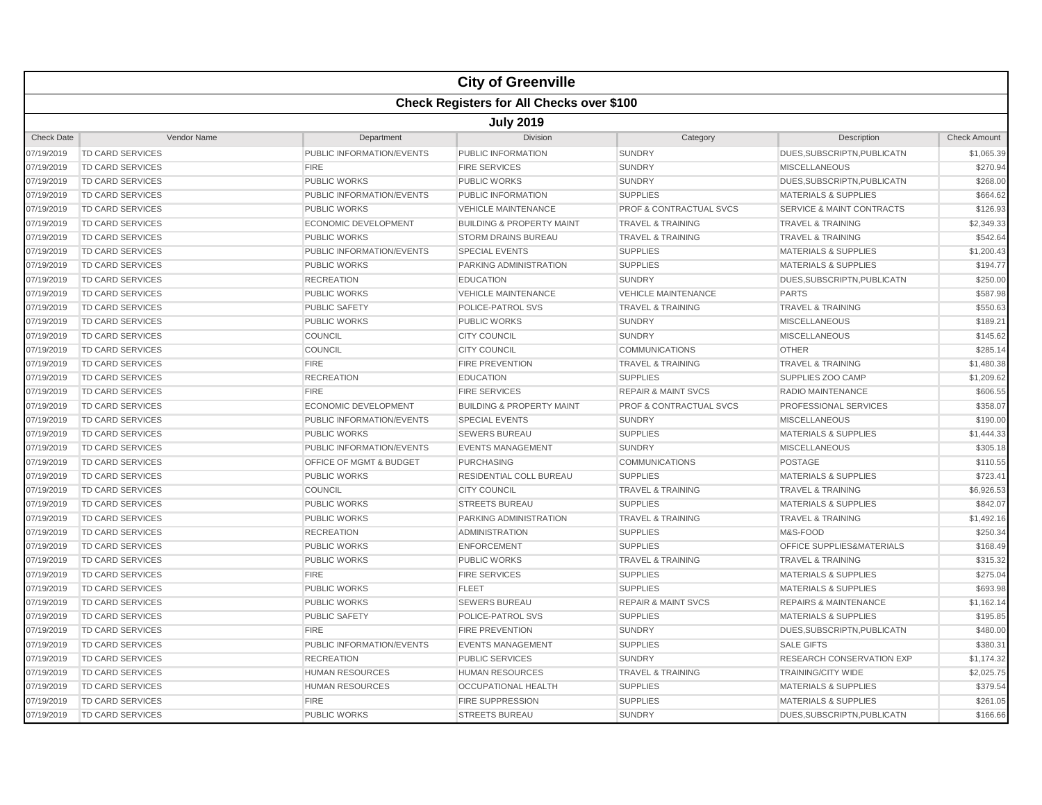# City of Greenville

## Check Registers for All Checks over $100

### July 2019

| Check Date | Vendor Name | Department | Division | Category | Description | Check Amount |
|---|---|---|---|---|---|---|
| 07/19/2019 | TD CARD SERVICES | PUBLIC INFORMATION/EVENTS | PUBLIC INFORMATION | SUNDRY | DUES,SUBSCRIPTN,PUBLICATN | $1,065.39 |
| 07/19/2019 | TD CARD SERVICES | FIRE | FIRE SERVICES | SUNDRY | MISCELLANEOUS | $270.94 |
| 07/19/2019 | TD CARD SERVICES | PUBLIC WORKS | PUBLIC WORKS | SUNDRY | DUES,SUBSCRIPTN,PUBLICATN | $268.00 |
| 07/19/2019 | TD CARD SERVICES | PUBLIC INFORMATION/EVENTS | PUBLIC INFORMATION | SUPPLIES | MATERIALS & SUPPLIES | $664.62 |
| 07/19/2019 | TD CARD SERVICES | PUBLIC WORKS | VEHICLE MAINTENANCE | PROF & CONTRACTUAL SVCS | SERVICE & MAINT CONTRACTS | $126.93 |
| 07/19/2019 | TD CARD SERVICES | ECONOMIC DEVELOPMENT | BUILDING & PROPERTY MAINT | TRAVEL & TRAINING | TRAVEL & TRAINING | $2,349.33 |
| 07/19/2019 | TD CARD SERVICES | PUBLIC WORKS | STORM DRAINS BUREAU | TRAVEL & TRAINING | TRAVEL & TRAINING | $542.64 |
| 07/19/2019 | TD CARD SERVICES | PUBLIC INFORMATION/EVENTS | SPECIAL EVENTS | SUPPLIES | MATERIALS & SUPPLIES | $1,200.43 |
| 07/19/2019 | TD CARD SERVICES | PUBLIC WORKS | PARKING ADMINISTRATION | SUPPLIES | MATERIALS & SUPPLIES | $194.77 |
| 07/19/2019 | TD CARD SERVICES | RECREATION | EDUCATION | SUNDRY | DUES,SUBSCRIPTN,PUBLICATN | $250.00 |
| 07/19/2019 | TD CARD SERVICES | PUBLIC WORKS | VEHICLE MAINTENANCE | VEHICLE MAINTENANCE | PARTS | $587.98 |
| 07/19/2019 | TD CARD SERVICES | PUBLIC SAFETY | POLICE-PATROL SVS | TRAVEL & TRAINING | TRAVEL & TRAINING | $550.63 |
| 07/19/2019 | TD CARD SERVICES | PUBLIC WORKS | PUBLIC WORKS | SUNDRY | MISCELLANEOUS | $189.21 |
| 07/19/2019 | TD CARD SERVICES | COUNCIL | CITY COUNCIL | SUNDRY | MISCELLANEOUS | $145.62 |
| 07/19/2019 | TD CARD SERVICES | COUNCIL | CITY COUNCIL | COMMUNICATIONS | OTHER | $285.14 |
| 07/19/2019 | TD CARD SERVICES | FIRE | FIRE PREVENTION | TRAVEL & TRAINING | TRAVEL & TRAINING | $1,480.38 |
| 07/19/2019 | TD CARD SERVICES | RECREATION | EDUCATION | SUPPLIES | SUPPLIES ZOO CAMP | $1,209.62 |
| 07/19/2019 | TD CARD SERVICES | FIRE | FIRE SERVICES | REPAIR & MAINT SVCS | RADIO MAINTENANCE | $606.55 |
| 07/19/2019 | TD CARD SERVICES | ECONOMIC DEVELOPMENT | BUILDING & PROPERTY MAINT | PROF & CONTRACTUAL SVCS | PROFESSIONAL SERVICES | $358.07 |
| 07/19/2019 | TD CARD SERVICES | PUBLIC INFORMATION/EVENTS | SPECIAL EVENTS | SUNDRY | MISCELLANEOUS | $190.00 |
| 07/19/2019 | TD CARD SERVICES | PUBLIC WORKS | SEWERS BUREAU | SUPPLIES | MATERIALS & SUPPLIES | $1,444.33 |
| 07/19/2019 | TD CARD SERVICES | PUBLIC INFORMATION/EVENTS | EVENTS MANAGEMENT | SUNDRY | MISCELLANEOUS | $305.18 |
| 07/19/2019 | TD CARD SERVICES | OFFICE OF MGMT & BUDGET | PURCHASING | COMMUNICATIONS | POSTAGE | $110.55 |
| 07/19/2019 | TD CARD SERVICES | PUBLIC WORKS | RESIDENTIAL COLL BUREAU | SUPPLIES | MATERIALS & SUPPLIES | $723.41 |
| 07/19/2019 | TD CARD SERVICES | COUNCIL | CITY COUNCIL | TRAVEL & TRAINING | TRAVEL & TRAINING | $6,926.53 |
| 07/19/2019 | TD CARD SERVICES | PUBLIC WORKS | STREETS BUREAU | SUPPLIES | MATERIALS & SUPPLIES | $842.07 |
| 07/19/2019 | TD CARD SERVICES | PUBLIC WORKS | PARKING ADMINISTRATION | TRAVEL & TRAINING | TRAVEL & TRAINING | $1,492.16 |
| 07/19/2019 | TD CARD SERVICES | RECREATION | ADMINISTRATION | SUPPLIES | M&S-FOOD | $250.34 |
| 07/19/2019 | TD CARD SERVICES | PUBLIC WORKS | ENFORCEMENT | SUPPLIES | OFFICE SUPPLIES&MATERIALS | $168.49 |
| 07/19/2019 | TD CARD SERVICES | PUBLIC WORKS | PUBLIC WORKS | TRAVEL & TRAINING | TRAVEL & TRAINING | $315.32 |
| 07/19/2019 | TD CARD SERVICES | FIRE | FIRE SERVICES | SUPPLIES | MATERIALS & SUPPLIES | $275.04 |
| 07/19/2019 | TD CARD SERVICES | PUBLIC WORKS | FLEET | SUPPLIES | MATERIALS & SUPPLIES | $693.98 |
| 07/19/2019 | TD CARD SERVICES | PUBLIC WORKS | SEWERS BUREAU | REPAIR & MAINT SVCS | REPAIRS & MAINTENANCE | $1,162.14 |
| 07/19/2019 | TD CARD SERVICES | PUBLIC SAFETY | POLICE-PATROL SVS | SUPPLIES | MATERIALS & SUPPLIES | $195.85 |
| 07/19/2019 | TD CARD SERVICES | FIRE | FIRE PREVENTION | SUNDRY | DUES,SUBSCRIPTN,PUBLICATN | $480.00 |
| 07/19/2019 | TD CARD SERVICES | PUBLIC INFORMATION/EVENTS | EVENTS MANAGEMENT | SUPPLIES | SALE GIFTS | $380.31 |
| 07/19/2019 | TD CARD SERVICES | RECREATION | PUBLIC SERVICES | SUNDRY | RESEARCH CONSERVATION EXP | $1,174.32 |
| 07/19/2019 | TD CARD SERVICES | HUMAN RESOURCES | HUMAN RESOURCES | TRAVEL & TRAINING | TRAINING/CITY WIDE | $2,025.75 |
| 07/19/2019 | TD CARD SERVICES | HUMAN RESOURCES | OCCUPATIONAL HEALTH | SUPPLIES | MATERIALS & SUPPLIES | $379.54 |
| 07/19/2019 | TD CARD SERVICES | FIRE | FIRE SUPPRESSION | SUPPLIES | MATERIALS & SUPPLIES | $261.05 |
| 07/19/2019 | TD CARD SERVICES | PUBLIC WORKS | STREETS BUREAU | SUNDRY | DUES,SUBSCRIPTN,PUBLICATN | $166.66 |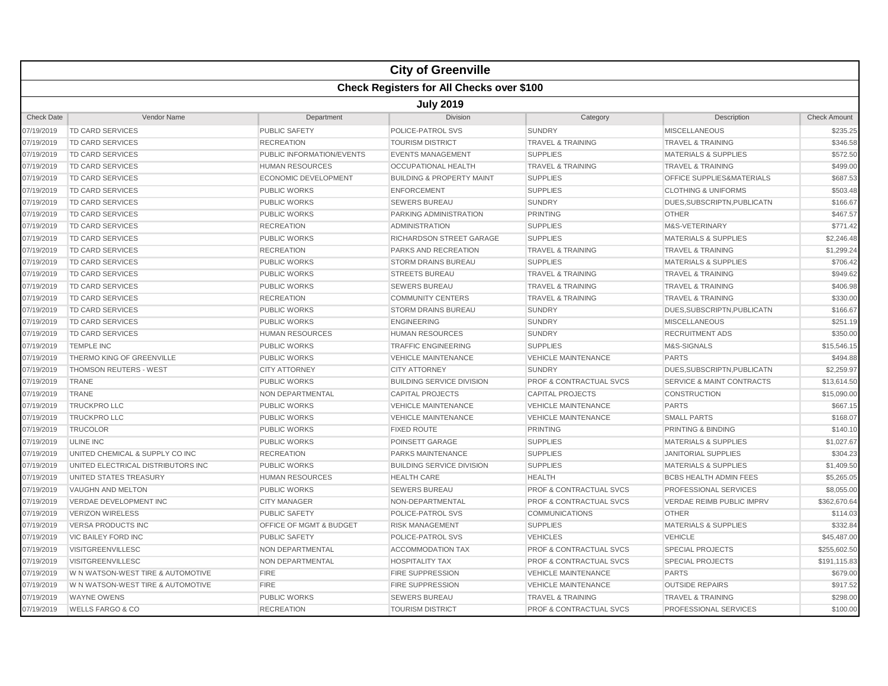# City of Greenville

## Check Registers for All Checks over $100

### July 2019

| Check Date | Vendor Name | Department | Division | Category | Description | Check Amount |
|---|---|---|---|---|---|---|
| 07/19/2019 | TD CARD SERVICES | PUBLIC SAFETY | POLICE-PATROL SVS | SUNDRY | MISCELLANEOUS | $235.25 |
| 07/19/2019 | TD CARD SERVICES | RECREATION | TOURISM DISTRICT | TRAVEL & TRAINING | TRAVEL & TRAINING | $346.58 |
| 07/19/2019 | TD CARD SERVICES | PUBLIC INFORMATION/EVENTS | EVENTS MANAGEMENT | SUPPLIES | MATERIALS & SUPPLIES | $572.50 |
| 07/19/2019 | TD CARD SERVICES | HUMAN RESOURCES | OCCUPATIONAL HEALTH | TRAVEL & TRAINING | TRAVEL & TRAINING | $499.00 |
| 07/19/2019 | TD CARD SERVICES | ECONOMIC DEVELOPMENT | BUILDING & PROPERTY MAINT | SUPPLIES | OFFICE SUPPLIES&MATERIALS | $687.53 |
| 07/19/2019 | TD CARD SERVICES | PUBLIC WORKS | ENFORCEMENT | SUPPLIES | CLOTHING & UNIFORMS | $503.48 |
| 07/19/2019 | TD CARD SERVICES | PUBLIC WORKS | SEWERS BUREAU | SUNDRY | DUES,SUBSCRIPTN,PUBLICATN | $166.67 |
| 07/19/2019 | TD CARD SERVICES | PUBLIC WORKS | PARKING ADMINISTRATION | PRINTING | OTHER | $467.57 |
| 07/19/2019 | TD CARD SERVICES | RECREATION | ADMINISTRATION | SUPPLIES | M&S-VETERINARY | $771.42 |
| 07/19/2019 | TD CARD SERVICES | PUBLIC WORKS | RICHARDSON STREET GARAGE | SUPPLIES | MATERIALS & SUPPLIES | $2,246.48 |
| 07/19/2019 | TD CARD SERVICES | RECREATION | PARKS AND RECREATION | TRAVEL & TRAINING | TRAVEL & TRAINING | $1,299.24 |
| 07/19/2019 | TD CARD SERVICES | PUBLIC WORKS | STORM DRAINS BUREAU | SUPPLIES | MATERIALS & SUPPLIES | $706.42 |
| 07/19/2019 | TD CARD SERVICES | PUBLIC WORKS | STREETS BUREAU | TRAVEL & TRAINING | TRAVEL & TRAINING | $949.62 |
| 07/19/2019 | TD CARD SERVICES | PUBLIC WORKS | SEWERS BUREAU | TRAVEL & TRAINING | TRAVEL & TRAINING | $406.98 |
| 07/19/2019 | TD CARD SERVICES | RECREATION | COMMUNITY CENTERS | TRAVEL & TRAINING | TRAVEL & TRAINING | $330.00 |
| 07/19/2019 | TD CARD SERVICES | PUBLIC WORKS | STORM DRAINS BUREAU | SUNDRY | DUES,SUBSCRIPTN,PUBLICATN | $166.67 |
| 07/19/2019 | TD CARD SERVICES | PUBLIC WORKS | ENGINEERING | SUNDRY | MISCELLANEOUS | $251.19 |
| 07/19/2019 | TD CARD SERVICES | HUMAN RESOURCES | HUMAN RESOURCES | SUNDRY | RECRUITMENT ADS | $350.00 |
| 07/19/2019 | TEMPLE INC | PUBLIC WORKS | TRAFFIC ENGINEERING | SUPPLIES | M&S-SIGNALS | $15,546.15 |
| 07/19/2019 | THERMO KING OF GREENVILLE | PUBLIC WORKS | VEHICLE MAINTENANCE | VEHICLE MAINTENANCE | PARTS | $494.88 |
| 07/19/2019 | THOMSON REUTERS - WEST | CITY ATTORNEY | CITY ATTORNEY | SUNDRY | DUES,SUBSCRIPTN,PUBLICATN | $2,259.97 |
| 07/19/2019 | TRANE | PUBLIC WORKS | BUILDING SERVICE DIVISION | PROF & CONTRACTUAL SVCS | SERVICE & MAINT CONTRACTS | $13,614.50 |
| 07/19/2019 | TRANE | NON DEPARTMENTAL | CAPITAL PROJECTS | CAPITAL PROJECTS | CONSTRUCTION | $15,090.00 |
| 07/19/2019 | TRUCKPRO LLC | PUBLIC WORKS | VEHICLE MAINTENANCE | VEHICLE MAINTENANCE | PARTS | $667.15 |
| 07/19/2019 | TRUCKPRO LLC | PUBLIC WORKS | VEHICLE MAINTENANCE | VEHICLE MAINTENANCE | SMALL PARTS | $168.07 |
| 07/19/2019 | TRUCOLOR | PUBLIC WORKS | FIXED ROUTE | PRINTING | PRINTING & BINDING | $140.10 |
| 07/19/2019 | ULINE INC | PUBLIC WORKS | POINSETT GARAGE | SUPPLIES | MATERIALS & SUPPLIES | $1,027.67 |
| 07/19/2019 | UNITED CHEMICAL & SUPPLY CO INC | RECREATION | PARKS MAINTENANCE | SUPPLIES | JANITORIAL SUPPLIES | $304.23 |
| 07/19/2019 | UNITED ELECTRICAL DISTRIBUTORS INC | PUBLIC WORKS | BUILDING SERVICE DIVISION | SUPPLIES | MATERIALS & SUPPLIES | $1,409.50 |
| 07/19/2019 | UNITED STATES TREASURY | HUMAN RESOURCES | HEALTH CARE | HEALTH | BCBS HEALTH ADMIN FEES | $5,265.05 |
| 07/19/2019 | VAUGHN AND MELTON | PUBLIC WORKS | SEWERS BUREAU | PROF & CONTRACTUAL SVCS | PROFESSIONAL SERVICES | $8,055.00 |
| 07/19/2019 | VERDAE DEVELOPMENT INC | CITY MANAGER | NON-DEPARTMENTAL | PROF & CONTRACTUAL SVCS | VERDAE REIMB PUBLIC IMPRV | $362,670.64 |
| 07/19/2019 | VERIZON WIRELESS | PUBLIC SAFETY | POLICE-PATROL SVS | COMMUNICATIONS | OTHER | $114.03 |
| 07/19/2019 | VERSA PRODUCTS INC | OFFICE OF MGMT & BUDGET | RISK MANAGEMENT | SUPPLIES | MATERIALS & SUPPLIES | $332.84 |
| 07/19/2019 | VIC BAILEY FORD INC | PUBLIC SAFETY | POLICE-PATROL SVS | VEHICLES | VEHICLE | $45,487.00 |
| 07/19/2019 | VISITGREENVILLESC | NON DEPARTMENTAL | ACCOMMODATION TAX | PROF & CONTRACTUAL SVCS | SPECIAL PROJECTS | $255,602.50 |
| 07/19/2019 | VISITGREENVILLESC | NON DEPARTMENTAL | HOSPITALITY TAX | PROF & CONTRACTUAL SVCS | SPECIAL PROJECTS | $191,115.83 |
| 07/19/2019 | W N WATSON-WEST TIRE & AUTOMOTIVE | FIRE | FIRE SUPPRESSION | VEHICLE MAINTENANCE | PARTS | $679.00 |
| 07/19/2019 | W N WATSON-WEST TIRE & AUTOMOTIVE | FIRE | FIRE SUPPRESSION | VEHICLE MAINTENANCE | OUTSIDE REPAIRS | $917.52 |
| 07/19/2019 | WAYNE OWENS | PUBLIC WORKS | SEWERS BUREAU | TRAVEL & TRAINING | TRAVEL & TRAINING | $298.00 |
| 07/19/2019 | WELLS FARGO & CO | RECREATION | TOURISM DISTRICT | PROF & CONTRACTUAL SVCS | PROFESSIONAL SERVICES | $100.00 |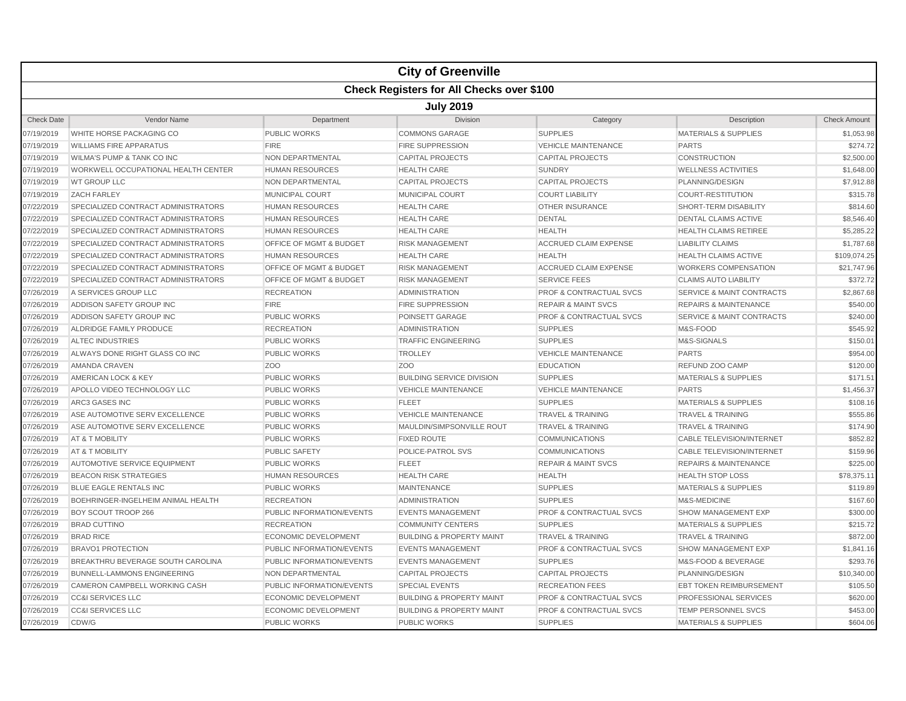# City of Greenville

## Check Registers for All Checks over $100

### July 2019

| Check Date | Vendor Name | Department | Division | Category | Description | Check Amount |
|---|---|---|---|---|---|---|
| 07/19/2019 | WHITE HORSE PACKAGING CO | PUBLIC WORKS | COMMONS GARAGE | SUPPLIES | MATERIALS & SUPPLIES | $1,053.98 |
| 07/19/2019 | WILLIAMS FIRE APPARATUS | FIRE | FIRE SUPPRESSION | VEHICLE MAINTENANCE | PARTS | $274.72 |
| 07/19/2019 | WILMA'S PUMP & TANK CO INC | NON DEPARTMENTAL | CAPITAL PROJECTS | CAPITAL PROJECTS | CONSTRUCTION | $2,500.00 |
| 07/19/2019 | WORKWELL OCCUPATIONAL HEALTH CENTER | HUMAN RESOURCES | HEALTH CARE | SUNDRY | WELLNESS ACTIVITIES | $1,648.00 |
| 07/19/2019 | WT GROUP LLC | NON DEPARTMENTAL | CAPITAL PROJECTS | CAPITAL PROJECTS | PLANNING/DESIGN | $7,912.88 |
| 07/19/2019 | ZACH FARLEY | MUNICIPAL COURT | MUNICIPAL COURT | COURT LIABILITY | COURT-RESTITUTION | $315.78 |
| 07/22/2019 | SPECIALIZED CONTRACT ADMINISTRATORS | HUMAN RESOURCES | HEALTH CARE | OTHER INSURANCE | SHORT-TERM DISABILITY | $814.60 |
| 07/22/2019 | SPECIALIZED CONTRACT ADMINISTRATORS | HUMAN RESOURCES | HEALTH CARE | DENTAL | DENTAL CLAIMS ACTIVE | $8,546.40 |
| 07/22/2019 | SPECIALIZED CONTRACT ADMINISTRATORS | HUMAN RESOURCES | HEALTH CARE | HEALTH | HEALTH CLAIMS RETIREE | $5,285.22 |
| 07/22/2019 | SPECIALIZED CONTRACT ADMINISTRATORS | OFFICE OF MGMT & BUDGET | RISK MANAGEMENT | ACCRUED CLAIM EXPENSE | LIABILITY CLAIMS | $1,787.68 |
| 07/22/2019 | SPECIALIZED CONTRACT ADMINISTRATORS | HUMAN RESOURCES | HEALTH CARE | HEALTH | HEALTH CLAIMS ACTIVE | $109,074.25 |
| 07/22/2019 | SPECIALIZED CONTRACT ADMINISTRATORS | OFFICE OF MGMT & BUDGET | RISK MANAGEMENT | ACCRUED CLAIM EXPENSE | WORKERS COMPENSATION | $21,747.96 |
| 07/22/2019 | SPECIALIZED CONTRACT ADMINISTRATORS | OFFICE OF MGMT & BUDGET | RISK MANAGEMENT | SERVICE FEES | CLAIMS AUTO LIABILITY | $372.72 |
| 07/26/2019 | A SERVICES GROUP LLC | RECREATION | ADMINISTRATION | PROF & CONTRACTUAL SVCS | SERVICE & MAINT CONTRACTS | $2,867.68 |
| 07/26/2019 | ADDISON SAFETY GROUP INC | FIRE | FIRE SUPPRESSION | REPAIR & MAINT SVCS | REPAIRS & MAINTENANCE | $540.00 |
| 07/26/2019 | ADDISON SAFETY GROUP INC | PUBLIC WORKS | POINSETT GARAGE | PROF & CONTRACTUAL SVCS | SERVICE & MAINT CONTRACTS | $240.00 |
| 07/26/2019 | ALDRIDGE FAMILY PRODUCE | RECREATION | ADMINISTRATION | SUPPLIES | M&S-FOOD | $545.92 |
| 07/26/2019 | ALTEC INDUSTRIES | PUBLIC WORKS | TRAFFIC ENGINEERING | SUPPLIES | M&S-SIGNALS | $150.01 |
| 07/26/2019 | ALWAYS DONE RIGHT GLASS CO INC | PUBLIC WORKS | TROLLEY | VEHICLE MAINTENANCE | PARTS | $954.00 |
| 07/26/2019 | AMANDA CRAVEN | ZOO | ZOO | EDUCATION | REFUND ZOO CAMP | $120.00 |
| 07/26/2019 | AMERICAN LOCK & KEY | PUBLIC WORKS | BUILDING SERVICE DIVISION | SUPPLIES | MATERIALS & SUPPLIES | $171.51 |
| 07/26/2019 | APOLLO VIDEO TECHNOLOGY LLC | PUBLIC WORKS | VEHICLE MAINTENANCE | VEHICLE MAINTENANCE | PARTS | $1,456.37 |
| 07/26/2019 | ARC3 GASES INC | PUBLIC WORKS | FLEET | SUPPLIES | MATERIALS & SUPPLIES | $108.16 |
| 07/26/2019 | ASE AUTOMOTIVE SERV EXCELLENCE | PUBLIC WORKS | VEHICLE MAINTENANCE | TRAVEL & TRAINING | TRAVEL & TRAINING | $555.86 |
| 07/26/2019 | ASE AUTOMOTIVE SERV EXCELLENCE | PUBLIC WORKS | MAULDIN/SIMPSONVILLE ROUT | TRAVEL & TRAINING | TRAVEL & TRAINING | $174.90 |
| 07/26/2019 | AT & T MOBILITY | PUBLIC WORKS | FIXED ROUTE | COMMUNICATIONS | CABLE TELEVISION/INTERNET | $852.82 |
| 07/26/2019 | AT & T MOBILITY | PUBLIC SAFETY | POLICE-PATROL SVS | COMMUNICATIONS | CABLE TELEVISION/INTERNET | $159.96 |
| 07/26/2019 | AUTOMOTIVE SERVICE EQUIPMENT | PUBLIC WORKS | FLEET | REPAIR & MAINT SVCS | REPAIRS & MAINTENANCE | $225.00 |
| 07/26/2019 | BEACON RISK STRATEGIES | HUMAN RESOURCES | HEALTH CARE | HEALTH | HEALTH STOP LOSS | $78,375.11 |
| 07/26/2019 | BLUE EAGLE RENTALS INC | PUBLIC WORKS | MAINTENANCE | SUPPLIES | MATERIALS & SUPPLIES | $119.89 |
| 07/26/2019 | BOEHRINGER-INGELHEIM ANIMAL HEALTH | RECREATION | ADMINISTRATION | SUPPLIES | M&S-MEDICINE | $167.60 |
| 07/26/2019 | BOY SCOUT TROOP 266 | PUBLIC INFORMATION/EVENTS | EVENTS MANAGEMENT | PROF & CONTRACTUAL SVCS | SHOW MANAGEMENT EXP | $300.00 |
| 07/26/2019 | BRAD CUTTINO | RECREATION | COMMUNITY CENTERS | SUPPLIES | MATERIALS & SUPPLIES | $215.72 |
| 07/26/2019 | BRAD RICE | ECONOMIC DEVELOPMENT | BUILDING & PROPERTY MAINT | TRAVEL & TRAINING | TRAVEL & TRAINING | $872.00 |
| 07/26/2019 | BRAVO1 PROTECTION | PUBLIC INFORMATION/EVENTS | EVENTS MANAGEMENT | PROF & CONTRACTUAL SVCS | SHOW MANAGEMENT EXP | $1,841.16 |
| 07/26/2019 | BREAKTHRU BEVERAGE SOUTH CAROLINA | PUBLIC INFORMATION/EVENTS | EVENTS MANAGEMENT | SUPPLIES | M&S-FOOD & BEVERAGE | $293.76 |
| 07/26/2019 | BUNNELL-LAMMONS ENGINEERING | NON DEPARTMENTAL | CAPITAL PROJECTS | CAPITAL PROJECTS | PLANNING/DESIGN | $10,340.00 |
| 07/26/2019 | CAMERON CAMPBELL WORKING CASH | PUBLIC INFORMATION/EVENTS | SPECIAL EVENTS | RECREATION FEES | EBT TOKEN REIMBURSEMENT | $105.50 |
| 07/26/2019 | CC&I SERVICES LLC | ECONOMIC DEVELOPMENT | BUILDING & PROPERTY MAINT | PROF & CONTRACTUAL SVCS | PROFESSIONAL SERVICES | $620.00 |
| 07/26/2019 | CC&I SERVICES LLC | ECONOMIC DEVELOPMENT | BUILDING & PROPERTY MAINT | PROF & CONTRACTUAL SVCS | TEMP PERSONNEL SVCS | $453.00 |
| 07/26/2019 | CDW/G | PUBLIC WORKS | PUBLIC WORKS | SUPPLIES | MATERIALS & SUPPLIES | $604.06 |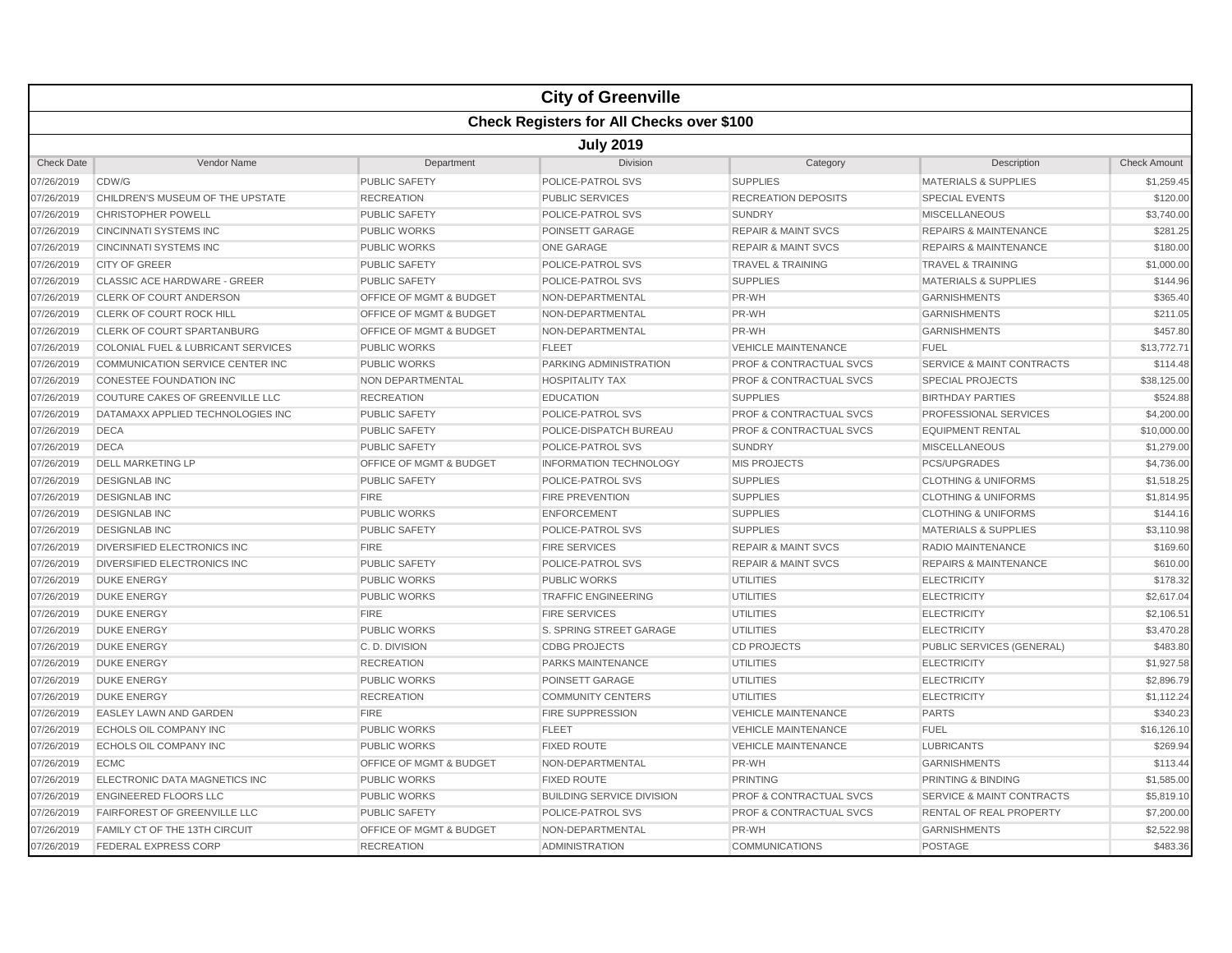# City of Greenville

## Check Registers for All Checks over $100

### July 2019

| Check Date | Vendor Name | Department | Division | Category | Description | Check Amount |
|---|---|---|---|---|---|---|
| 07/26/2019 | CDW/G | PUBLIC SAFETY | POLICE-PATROL SVS | SUPPLIES | MATERIALS & SUPPLIES | $1,259.45 |
| 07/26/2019 | CHILDREN'S MUSEUM OF THE UPSTATE | RECREATION | PUBLIC SERVICES | RECREATION DEPOSITS | SPECIAL EVENTS | $120.00 |
| 07/26/2019 | CHRISTOPHER POWELL | PUBLIC SAFETY | POLICE-PATROL SVS | SUNDRY | MISCELLANEOUS | $3,740.00 |
| 07/26/2019 | CINCINNATI SYSTEMS INC | PUBLIC WORKS | POINSETT GARAGE | REPAIR & MAINT SVCS | REPAIRS & MAINTENANCE | $281.25 |
| 07/26/2019 | CINCINNATI SYSTEMS INC | PUBLIC WORKS | ONE GARAGE | REPAIR & MAINT SVCS | REPAIRS & MAINTENANCE | $180.00 |
| 07/26/2019 | CITY OF GREER | PUBLIC SAFETY | POLICE-PATROL SVS | TRAVEL & TRAINING | TRAVEL & TRAINING | $1,000.00 |
| 07/26/2019 | CLASSIC ACE HARDWARE - GREER | PUBLIC SAFETY | POLICE-PATROL SVS | SUPPLIES | MATERIALS & SUPPLIES | $144.96 |
| 07/26/2019 | CLERK OF COURT ANDERSON | OFFICE OF MGMT & BUDGET | NON-DEPARTMENTAL | PR-WH | GARNISHMENTS | $365.40 |
| 07/26/2019 | CLERK OF COURT ROCK HILL | OFFICE OF MGMT & BUDGET | NON-DEPARTMENTAL | PR-WH | GARNISHMENTS | $211.05 |
| 07/26/2019 | CLERK OF COURT SPARTANBURG | OFFICE OF MGMT & BUDGET | NON-DEPARTMENTAL | PR-WH | GARNISHMENTS | $457.80 |
| 07/26/2019 | COLONIAL FUEL & LUBRICANT SERVICES | PUBLIC WORKS | FLEET | VEHICLE MAINTENANCE | FUEL | $13,772.71 |
| 07/26/2019 | COMMUNICATION SERVICE CENTER INC | PUBLIC WORKS | PARKING ADMINISTRATION | PROF & CONTRACTUAL SVCS | SERVICE & MAINT CONTRACTS | $114.48 |
| 07/26/2019 | CONESTEE FOUNDATION INC | NON DEPARTMENTAL | HOSPITALITY TAX | PROF & CONTRACTUAL SVCS | SPECIAL PROJECTS | $38,125.00 |
| 07/26/2019 | COUTURE CAKES OF GREENVILLE LLC | RECREATION | EDUCATION | SUPPLIES | BIRTHDAY PARTIES | $524.88 |
| 07/26/2019 | DATAMAXX APPLIED TECHNOLOGIES INC | PUBLIC SAFETY | POLICE-PATROL SVS | PROF & CONTRACTUAL SVCS | PROFESSIONAL SERVICES | $4,200.00 |
| 07/26/2019 | DECA | PUBLIC SAFETY | POLICE-DISPATCH BUREAU | PROF & CONTRACTUAL SVCS | EQUIPMENT RENTAL | $10,000.00 |
| 07/26/2019 | DECA | PUBLIC SAFETY | POLICE-PATROL SVS | SUNDRY | MISCELLANEOUS | $1,279.00 |
| 07/26/2019 | DELL MARKETING LP | OFFICE OF MGMT & BUDGET | INFORMATION TECHNOLOGY | MIS PROJECTS | PCS/UPGRADES | $4,736.00 |
| 07/26/2019 | DESIGNLAB INC | PUBLIC SAFETY | POLICE-PATROL SVS | SUPPLIES | CLOTHING & UNIFORMS | $1,518.25 |
| 07/26/2019 | DESIGNLAB INC | FIRE | FIRE PREVENTION | SUPPLIES | CLOTHING & UNIFORMS | $1,814.95 |
| 07/26/2019 | DESIGNLAB INC | PUBLIC WORKS | ENFORCEMENT | SUPPLIES | CLOTHING & UNIFORMS | $144.16 |
| 07/26/2019 | DESIGNLAB INC | PUBLIC SAFETY | POLICE-PATROL SVS | SUPPLIES | MATERIALS & SUPPLIES | $3,110.98 |
| 07/26/2019 | DIVERSIFIED ELECTRONICS INC | FIRE | FIRE SERVICES | REPAIR & MAINT SVCS | RADIO MAINTENANCE | $169.60 |
| 07/26/2019 | DIVERSIFIED ELECTRONICS INC | PUBLIC SAFETY | POLICE-PATROL SVS | REPAIR & MAINT SVCS | REPAIRS & MAINTENANCE | $610.00 |
| 07/26/2019 | DUKE ENERGY | PUBLIC WORKS | PUBLIC WORKS | UTILITIES | ELECTRICITY | $178.32 |
| 07/26/2019 | DUKE ENERGY | PUBLIC WORKS | TRAFFIC ENGINEERING | UTILITIES | ELECTRICITY | $2,617.04 |
| 07/26/2019 | DUKE ENERGY | FIRE | FIRE SERVICES | UTILITIES | ELECTRICITY | $2,106.51 |
| 07/26/2019 | DUKE ENERGY | PUBLIC WORKS | S. SPRING STREET GARAGE | UTILITIES | ELECTRICITY | $3,470.28 |
| 07/26/2019 | DUKE ENERGY | C. D. DIVISION | CDBG PROJECTS | CD PROJECTS | PUBLIC SERVICES (GENERAL) | $483.80 |
| 07/26/2019 | DUKE ENERGY | RECREATION | PARKS MAINTENANCE | UTILITIES | ELECTRICITY | $1,927.58 |
| 07/26/2019 | DUKE ENERGY | PUBLIC WORKS | POINSETT GARAGE | UTILITIES | ELECTRICITY | $2,896.79 |
| 07/26/2019 | DUKE ENERGY | RECREATION | COMMUNITY CENTERS | UTILITIES | ELECTRICITY | $1,112.24 |
| 07/26/2019 | EASLEY LAWN AND GARDEN | FIRE | FIRE SUPPRESSION | VEHICLE MAINTENANCE | PARTS | $340.23 |
| 07/26/2019 | ECHOLS OIL COMPANY INC | PUBLIC WORKS | FLEET | VEHICLE MAINTENANCE | FUEL | $16,126.10 |
| 07/26/2019 | ECHOLS OIL COMPANY INC | PUBLIC WORKS | FIXED ROUTE | VEHICLE MAINTENANCE | LUBRICANTS | $269.94 |
| 07/26/2019 | ECMC | OFFICE OF MGMT & BUDGET | NON-DEPARTMENTAL | PR-WH | GARNISHMENTS | $113.44 |
| 07/26/2019 | ELECTRONIC DATA MAGNETICS INC | PUBLIC WORKS | FIXED ROUTE | PRINTING | PRINTING & BINDING | $1,585.00 |
| 07/26/2019 | ENGINEERED FLOORS LLC | PUBLIC WORKS | BUILDING SERVICE DIVISION | PROF & CONTRACTUAL SVCS | SERVICE & MAINT CONTRACTS | $5,819.10 |
| 07/26/2019 | FAIRFOREST OF GREENVILLE LLC | PUBLIC SAFETY | POLICE-PATROL SVS | PROF & CONTRACTUAL SVCS | RENTAL OF REAL PROPERTY | $7,200.00 |
| 07/26/2019 | FAMILY CT OF THE 13TH CIRCUIT | OFFICE OF MGMT & BUDGET | NON-DEPARTMENTAL | PR-WH | GARNISHMENTS | $2,522.98 |
| 07/26/2019 | FEDERAL EXPRESS CORP | RECREATION | ADMINISTRATION | COMMUNICATIONS | POSTAGE | $483.36 |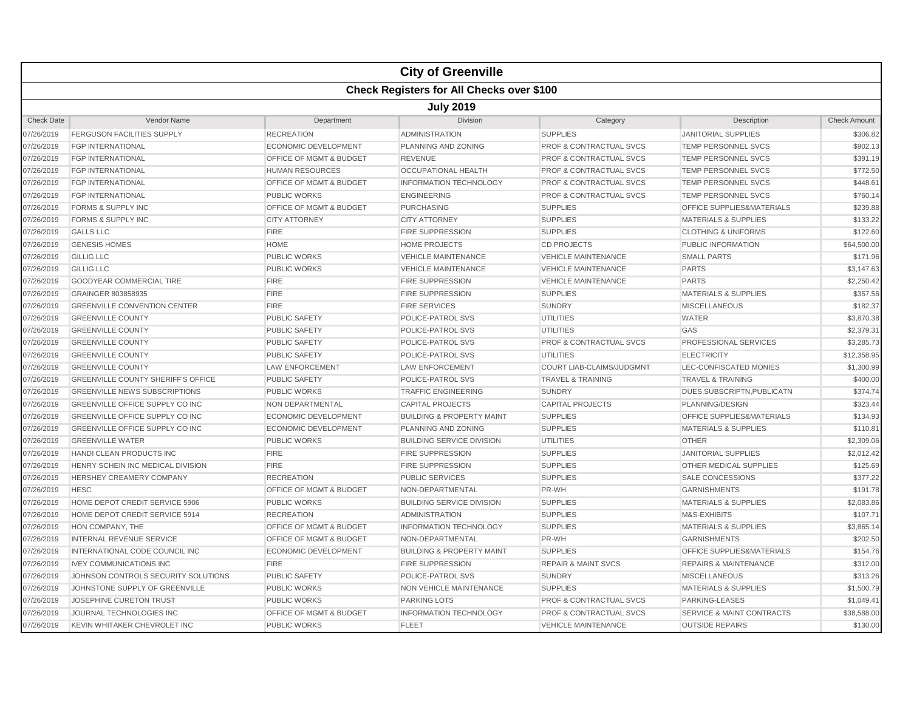# City of Greenville

## Check Registers for All Checks over $100

### July 2019

| Check Date | Vendor Name | Department | Division | Category | Description | Check Amount |
|---|---|---|---|---|---|---|
| 07/26/2019 | FERGUSON FACILITIES SUPPLY | RECREATION | ADMINISTRATION | SUPPLIES | JANITORIAL SUPPLIES | $306.82 |
| 07/26/2019 | FGP INTERNATIONAL | ECONOMIC DEVELOPMENT | PLANNING AND ZONING | PROF & CONTRACTUAL SVCS | TEMP PERSONNEL SVCS | $902.13 |
| 07/26/2019 | FGP INTERNATIONAL | OFFICE OF MGMT & BUDGET | REVENUE | PROF & CONTRACTUAL SVCS | TEMP PERSONNEL SVCS | $391.19 |
| 07/26/2019 | FGP INTERNATIONAL | HUMAN RESOURCES | OCCUPATIONAL HEALTH | PROF & CONTRACTUAL SVCS | TEMP PERSONNEL SVCS | $772.50 |
| 07/26/2019 | FGP INTERNATIONAL | OFFICE OF MGMT & BUDGET | INFORMATION TECHNOLOGY | PROF & CONTRACTUAL SVCS | TEMP PERSONNEL SVCS | $448.61 |
| 07/26/2019 | FGP INTERNATIONAL | PUBLIC WORKS | ENGINEERING | PROF & CONTRACTUAL SVCS | TEMP PERSONNEL SVCS | $760.14 |
| 07/26/2019 | FORMS & SUPPLY INC | OFFICE OF MGMT & BUDGET | PURCHASING | SUPPLIES | OFFICE SUPPLIES&MATERIALS | $239.88 |
| 07/26/2019 | FORMS & SUPPLY INC | CITY ATTORNEY | CITY ATTORNEY | SUPPLIES | MATERIALS & SUPPLIES | $133.22 |
| 07/26/2019 | GALLS LLC | FIRE | FIRE SUPPRESSION | SUPPLIES | CLOTHING & UNIFORMS | $122.60 |
| 07/26/2019 | GENESIS HOMES | HOME | HOME PROJECTS | CD PROJECTS | PUBLIC INFORMATION | $64,500.00 |
| 07/26/2019 | GILLIG LLC | PUBLIC WORKS | VEHICLE MAINTENANCE | VEHICLE MAINTENANCE | SMALL PARTS | $171.96 |
| 07/26/2019 | GILLIG LLC | PUBLIC WORKS | VEHICLE MAINTENANCE | VEHICLE MAINTENANCE | PARTS | $3,147.63 |
| 07/26/2019 | GOODYEAR COMMERCIAL TIRE | FIRE | FIRE SUPPRESSION | VEHICLE MAINTENANCE | PARTS | $2,250.42 |
| 07/26/2019 | GRAINGER 803858935 | FIRE | FIRE SUPPRESSION | SUPPLIES | MATERIALS & SUPPLIES | $357.56 |
| 07/26/2019 | GREENVILLE CONVENTION CENTER | FIRE | FIRE SERVICES | SUNDRY | MISCELLANEOUS | $182.37 |
| 07/26/2019 | GREENVILLE COUNTY | PUBLIC SAFETY | POLICE-PATROL SVS | UTILITIES | WATER | $3,870.38 |
| 07/26/2019 | GREENVILLE COUNTY | PUBLIC SAFETY | POLICE-PATROL SVS | UTILITIES | GAS | $2,379.31 |
| 07/26/2019 | GREENVILLE COUNTY | PUBLIC SAFETY | POLICE-PATROL SVS | PROF & CONTRACTUAL SVCS | PROFESSIONAL SERVICES | $3,285.73 |
| 07/26/2019 | GREENVILLE COUNTY | PUBLIC SAFETY | POLICE-PATROL SVS | UTILITIES | ELECTRICITY | $12,358.95 |
| 07/26/2019 | GREENVILLE COUNTY | LAW ENFORCEMENT | LAW ENFORCEMENT | COURT LIAB-CLAIMS/JUDGMNT | LEC-CONFISCATED MONIES | $1,300.99 |
| 07/26/2019 | GREENVILLE COUNTY SHERIFF'S OFFICE | PUBLIC SAFETY | POLICE-PATROL SVS | TRAVEL & TRAINING | TRAVEL & TRAINING | $400.00 |
| 07/26/2019 | GREENVILLE NEWS SUBSCRIPTIONS | PUBLIC WORKS | TRAFFIC ENGINEERING | SUNDRY | DUES,SUBSCRIPTN,PUBLICATN | $374.74 |
| 07/26/2019 | GREENVILLE OFFICE SUPPLY CO INC | NON DEPARTMENTAL | CAPITAL PROJECTS | CAPITAL PROJECTS | PLANNING/DESIGN | $323.44 |
| 07/26/2019 | GREENVILLE OFFICE SUPPLY CO INC | ECONOMIC DEVELOPMENT | BUILDING & PROPERTY MAINT | SUPPLIES | OFFICE SUPPLIES&MATERIALS | $134.93 |
| 07/26/2019 | GREENVILLE OFFICE SUPPLY CO INC | ECONOMIC DEVELOPMENT | PLANNING AND ZONING | SUPPLIES | MATERIALS & SUPPLIES | $110.81 |
| 07/26/2019 | GREENVILLE WATER | PUBLIC WORKS | BUILDING SERVICE DIVISION | UTILITIES | OTHER | $2,309.06 |
| 07/26/2019 | HANDI CLEAN PRODUCTS INC | FIRE | FIRE SUPPRESSION | SUPPLIES | JANITORIAL SUPPLIES | $2,012.42 |
| 07/26/2019 | HENRY SCHEIN INC MEDICAL DIVISION | FIRE | FIRE SUPPRESSION | SUPPLIES | OTHER MEDICAL SUPPLIES | $125.69 |
| 07/26/2019 | HERSHEY CREAMERY COMPANY | RECREATION | PUBLIC SERVICES | SUPPLIES | SALE CONCESSIONS | $377.22 |
| 07/26/2019 | HESC | OFFICE OF MGMT & BUDGET | NON-DEPARTMENTAL | PR-WH | GARNISHMENTS | $191.78 |
| 07/26/2019 | HOME DEPOT CREDIT SERVICE 5906 | PUBLIC WORKS | BUILDING SERVICE DIVISION | SUPPLIES | MATERIALS & SUPPLIES | $2,083.86 |
| 07/26/2019 | HOME DEPOT CREDIT SERVICE 5914 | RECREATION | ADMINISTRATION | SUPPLIES | M&S-EXHIBITS | $107.71 |
| 07/26/2019 | HON COMPANY, THE | OFFICE OF MGMT & BUDGET | INFORMATION TECHNOLOGY | SUPPLIES | MATERIALS & SUPPLIES | $3,865.14 |
| 07/26/2019 | INTERNAL REVENUE SERVICE | OFFICE OF MGMT & BUDGET | NON-DEPARTMENTAL | PR-WH | GARNISHMENTS | $202.50 |
| 07/26/2019 | INTERNATIONAL CODE COUNCIL INC | ECONOMIC DEVELOPMENT | BUILDING & PROPERTY MAINT | SUPPLIES | OFFICE SUPPLIES&MATERIALS | $154.76 |
| 07/26/2019 | IVEY COMMUNICATIONS INC | FIRE | FIRE SUPPRESSION | REPAIR & MAINT SVCS | REPAIRS & MAINTENANCE | $312.00 |
| 07/26/2019 | JOHNSON CONTROLS SECURITY SOLUTIONS | PUBLIC SAFETY | POLICE-PATROL SVS | SUNDRY | MISCELLANEOUS | $313.26 |
| 07/26/2019 | JOHNSTONE SUPPLY OF GREENVILLE | PUBLIC WORKS | NON VEHICLE MAINTENANCE | SUPPLIES | MATERIALS & SUPPLIES | $1,500.79 |
| 07/26/2019 | JOSEPHINE CURETON TRUST | PUBLIC WORKS | PARKING LOTS | PROF & CONTRACTUAL SVCS | PARKING-LEASES | $1,049.41 |
| 07/26/2019 | JOURNAL TECHNOLOGIES INC | OFFICE OF MGMT & BUDGET | INFORMATION TECHNOLOGY | PROF & CONTRACTUAL SVCS | SERVICE & MAINT CONTRACTS | $38,588.00 |
| 07/26/2019 | KEVIN WHITAKER CHEVROLET INC | PUBLIC WORKS | FLEET | VEHICLE MAINTENANCE | OUTSIDE REPAIRS | $130.00 |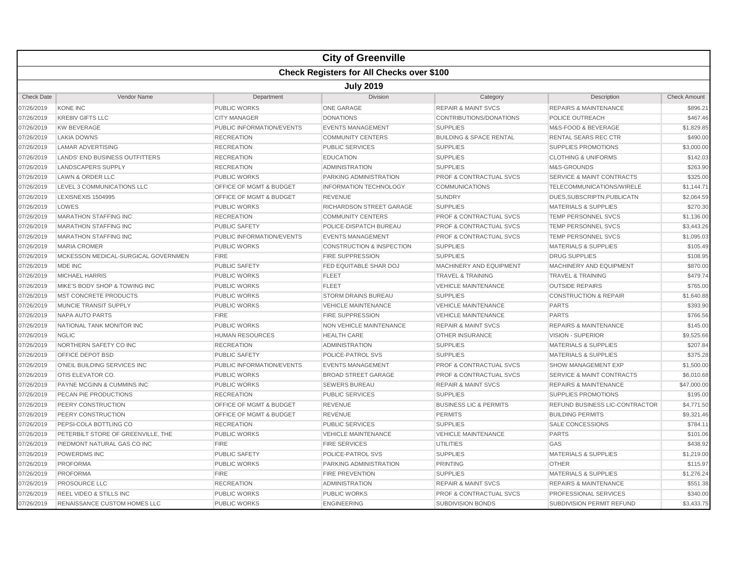# City of Greenville

## Check Registers for All Checks over $100

### July 2019

| Check Date | Vendor Name | Department | Division | Category | Description | Check Amount |
|---|---|---|---|---|---|---|
| 07/26/2019 | KONE INC | PUBLIC WORKS | ONE GARAGE | REPAIR & MAINT SVCS | REPAIRS & MAINTENANCE | $896.21 |
| 07/26/2019 | KRE8IV GIFTS LLC | CITY MANAGER | DONATIONS | CONTRIBUTIONS/DONATIONS | POLICE OUTREACH | $467.46 |
| 07/26/2019 | KW BEVERAGE | PUBLIC INFORMATION/EVENTS | EVENTS MANAGEMENT | SUPPLIES | M&S-FOOD & BEVERAGE | $1,829.85 |
| 07/26/2019 | LAKIA DOWNS | RECREATION | COMMUNITY CENTERS | BUILDING & SPACE RENTAL | RENTAL SEARS REC CTR | $490.00 |
| 07/26/2019 | LAMAR ADVERTISING | RECREATION | PUBLIC SERVICES | SUPPLIES | SUPPLIES PROMOTIONS | $3,000.00 |
| 07/26/2019 | LANDS' END BUSINESS OUTFITTERS | RECREATION | EDUCATION | SUPPLIES | CLOTHING & UNIFORMS | $142.03 |
| 07/26/2019 | LANDSCAPERS SUPPLY | RECREATION | ADMINISTRATION | SUPPLIES | M&S-GROUNDS | $263.90 |
| 07/26/2019 | LAWN & ORDER LLC | PUBLIC WORKS | PARKING ADMINISTRATION | PROF & CONTRACTUAL SVCS | SERVICE & MAINT CONTRACTS | $325.00 |
| 07/26/2019 | LEVEL 3 COMMUNICATIONS LLC | OFFICE OF MGMT & BUDGET | INFORMATION TECHNOLOGY | COMMUNICATIONS | TELECOMMUNICATIONS/WIRELE | $1,144.71 |
| 07/26/2019 | LEXISNEXIS 1504995 | OFFICE OF MGMT & BUDGET | REVENUE | SUNDRY | DUES,SUBSCRIPTN,PUBLICATN | $2,064.59 |
| 07/26/2019 | LOWES | PUBLIC WORKS | RICHARDSON STREET GARAGE | SUPPLIES | MATERIALS & SUPPLIES | $270.30 |
| 07/26/2019 | MARATHON STAFFING INC | RECREATION | COMMUNITY CENTERS | PROF & CONTRACTUAL SVCS | TEMP PERSONNEL SVCS | $1,136.00 |
| 07/26/2019 | MARATHON STAFFING INC | PUBLIC SAFETY | POLICE-DISPATCH BUREAU | PROF & CONTRACTUAL SVCS | TEMP PERSONNEL SVCS | $3,443.26 |
| 07/26/2019 | MARATHON STAFFING INC | PUBLIC INFORMATION/EVENTS | EVENTS MANAGEMENT | PROF & CONTRACTUAL SVCS | TEMP PERSONNEL SVCS | $1,095.03 |
| 07/26/2019 | MARIA CROMER | PUBLIC WORKS | CONSTRUCTION & INSPECTION | SUPPLIES | MATERIALS & SUPPLIES | $105.49 |
| 07/26/2019 | MCKESSON MEDICAL-SURGICAL GOVERNMEN | FIRE | FIRE SUPPRESSION | SUPPLIES | DRUG SUPPLIES | $108.95 |
| 07/26/2019 | MDE INC | PUBLIC SAFETY | FED EQUITABLE SHAR DOJ | MACHINERY AND EQUIPMENT | MACHINERY AND EQUIPMENT | $870.00 |
| 07/26/2019 | MICHAEL HARRIS | PUBLIC WORKS | FLEET | TRAVEL & TRAINING | TRAVEL & TRAINING | $479.74 |
| 07/26/2019 | MIKE'S BODY SHOP & TOWING INC | PUBLIC WORKS | FLEET | VEHICLE MAINTENANCE | OUTSIDE REPAIRS | $765.00 |
| 07/26/2019 | MST CONCRETE PRODUCTS | PUBLIC WORKS | STORM DRAINS BUREAU | SUPPLIES | CONSTRUCTION & REPAIR | $1,640.88 |
| 07/26/2019 | MUNCIE TRANSIT SUPPLY | PUBLIC WORKS | VEHICLE MAINTENANCE | VEHICLE MAINTENANCE | PARTS | $393.90 |
| 07/26/2019 | NAPA AUTO PARTS | FIRE | FIRE SUPPRESSION | VEHICLE MAINTENANCE | PARTS | $766.56 |
| 07/26/2019 | NATIONAL TANK MONITOR INC | PUBLIC WORKS | NON VEHICLE MAINTENANCE | REPAIR & MAINT SVCS | REPAIRS & MAINTENANCE | $145.00 |
| 07/26/2019 | NGLIC | HUMAN RESOURCES | HEALTH CARE | OTHER INSURANCE | VISION - SUPERIOR | $9,525.66 |
| 07/26/2019 | NORTHERN SAFETY CO INC | RECREATION | ADMINISTRATION | SUPPLIES | MATERIALS & SUPPLIES | $207.84 |
| 07/26/2019 | OFFICE DEPOT BSD | PUBLIC SAFETY | POLICE-PATROL SVS | SUPPLIES | MATERIALS & SUPPLIES | $375.28 |
| 07/26/2019 | O'NEIL BUILDING SERVICES INC | PUBLIC INFORMATION/EVENTS | EVENTS MANAGEMENT | PROF & CONTRACTUAL SVCS | SHOW MANAGEMENT EXP | $1,500.00 |
| 07/26/2019 | OTIS ELEVATOR CO. | PUBLIC WORKS | BROAD STREET GARAGE | PROF & CONTRACTUAL SVCS | SERVICE & MAINT CONTRACTS | $6,010.68 |
| 07/26/2019 | PAYNE MCGINN & CUMMINS INC | PUBLIC WORKS | SEWERS BUREAU | REPAIR & MAINT SVCS | REPAIRS & MAINTENANCE | $47,000.00 |
| 07/26/2019 | PECAN PIE PRODUCTIONS | RECREATION | PUBLIC SERVICES | SUPPLIES | SUPPLIES PROMOTIONS | $195.00 |
| 07/26/2019 | PEERY CONSTRUCTION | OFFICE OF MGMT & BUDGET | REVENUE | BUSINESS LIC & PERMITS | REFUND BUSINESS LIC-CONTRACTOR | $4,771.50 |
| 07/26/2019 | PEERY CONSTRUCTION | OFFICE OF MGMT & BUDGET | REVENUE | PERMITS | BUILDING PERMITS | $9,321.46 |
| 07/26/2019 | PEPSI-COLA BOTTLING CO | RECREATION | PUBLIC SERVICES | SUPPLIES | SALE CONCESSIONS | $784.11 |
| 07/26/2019 | PETERBILT STORE OF GREENVILLE, THE | PUBLIC WORKS | VEHICLE MAINTENANCE | VEHICLE MAINTENANCE | PARTS | $101.06 |
| 07/26/2019 | PIEDMONT NATURAL GAS CO INC | FIRE | FIRE SERVICES | UTILITIES | GAS | $438.92 |
| 07/26/2019 | POWERDMS INC | PUBLIC SAFETY | POLICE-PATROL SVS | SUPPLIES | MATERIALS & SUPPLIES | $1,219.00 |
| 07/26/2019 | PROFORMA | PUBLIC WORKS | PARKING ADMINISTRATION | PRINTING | OTHER | $115.97 |
| 07/26/2019 | PROFORMA | FIRE | FIRE PREVENTION | SUPPLIES | MATERIALS & SUPPLIES | $1,276.24 |
| 07/26/2019 | PROSOURCE LLC | RECREATION | ADMINISTRATION | REPAIR & MAINT SVCS | REPAIRS & MAINTENANCE | $551.38 |
| 07/26/2019 | REEL VIDEO & STILLS INC | PUBLIC WORKS | PUBLIC WORKS | PROF & CONTRACTUAL SVCS | PROFESSIONAL SERVICES | $340.00 |
| 07/26/2019 | RENAISSANCE CUSTOM HOMES LLC | PUBLIC WORKS | ENGINEERING | SUBDIVISION BONDS | SUBDIVISION PERMIT REFUND | $3,433.75 |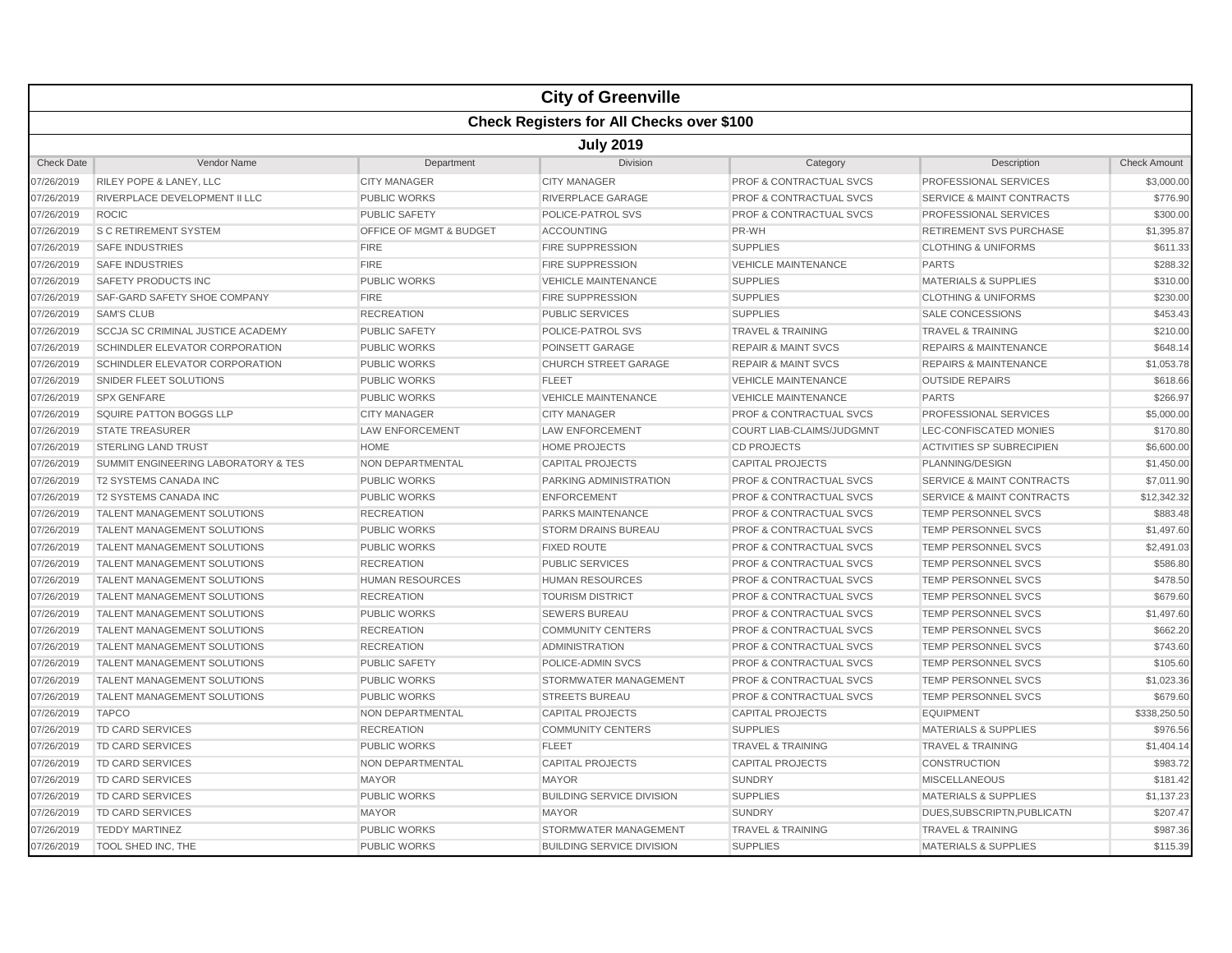# City of Greenville

## Check Registers for All Checks over $100

### July 2019

| Check Date | Vendor Name | Department | Division | Category | Description | Check Amount |
|---|---|---|---|---|---|---|
| 07/26/2019 | RILEY POPE & LANEY, LLC | CITY MANAGER | CITY MANAGER | PROF & CONTRACTUAL SVCS | PROFESSIONAL SERVICES | $3,000.00 |
| 07/26/2019 | RIVERPLACE DEVELOPMENT II LLC | PUBLIC WORKS | RIVERPLACE GARAGE | PROF & CONTRACTUAL SVCS | SERVICE & MAINT CONTRACTS | $776.90 |
| 07/26/2019 | ROCIC | PUBLIC SAFETY | POLICE-PATROL SVS | PROF & CONTRACTUAL SVCS | PROFESSIONAL SERVICES | $300.00 |
| 07/26/2019 | S C RETIREMENT SYSTEM | OFFICE OF MGMT & BUDGET | ACCOUNTING | PR-WH | RETIREMENT SVS PURCHASE | $1,395.87 |
| 07/26/2019 | SAFE INDUSTRIES | FIRE | FIRE SUPPRESSION | SUPPLIES | CLOTHING & UNIFORMS | $611.33 |
| 07/26/2019 | SAFE INDUSTRIES | FIRE | FIRE SUPPRESSION | VEHICLE MAINTENANCE | PARTS | $288.32 |
| 07/26/2019 | SAFETY PRODUCTS INC | PUBLIC WORKS | VEHICLE MAINTENANCE | SUPPLIES | MATERIALS & SUPPLIES | $310.00 |
| 07/26/2019 | SAF-GARD SAFETY SHOE COMPANY | FIRE | FIRE SUPPRESSION | SUPPLIES | CLOTHING & UNIFORMS | $230.00 |
| 07/26/2019 | SAM'S CLUB | RECREATION | PUBLIC SERVICES | SUPPLIES | SALE CONCESSIONS | $453.43 |
| 07/26/2019 | SCCJA SC CRIMINAL JUSTICE ACADEMY | PUBLIC SAFETY | POLICE-PATROL SVS | TRAVEL & TRAINING | TRAVEL & TRAINING | $210.00 |
| 07/26/2019 | SCHINDLER ELEVATOR CORPORATION | PUBLIC WORKS | POINSETT GARAGE | REPAIR & MAINT SVCS | REPAIRS & MAINTENANCE | $648.14 |
| 07/26/2019 | SCHINDLER ELEVATOR CORPORATION | PUBLIC WORKS | CHURCH STREET GARAGE | REPAIR & MAINT SVCS | REPAIRS & MAINTENANCE | $1,053.78 |
| 07/26/2019 | SNIDER FLEET SOLUTIONS | PUBLIC WORKS | FLEET | VEHICLE MAINTENANCE | OUTSIDE REPAIRS | $618.66 |
| 07/26/2019 | SPX GENFARE | PUBLIC WORKS | VEHICLE MAINTENANCE | VEHICLE MAINTENANCE | PARTS | $266.97 |
| 07/26/2019 | SQUIRE PATTON BOGGS LLP | CITY MANAGER | CITY MANAGER | PROF & CONTRACTUAL SVCS | PROFESSIONAL SERVICES | $5,000.00 |
| 07/26/2019 | STATE TREASURER | LAW ENFORCEMENT | LAW ENFORCEMENT | COURT LIAB-CLAIMS/JUDGMNT | LEC-CONFISCATED MONIES | $170.80 |
| 07/26/2019 | STERLING LAND TRUST | HOME | HOME PROJECTS | CD PROJECTS | ACTIVITIES SP SUBRECIPIEN | $6,600.00 |
| 07/26/2019 | SUMMIT ENGINEERING LABORATORY & TES | NON DEPARTMENTAL | CAPITAL PROJECTS | CAPITAL PROJECTS | PLANNING/DESIGN | $1,450.00 |
| 07/26/2019 | T2 SYSTEMS CANADA INC | PUBLIC WORKS | PARKING ADMINISTRATION | PROF & CONTRACTUAL SVCS | SERVICE & MAINT CONTRACTS | $7,011.90 |
| 07/26/2019 | T2 SYSTEMS CANADA INC | PUBLIC WORKS | ENFORCEMENT | PROF & CONTRACTUAL SVCS | SERVICE & MAINT CONTRACTS | $12,342.32 |
| 07/26/2019 | TALENT MANAGEMENT SOLUTIONS | RECREATION | PARKS MAINTENANCE | PROF & CONTRACTUAL SVCS | TEMP PERSONNEL SVCS | $883.48 |
| 07/26/2019 | TALENT MANAGEMENT SOLUTIONS | PUBLIC WORKS | STORM DRAINS BUREAU | PROF & CONTRACTUAL SVCS | TEMP PERSONNEL SVCS | $1,497.60 |
| 07/26/2019 | TALENT MANAGEMENT SOLUTIONS | PUBLIC WORKS | FIXED ROUTE | PROF & CONTRACTUAL SVCS | TEMP PERSONNEL SVCS | $2,491.03 |
| 07/26/2019 | TALENT MANAGEMENT SOLUTIONS | RECREATION | PUBLIC SERVICES | PROF & CONTRACTUAL SVCS | TEMP PERSONNEL SVCS | $586.80 |
| 07/26/2019 | TALENT MANAGEMENT SOLUTIONS | HUMAN RESOURCES | HUMAN RESOURCES | PROF & CONTRACTUAL SVCS | TEMP PERSONNEL SVCS | $478.50 |
| 07/26/2019 | TALENT MANAGEMENT SOLUTIONS | RECREATION | TOURISM DISTRICT | PROF & CONTRACTUAL SVCS | TEMP PERSONNEL SVCS | $679.60 |
| 07/26/2019 | TALENT MANAGEMENT SOLUTIONS | PUBLIC WORKS | SEWERS BUREAU | PROF & CONTRACTUAL SVCS | TEMP PERSONNEL SVCS | $1,497.60 |
| 07/26/2019 | TALENT MANAGEMENT SOLUTIONS | RECREATION | COMMUNITY CENTERS | PROF & CONTRACTUAL SVCS | TEMP PERSONNEL SVCS | $662.20 |
| 07/26/2019 | TALENT MANAGEMENT SOLUTIONS | RECREATION | ADMINISTRATION | PROF & CONTRACTUAL SVCS | TEMP PERSONNEL SVCS | $743.60 |
| 07/26/2019 | TALENT MANAGEMENT SOLUTIONS | PUBLIC SAFETY | POLICE-ADMIN SVCS | PROF & CONTRACTUAL SVCS | TEMP PERSONNEL SVCS | $105.60 |
| 07/26/2019 | TALENT MANAGEMENT SOLUTIONS | PUBLIC WORKS | STORMWATER MANAGEMENT | PROF & CONTRACTUAL SVCS | TEMP PERSONNEL SVCS | $1,023.36 |
| 07/26/2019 | TALENT MANAGEMENT SOLUTIONS | PUBLIC WORKS | STREETS BUREAU | PROF & CONTRACTUAL SVCS | TEMP PERSONNEL SVCS | $679.60 |
| 07/26/2019 | TAPCO | NON DEPARTMENTAL | CAPITAL PROJECTS | CAPITAL PROJECTS | EQUIPMENT | $338,250.50 |
| 07/26/2019 | TD CARD SERVICES | RECREATION | COMMUNITY CENTERS | SUPPLIES | MATERIALS & SUPPLIES | $976.56 |
| 07/26/2019 | TD CARD SERVICES | PUBLIC WORKS | FLEET | TRAVEL & TRAINING | TRAVEL & TRAINING | $1,404.14 |
| 07/26/2019 | TD CARD SERVICES | NON DEPARTMENTAL | CAPITAL PROJECTS | CAPITAL PROJECTS | CONSTRUCTION | $983.72 |
| 07/26/2019 | TD CARD SERVICES | MAYOR | MAYOR | SUNDRY | MISCELLANEOUS | $181.42 |
| 07/26/2019 | TD CARD SERVICES | PUBLIC WORKS | BUILDING SERVICE DIVISION | SUPPLIES | MATERIALS & SUPPLIES | $1,137.23 |
| 07/26/2019 | TD CARD SERVICES | MAYOR | MAYOR | SUNDRY | DUES,SUBSCRIPTN,PUBLICATN | $207.47 |
| 07/26/2019 | TEDDY MARTINEZ | PUBLIC WORKS | STORMWATER MANAGEMENT | TRAVEL & TRAINING | TRAVEL & TRAINING | $987.36 |
| 07/26/2019 | TOOL SHED INC, THE | PUBLIC WORKS | BUILDING SERVICE DIVISION | SUPPLIES | MATERIALS & SUPPLIES | $115.39 |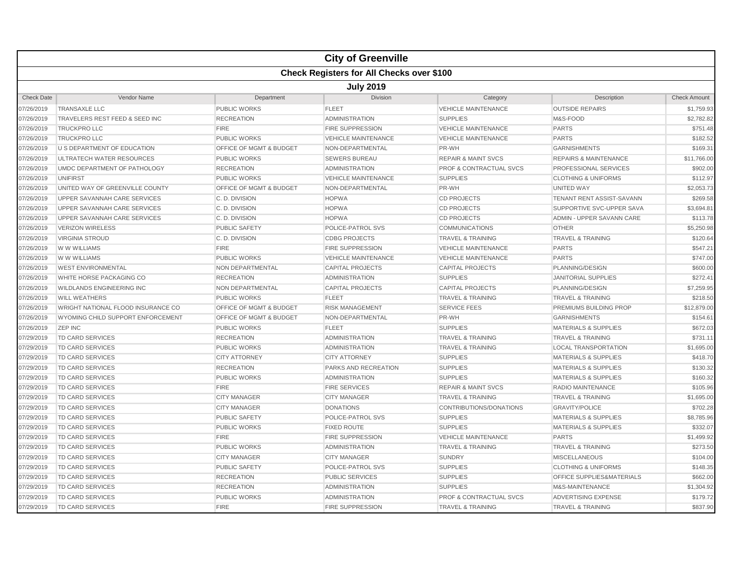# City of Greenville

## Check Registers for All Checks over $100

### July 2019

| Check Date | Vendor Name | Department | Division | Category | Description | Check Amount |
|---|---|---|---|---|---|---|
| 07/26/2019 | TRANSAXLE LLC | PUBLIC WORKS | FLEET | VEHICLE MAINTENANCE | OUTSIDE REPAIRS | $1,759.93 |
| 07/26/2019 | TRAVELERS REST FEED & SEED INC | RECREATION | ADMINISTRATION | SUPPLIES | M&S-FOOD | $2,782.82 |
| 07/26/2019 | TRUCKPRO LLC | FIRE | FIRE SUPPRESSION | VEHICLE MAINTENANCE | PARTS | $751.48 |
| 07/26/2019 | TRUCKPRO LLC | PUBLIC WORKS | VEHICLE MAINTENANCE | VEHICLE MAINTENANCE | PARTS | $182.52 |
| 07/26/2019 | U S DEPARTMENT OF EDUCATION | OFFICE OF MGMT & BUDGET | NON-DEPARTMENTAL | PR-WH | GARNISHMENTS | $169.31 |
| 07/26/2019 | ULTRATECH WATER RESOURCES | PUBLIC WORKS | SEWERS BUREAU | REPAIR & MAINT SVCS | REPAIRS & MAINTENANCE | $11,766.00 |
| 07/26/2019 | UMDC DEPARTMENT OF PATHOLOGY | RECREATION | ADMINISTRATION | PROF & CONTRACTUAL SVCS | PROFESSIONAL SERVICES | $902.00 |
| 07/26/2019 | UNIFIRST | PUBLIC WORKS | VEHICLE MAINTENANCE | SUPPLIES | CLOTHING & UNIFORMS | $112.97 |
| 07/26/2019 | UNITED WAY OF GREENVILLE COUNTY | OFFICE OF MGMT & BUDGET | NON-DEPARTMENTAL | PR-WH | UNITED WAY | $2,053.73 |
| 07/26/2019 | UPPER SAVANNAH CARE SERVICES | C. D. DIVISION | HOPWA | CD PROJECTS | TENANT RENT ASSIST-SAVANN | $269.58 |
| 07/26/2019 | UPPER SAVANNAH CARE SERVICES | C. D. DIVISION | HOPWA | CD PROJECTS | SUPPORTIVE SVC-UPPER SAVA | $3,694.81 |
| 07/26/2019 | UPPER SAVANNAH CARE SERVICES | C. D. DIVISION | HOPWA | CD PROJECTS | ADMIN - UPPER SAVANN CARE | $113.78 |
| 07/26/2019 | VERIZON WIRELESS | PUBLIC SAFETY | POLICE-PATROL SVS | COMMUNICATIONS | OTHER | $5,250.98 |
| 07/26/2019 | VIRGINIA STROUD | C. D. DIVISION | CDBG PROJECTS | TRAVEL & TRAINING | TRAVEL & TRAINING | $120.64 |
| 07/26/2019 | W W WILLIAMS | FIRE | FIRE SUPPRESSION | VEHICLE MAINTENANCE | PARTS | $547.21 |
| 07/26/2019 | W W WILLIAMS | PUBLIC WORKS | VEHICLE MAINTENANCE | VEHICLE MAINTENANCE | PARTS | $747.00 |
| 07/26/2019 | WEST ENVIRONMENTAL | NON DEPARTMENTAL | CAPITAL PROJECTS | CAPITAL PROJECTS | PLANNING/DESIGN | $600.00 |
| 07/26/2019 | WHITE HORSE PACKAGING CO | RECREATION | ADMINISTRATION | SUPPLIES | JANITORIAL SUPPLIES | $272.41 |
| 07/26/2019 | WILDLANDS ENGINEERING INC | NON DEPARTMENTAL | CAPITAL PROJECTS | CAPITAL PROJECTS | PLANNING/DESIGN | $7,259.95 |
| 07/26/2019 | WILL WEATHERS | PUBLIC WORKS | FLEET | TRAVEL & TRAINING | TRAVEL & TRAINING | $218.50 |
| 07/26/2019 | WRIGHT NATIONAL FLOOD INSURANCE CO | OFFICE OF MGMT & BUDGET | RISK MANAGEMENT | SERVICE FEES | PREMIUMS BUILDING PROP | $12,879.00 |
| 07/26/2019 | WYOMING CHILD SUPPORT ENFORCEMENT | OFFICE OF MGMT & BUDGET | NON-DEPARTMENTAL | PR-WH | GARNISHMENTS | $154.61 |
| 07/26/2019 | ZEP INC | PUBLIC WORKS | FLEET | SUPPLIES | MATERIALS & SUPPLIES | $672.03 |
| 07/29/2019 | TD CARD SERVICES | RECREATION | ADMINISTRATION | TRAVEL & TRAINING | TRAVEL & TRAINING | $731.11 |
| 07/29/2019 | TD CARD SERVICES | PUBLIC WORKS | ADMINISTRATION | TRAVEL & TRAINING | LOCAL TRANSPORTATION | $1,695.00 |
| 07/29/2019 | TD CARD SERVICES | CITY ATTORNEY | CITY ATTORNEY | SUPPLIES | MATERIALS & SUPPLIES | $418.70 |
| 07/29/2019 | TD CARD SERVICES | RECREATION | PARKS AND RECREATION | SUPPLIES | MATERIALS & SUPPLIES | $130.32 |
| 07/29/2019 | TD CARD SERVICES | PUBLIC WORKS | ADMINISTRATION | SUPPLIES | MATERIALS & SUPPLIES | $160.32 |
| 07/29/2019 | TD CARD SERVICES | FIRE | FIRE SERVICES | REPAIR & MAINT SVCS | RADIO MAINTENANCE | $105.96 |
| 07/29/2019 | TD CARD SERVICES | CITY MANAGER | CITY MANAGER | TRAVEL & TRAINING | TRAVEL & TRAINING | $1,695.00 |
| 07/29/2019 | TD CARD SERVICES | CITY MANAGER | DONATIONS | CONTRIBUTIONS/DONATIONS | GRAVITY/POLICE | $702.28 |
| 07/29/2019 | TD CARD SERVICES | PUBLIC SAFETY | POLICE-PATROL SVS | SUPPLIES | MATERIALS & SUPPLIES | $8,785.96 |
| 07/29/2019 | TD CARD SERVICES | PUBLIC WORKS | FIXED ROUTE | SUPPLIES | MATERIALS & SUPPLIES | $332.07 |
| 07/29/2019 | TD CARD SERVICES | FIRE | FIRE SUPPRESSION | VEHICLE MAINTENANCE | PARTS | $1,499.92 |
| 07/29/2019 | TD CARD SERVICES | PUBLIC WORKS | ADMINISTRATION | TRAVEL & TRAINING | TRAVEL & TRAINING | $273.50 |
| 07/29/2019 | TD CARD SERVICES | CITY MANAGER | CITY MANAGER | SUNDRY | MISCELLANEOUS | $104.00 |
| 07/29/2019 | TD CARD SERVICES | PUBLIC SAFETY | POLICE-PATROL SVS | SUPPLIES | CLOTHING & UNIFORMS | $148.35 |
| 07/29/2019 | TD CARD SERVICES | RECREATION | PUBLIC SERVICES | SUPPLIES | OFFICE SUPPLIES&MATERIALS | $662.00 |
| 07/29/2019 | TD CARD SERVICES | RECREATION | ADMINISTRATION | SUPPLIES | M&S-MAINTENANCE | $1,304.92 |
| 07/29/2019 | TD CARD SERVICES | PUBLIC WORKS | ADMINISTRATION | PROF & CONTRACTUAL SVCS | ADVERTISING EXPENSE | $179.72 |
| 07/29/2019 | TD CARD SERVICES | FIRE | FIRE SUPPRESSION | TRAVEL & TRAINING | TRAVEL & TRAINING | $837.90 |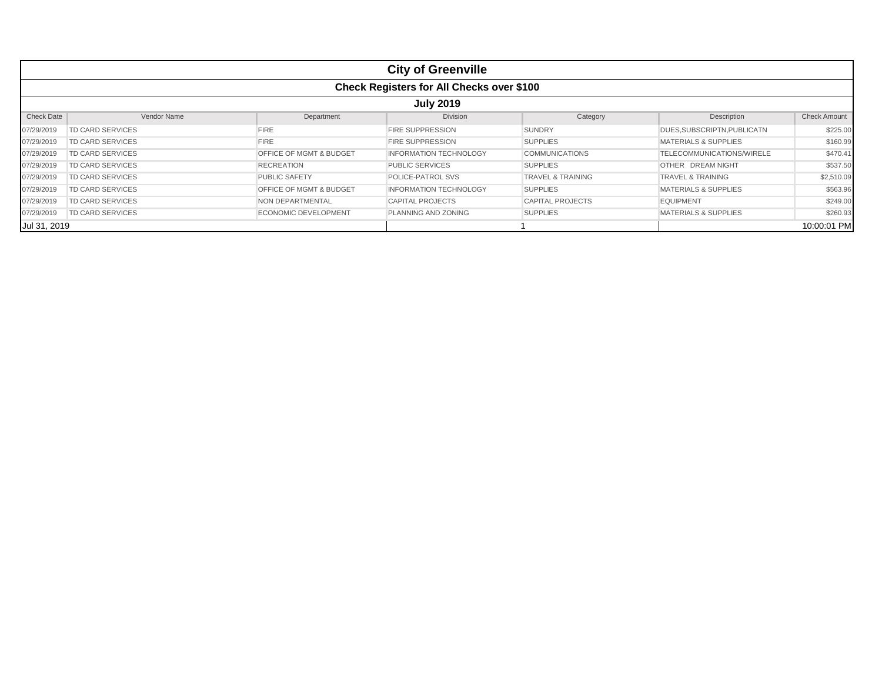# City of Greenville

## Check Registers for All Checks over $100

### July 2019

| Check Date | Vendor Name | Department | Division | Category | Description | Check Amount |
|---|---|---|---|---|---|---|
| 07/29/2019 | TD CARD SERVICES | FIRE | FIRE SUPPRESSION | SUNDRY | DUES,SUBSCRIPTN,PUBLICATN | $225.00 |
| 07/29/2019 | TD CARD SERVICES | FIRE | FIRE SUPPRESSION | SUPPLIES | MATERIALS & SUPPLIES | $160.99 |
| 07/29/2019 | TD CARD SERVICES | OFFICE OF MGMT & BUDGET | INFORMATION TECHNOLOGY | COMMUNICATIONS | TELECOMMUNICATIONS/WIRELE | $470.41 |
| 07/29/2019 | TD CARD SERVICES | RECREATION | PUBLIC SERVICES | SUPPLIES | OTHER DREAM NIGHT | $537.50 |
| 07/29/2019 | TD CARD SERVICES | PUBLIC SAFETY | POLICE-PATROL SVS | TRAVEL & TRAINING | TRAVEL & TRAINING | $2,510.09 |
| 07/29/2019 | TD CARD SERVICES | OFFICE OF MGMT & BUDGET | INFORMATION TECHNOLOGY | SUPPLIES | MATERIALS & SUPPLIES | $563.96 |
| 07/29/2019 | TD CARD SERVICES | NON DEPARTMENTAL | CAPITAL PROJECTS | CAPITAL PROJECTS | EQUIPMENT | $249.00 |
| 07/29/2019 | TD CARD SERVICES | ECONOMIC DEVELOPMENT | PLANNING AND ZONING | SUPPLIES | MATERIALS & SUPPLIES | $260.93 |

Jul 31, 2019 10:00:01 PM